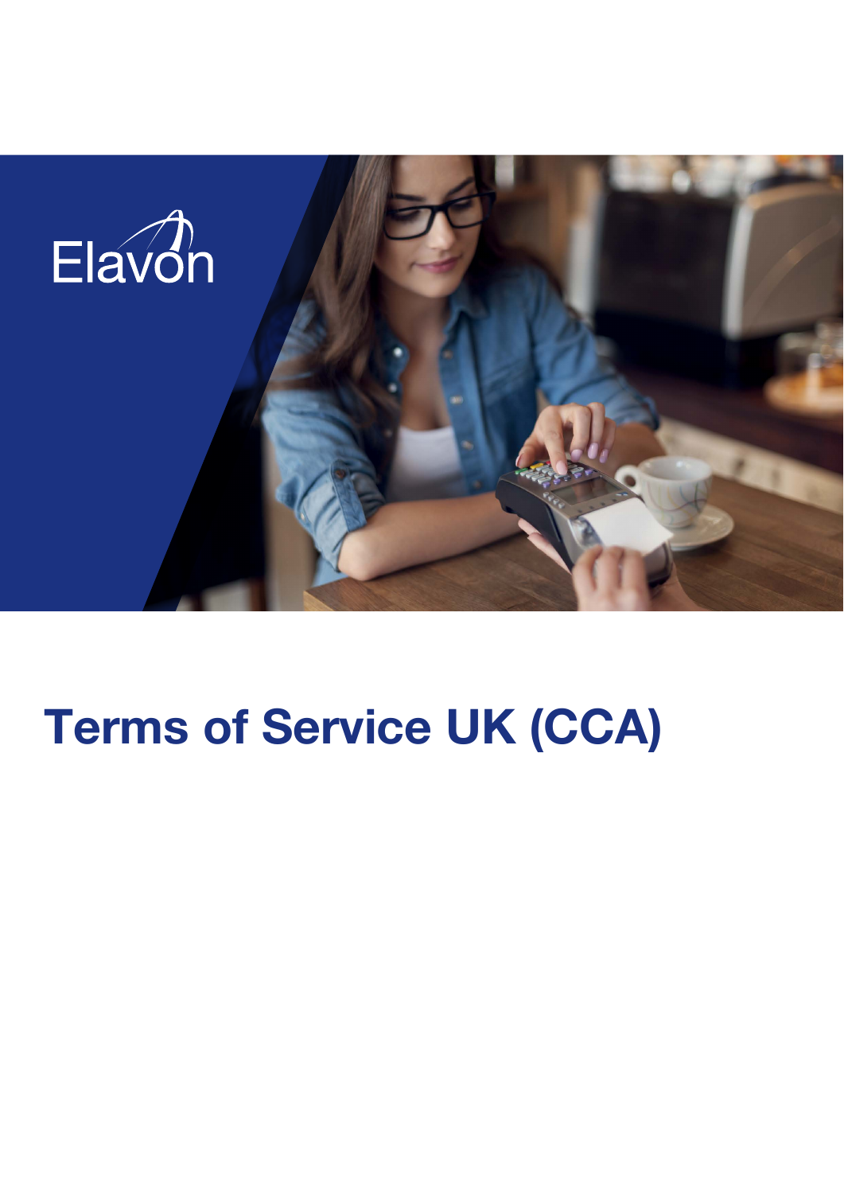Elavon

# Terms of Service UK (CCA)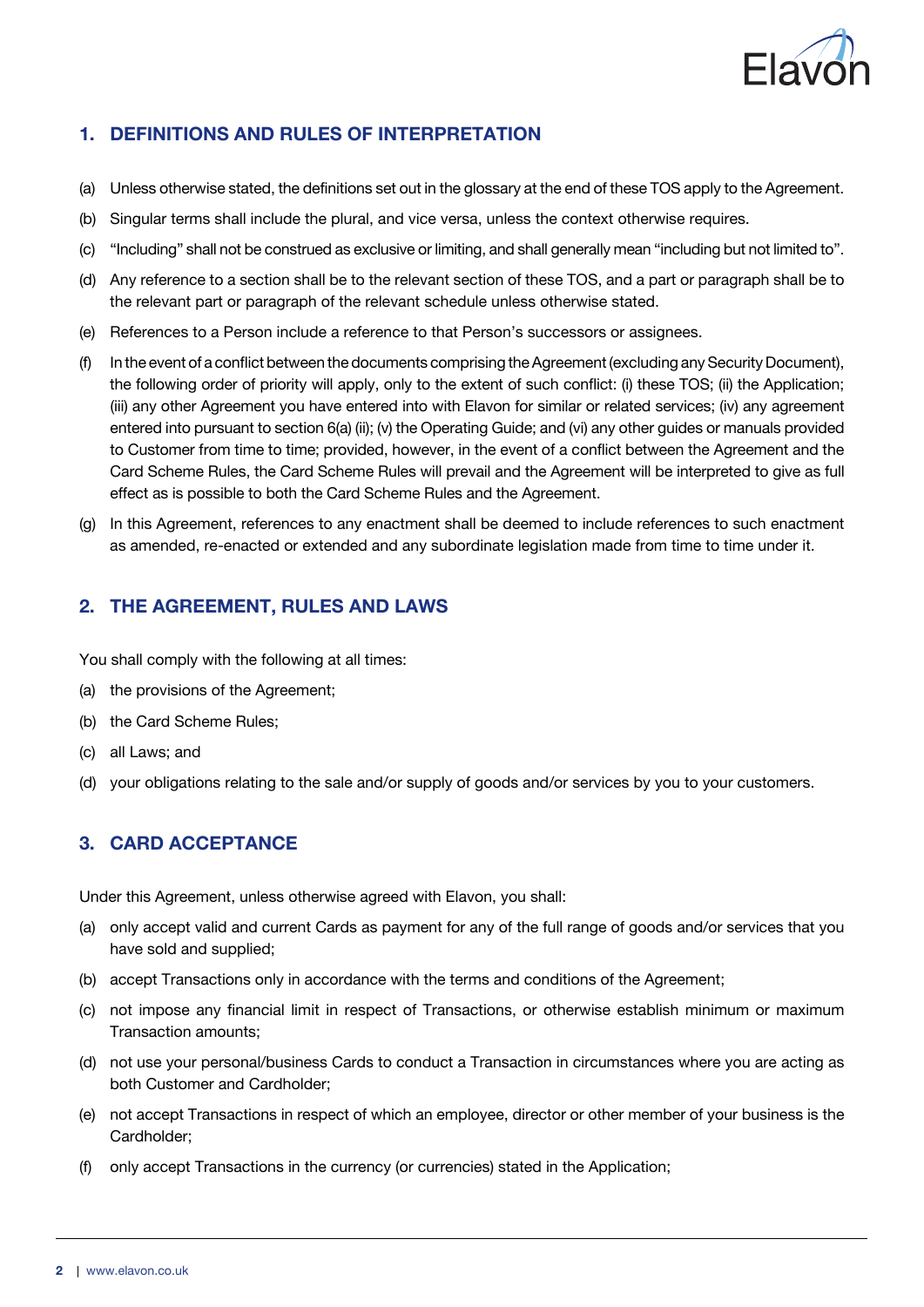## 1. DEFINITIONS AND RULES OF INTERPRETATION

(a) Unless otherwise stated, the definitions set out in the glossary at the end of these TOS apply to the Agreement.

(b) Singular terms shall include the plural, and vice versa, unless the context otherwise requires.

(c) "Including" shall not be construed as exclusive or limiting, and shall generally mean "including but not limited to".

(d) Any reference to a section shall be to the relevant section of these TOS, and a part or paragraph shall be to the relevant part or paragraph of the relevant schedule unless otherwise stated.

(e) References to a Person include a reference to that Person's successors or assignees.

(f) In the event of a conflict between the documents comprising the Agreement (excluding any Security Document), the following order of priority will apply, only to the extent of such conflict: (i) these TOS; (ii) the Application; (iii) any other Agreement you have entered into with Elavon for similar or related services; (iv) any agreement entered into pursuant to section 6(a) (ii); (v) the Operating Guide; and (vi) any other guides or manuals provided to Customer from time to time; provided, however, in the event of a conflict between the Agreement and the Card Scheme Rules, the Card Scheme Rules will prevail and the Agreement will be interpreted to give as full effect as is possible to both the Card Scheme Rules and the Agreement.

(g) In this Agreement, references to any enactment shall be deemed to include references to such enactment as amended, re-enacted or extended and any subordinate legislation made from time to time under it.

## 2. THE AGREEMENT, RULES AND LAWS

You shall comply with the following at all times:

(a) the provisions of the Agreement;

(b) the Card Scheme Rules;

(c) all Laws; and

(d) your obligations relating to the sale and/or supply of goods and/or services by you to your customers.

## 3. CARD ACCEPTANCE

Under this Agreement, unless otherwise agreed with Elavon, you shall:

(a) only accept valid and current Cards as payment for any of the full range of goods and/or services that you have sold and supplied;

(b) accept Transactions only in accordance with the terms and conditions of the Agreement;

(c) not impose any financial limit in respect of Transactions, or otherwise establish minimum or maximum Transaction amounts;

(d) not use your personal/business Cards to conduct a Transaction in circumstances where you are acting as both Customer and Cardholder;

(e) not accept Transactions in respect of which an employee, director or other member of your business is the Cardholder;

(f) only accept Transactions in the currency (or currencies) stated in the Application;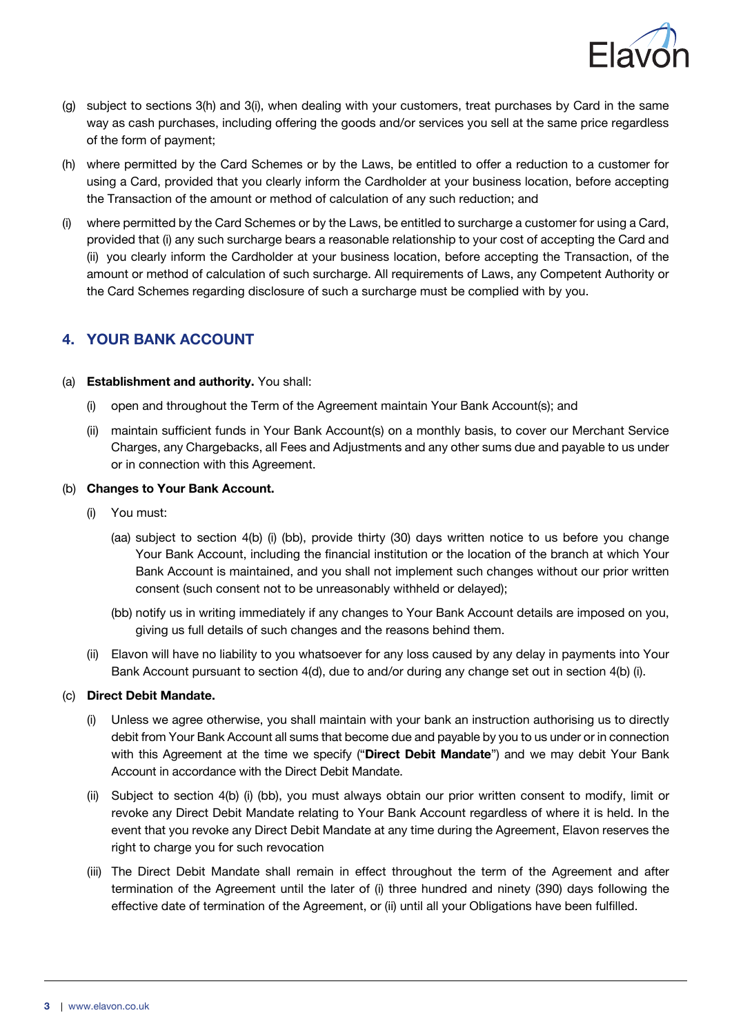(g) subject to sections 3(h) and 3(i), when dealing with your customers, treat purchases by Card in the same way as cash purchases, including offering the goods and/or services you sell at the same price regardless of the form of payment;

(h) where permitted by the Card Schemes or by the Laws, be entitled to offer a reduction to a customer for using a Card, provided that you clearly inform the Cardholder at your business location, before accepting the Transaction of the amount or method of calculation of any such reduction; and

(i) where permitted by the Card Schemes or by the Laws, be entitled to surcharge a customer for using a Card, provided that (i) any such surcharge bears a reasonable relationship to your cost of accepting the Card and (ii) you clearly inform the Cardholder at your business location, before accepting the Transaction, of the amount or method of calculation of such surcharge. All requirements of Laws, any Competent Authority or the Card Schemes regarding disclosure of such a surcharge must be complied with by you.

## 4. YOUR BANK ACCOUNT

(a) **Establishment and authority.** You shall:

(i) open and throughout the Term of the Agreement maintain Your Bank Account(s); and

(ii) maintain sufficient funds in Your Bank Account(s) on a monthly basis, to cover our Merchant Service Charges, any Chargebacks, all Fees and Adjustments and any other sums due and payable to us under or in connection with this Agreement.

(b) **Changes to Your Bank Account.**

(i) You must:

(aa) subject to section 4(b) (i) (bb), provide thirty (30) days written notice to us before you change Your Bank Account, including the financial institution or the location of the branch at which Your Bank Account is maintained, and you shall not implement such changes without our prior written consent (such consent not to be unreasonably withheld or delayed);

(bb) notify us in writing immediately if any changes to Your Bank Account details are imposed on you, giving us full details of such changes and the reasons behind them.

(ii) Elavon will have no liability to you whatsoever for any loss caused by any delay in payments into Your Bank Account pursuant to section 4(d), due to and/or during any change set out in section 4(b) (i).

(c) **Direct Debit Mandate.**

(i) Unless we agree otherwise, you shall maintain with your bank an instruction authorising us to directly debit from Your Bank Account all sums that become due and payable by you to us under or in connection with this Agreement at the time we specify ("**Direct Debit Mandate**") and we may debit Your Bank Account in accordance with the Direct Debit Mandate.

(ii) Subject to section 4(b) (i) (bb), you must always obtain our prior written consent to modify, limit or revoke any Direct Debit Mandate relating to Your Bank Account regardless of where it is held. In the event that you revoke any Direct Debit Mandate at any time during the Agreement, Elavon reserves the right to charge you for such revocation

(iii) The Direct Debit Mandate shall remain in effect throughout the term of the Agreement and after termination of the Agreement until the later of (i) three hundred and ninety (390) days following the effective date of termination of the Agreement, or (ii) until all your Obligations have been fulfilled.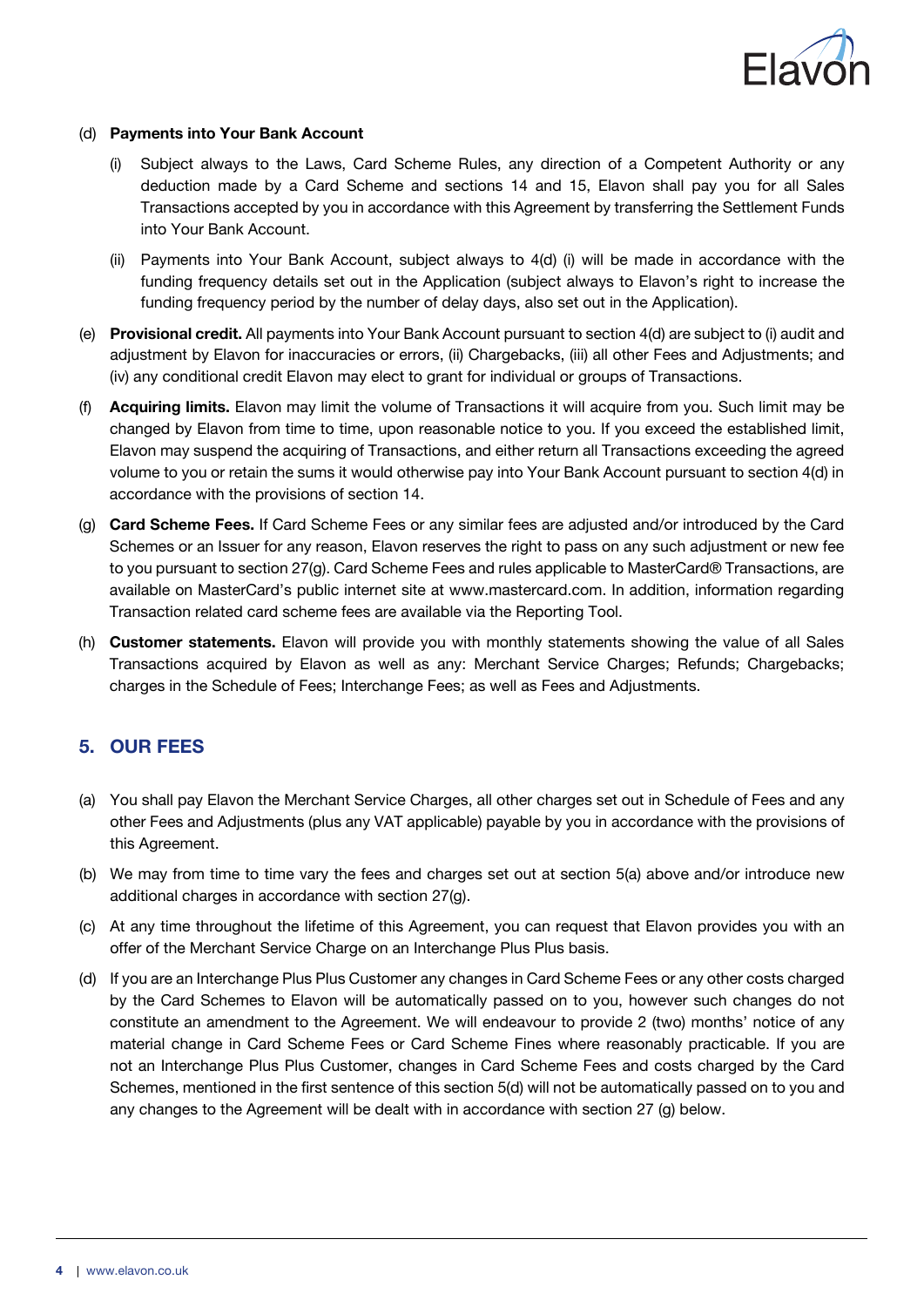(d) **Payments into Your Bank Account**

(i) Subject always to the Laws, Card Scheme Rules, any direction of a Competent Authority or any deduction made by a Card Scheme and sections 14 and 15, Elavon shall pay you for all Sales Transactions accepted by you in accordance with this Agreement by transferring the Settlement Funds into Your Bank Account.

(ii) Payments into Your Bank Account, subject always to 4(d) (i) will be made in accordance with the funding frequency details set out in the Application (subject always to Elavon's right to increase the funding frequency period by the number of delay days, also set out in the Application).

(e) **Provisional credit.** All payments into Your Bank Account pursuant to section 4(d) are subject to (i) audit and adjustment by Elavon for inaccuracies or errors, (ii) Chargebacks, (iii) all other Fees and Adjustments; and (iv) any conditional credit Elavon may elect to grant for individual or groups of Transactions.

(f) **Acquiring limits.** Elavon may limit the volume of Transactions it will acquire from you. Such limit may be changed by Elavon from time to time, upon reasonable notice to you. If you exceed the established limit, Elavon may suspend the acquiring of Transactions, and either return all Transactions exceeding the agreed volume to you or retain the sums it would otherwise pay into Your Bank Account pursuant to section 4(d) in accordance with the provisions of section 14.

(g) **Card Scheme Fees.** If Card Scheme Fees or any similar fees are adjusted and/or introduced by the Card Schemes or an Issuer for any reason, Elavon reserves the right to pass on any such adjustment or new fee to you pursuant to section 27(g). Card Scheme Fees and rules applicable to MasterCard® Transactions, are available on MasterCard's public internet site at www.mastercard.com. In addition, information regarding Transaction related card scheme fees are available via the Reporting Tool.

(h) **Customer statements.** Elavon will provide you with monthly statements showing the value of all Sales Transactions acquired by Elavon as well as any: Merchant Service Charges; Refunds; Chargebacks; charges in the Schedule of Fees; Interchange Fees; as well as Fees and Adjustments.

## 5. OUR FEES

(a) You shall pay Elavon the Merchant Service Charges, all other charges set out in Schedule of Fees and any other Fees and Adjustments (plus any VAT applicable) payable by you in accordance with the provisions of this Agreement.

(b) We may from time to time vary the fees and charges set out at section 5(a) above and/or introduce new additional charges in accordance with section 27(g).

(c) At any time throughout the lifetime of this Agreement, you can request that Elavon provides you with an offer of the Merchant Service Charge on an Interchange Plus Plus basis.

(d) If you are an Interchange Plus Plus Customer any changes in Card Scheme Fees or any other costs charged by the Card Schemes to Elavon will be automatically passed on to you, however such changes do not constitute an amendment to the Agreement. We will endeavour to provide 2 (two) months' notice of any material change in Card Scheme Fees or Card Scheme Fines where reasonably practicable. If you are not an Interchange Plus Plus Customer, changes in Card Scheme Fees and costs charged by the Card Schemes, mentioned in the first sentence of this section 5(d) will not be automatically passed on to you and any changes to the Agreement will be dealt with in accordance with section 27 (g) below.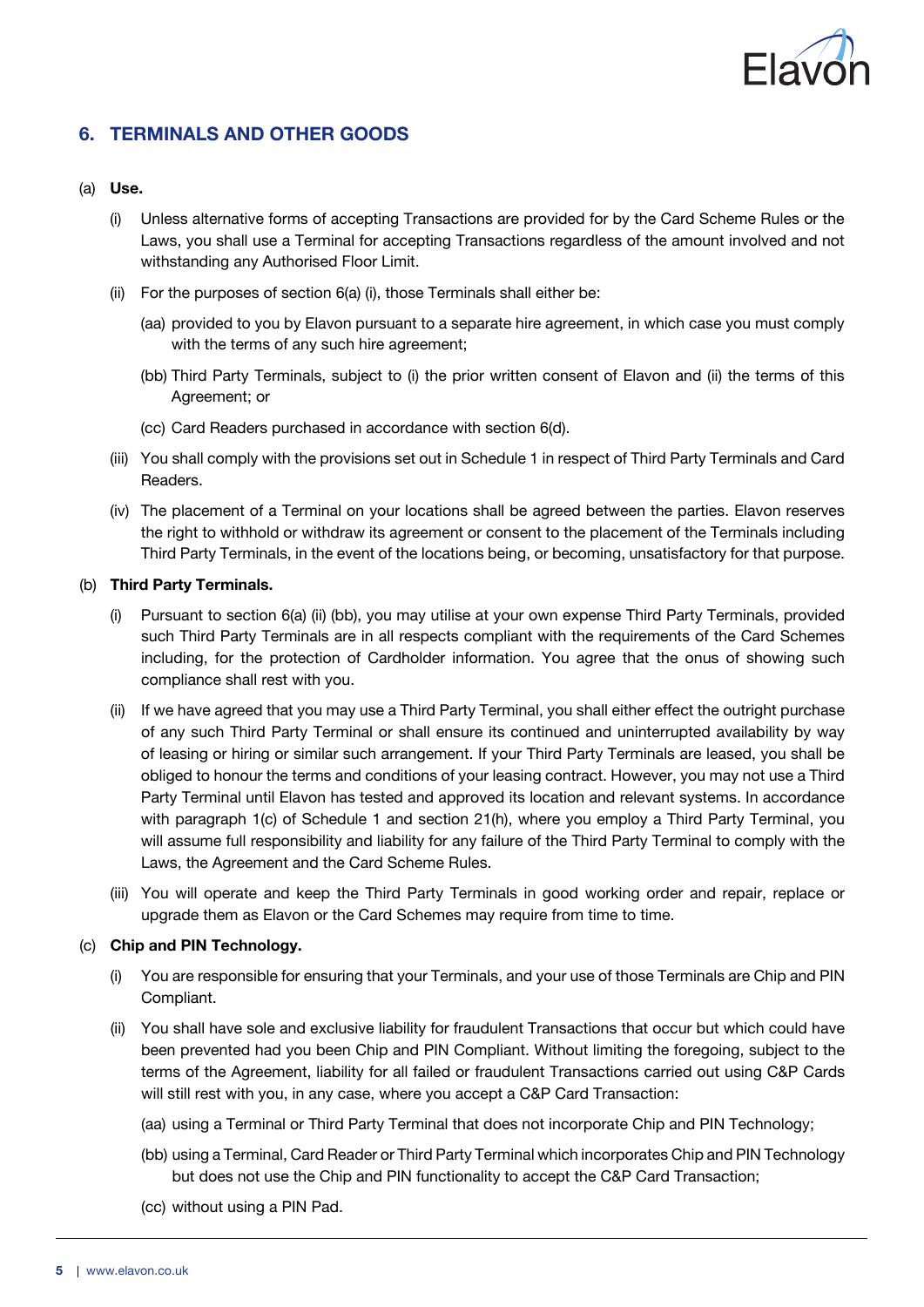## 6. TERMINALS AND OTHER GOODS

(a) **Use.**

(i) Unless alternative forms of accepting Transactions are provided for by the Card Scheme Rules or the Laws, you shall use a Terminal for accepting Transactions regardless of the amount involved and not withstanding any Authorised Floor Limit.

(ii) For the purposes of section 6(a) (i), those Terminals shall either be:

(aa) provided to you by Elavon pursuant to a separate hire agreement, in which case you must comply with the terms of any such hire agreement;

(bb) Third Party Terminals, subject to (i) the prior written consent of Elavon and (ii) the terms of this Agreement; or

(cc) Card Readers purchased in accordance with section 6(d).

(iii) You shall comply with the provisions set out in Schedule 1 in respect of Third Party Terminals and Card Readers.

(iv) The placement of a Terminal on your locations shall be agreed between the parties. Elavon reserves the right to withhold or withdraw its agreement or consent to the placement of the Terminals including Third Party Terminals, in the event of the locations being, or becoming, unsatisfactory for that purpose.

(b) **Third Party Terminals.**

(i) Pursuant to section 6(a) (ii) (bb), you may utilise at your own expense Third Party Terminals, provided such Third Party Terminals are in all respects compliant with the requirements of the Card Schemes including, for the protection of Cardholder information. You agree that the onus of showing such compliance shall rest with you.

(ii) If we have agreed that you may use a Third Party Terminal, you shall either effect the outright purchase of any such Third Party Terminal or shall ensure its continued and uninterrupted availability by way of leasing or hiring or similar such arrangement. If your Third Party Terminals are leased, you shall be obliged to honour the terms and conditions of your leasing contract. However, you may not use a Third Party Terminal until Elavon has tested and approved its location and relevant systems. In accordance with paragraph 1(c) of Schedule 1 and section 21(h), where you employ a Third Party Terminal, you will assume full responsibility and liability for any failure of the Third Party Terminal to comply with the Laws, the Agreement and the Card Scheme Rules.

(iii) You will operate and keep the Third Party Terminals in good working order and repair, replace or upgrade them as Elavon or the Card Schemes may require from time to time.

(c) **Chip and PIN Technology.**

(i) You are responsible for ensuring that your Terminals, and your use of those Terminals are Chip and PIN Compliant.

(ii) You shall have sole and exclusive liability for fraudulent Transactions that occur but which could have been prevented had you been Chip and PIN Compliant. Without limiting the foregoing, subject to the terms of the Agreement, liability for all failed or fraudulent Transactions carried out using C&P Cards will still rest with you, in any case, where you accept a C&P Card Transaction:

(aa) using a Terminal or Third Party Terminal that does not incorporate Chip and PIN Technology;

(bb) using a Terminal, Card Reader or Third Party Terminal which incorporates Chip and PIN Technology but does not use the Chip and PIN functionality to accept the C&P Card Transaction;

(cc) without using a PIN Pad.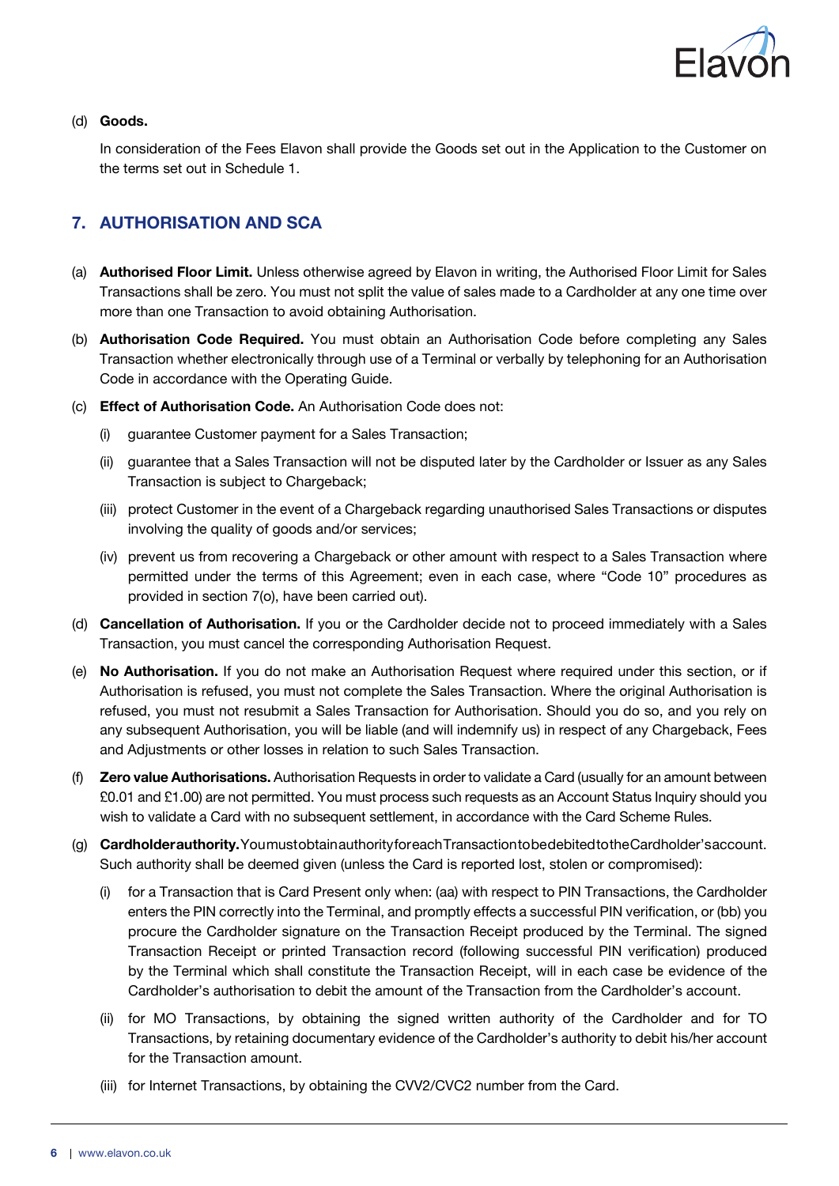(d) **Goods.**

In consideration of the Fees Elavon shall provide the Goods set out in the Application to the Customer on the terms set out in Schedule 1.

## 7. AUTHORISATION AND SCA

(a) **Authorised Floor Limit.** Unless otherwise agreed by Elavon in writing, the Authorised Floor Limit for Sales Transactions shall be zero. You must not split the value of sales made to a Cardholder at any one time over more than one Transaction to avoid obtaining Authorisation.

(b) **Authorisation Code Required.** You must obtain an Authorisation Code before completing any Sales Transaction whether electronically through use of a Terminal or verbally by telephoning for an Authorisation Code in accordance with the Operating Guide.

(c) **Effect of Authorisation Code.** An Authorisation Code does not:

- (i) guarantee Customer payment for a Sales Transaction;
- (ii) guarantee that a Sales Transaction will not be disputed later by the Cardholder or Issuer as any Sales Transaction is subject to Chargeback;
- (iii) protect Customer in the event of a Chargeback regarding unauthorised Sales Transactions or disputes involving the quality of goods and/or services;
- (iv) prevent us from recovering a Chargeback or other amount with respect to a Sales Transaction where permitted under the terms of this Agreement; even in each case, where "Code 10" procedures as provided in section 7(o), have been carried out).

(d) **Cancellation of Authorisation.** If you or the Cardholder decide not to proceed immediately with a Sales Transaction, you must cancel the corresponding Authorisation Request.

(e) **No Authorisation.** If you do not make an Authorisation Request where required under this section, or if Authorisation is refused, you must not complete the Sales Transaction. Where the original Authorisation is refused, you must not resubmit a Sales Transaction for Authorisation. Should you do so, and you rely on any subsequent Authorisation, you will be liable (and will indemnify us) in respect of any Chargeback, Fees and Adjustments or other losses in relation to such Sales Transaction.

(f) **Zero value Authorisations.** Authorisation Requests in order to validate a Card (usually for an amount between £0.01 and £1.00) are not permitted. You must process such requests as an Account Status Inquiry should you wish to validate a Card with no subsequent settlement, in accordance with the Card Scheme Rules.

(g) **Cardholder authority.** You must obtain authority for each Transaction to be debited to the Cardholder's account. Such authority shall be deemed given (unless the Card is reported lost, stolen or compromised):

- (i) for a Transaction that is Card Present only when: (aa) with respect to PIN Transactions, the Cardholder enters the PIN correctly into the Terminal, and promptly effects a successful PIN verification, or (bb) you procure the Cardholder signature on the Transaction Receipt produced by the Terminal. The signed Transaction Receipt or printed Transaction record (following successful PIN verification) produced by the Terminal which shall constitute the Transaction Receipt, will in each case be evidence of the Cardholder's authorisation to debit the amount of the Transaction from the Cardholder's account.
- (ii) for MO Transactions, by obtaining the signed written authority of the Cardholder and for TO Transactions, by retaining documentary evidence of the Cardholder's authority to debit his/her account for the Transaction amount.
- (iii) for Internet Transactions, by obtaining the CVV2/CVC2 number from the Card.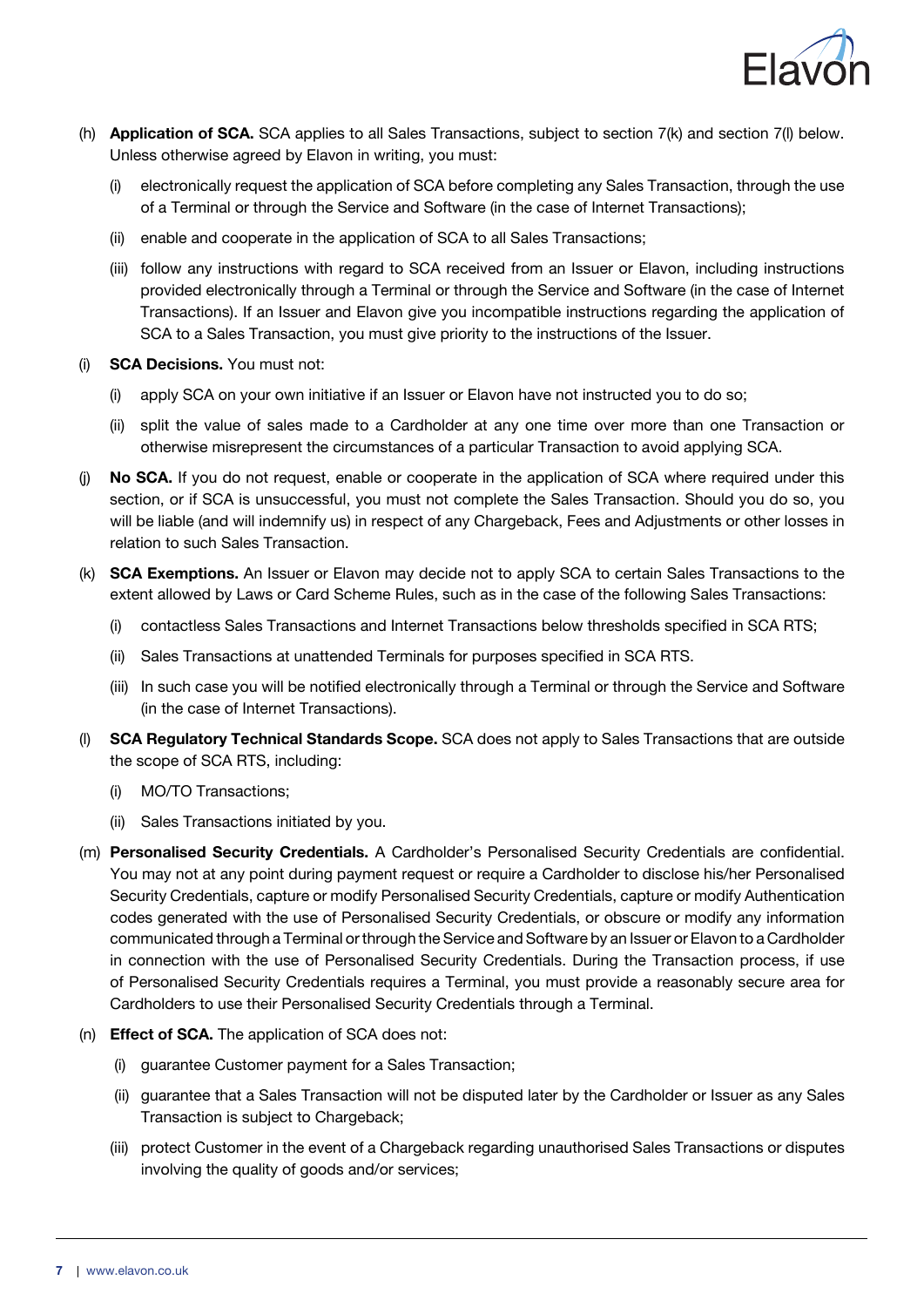(h) **Application of SCA.** SCA applies to all Sales Transactions, subject to section 7(k) and section 7(l) below. Unless otherwise agreed by Elavon in writing, you must:

  (i) electronically request the application of SCA before completing any Sales Transaction, through the use of a Terminal or through the Service and Software (in the case of Internet Transactions);

  (ii) enable and cooperate in the application of SCA to all Sales Transactions;

  (iii) follow any instructions with regard to SCA received from an Issuer or Elavon, including instructions provided electronically through a Terminal or through the Service and Software (in the case of Internet Transactions). If an Issuer and Elavon give you incompatible instructions regarding the application of SCA to a Sales Transaction, you must give priority to the instructions of the Issuer.

(i) **SCA Decisions.** You must not:

  (i) apply SCA on your own initiative if an Issuer or Elavon have not instructed you to do so;

  (ii) split the value of sales made to a Cardholder at any one time over more than one Transaction or otherwise misrepresent the circumstances of a particular Transaction to avoid applying SCA.

(j) **No SCA.** If you do not request, enable or cooperate in the application of SCA where required under this section, or if SCA is unsuccessful, you must not complete the Sales Transaction. Should you do so, you will be liable (and will indemnify us) in respect of any Chargeback, Fees and Adjustments or other losses in relation to such Sales Transaction.

(k) **SCA Exemptions.** An Issuer or Elavon may decide not to apply SCA to certain Sales Transactions to the extent allowed by Laws or Card Scheme Rules, such as in the case of the following Sales Transactions:

  (i) contactless Sales Transactions and Internet Transactions below thresholds specified in SCA RTS;

  (ii) Sales Transactions at unattended Terminals for purposes specified in SCA RTS.

  (iii) In such case you will be notified electronically through a Terminal or through the Service and Software (in the case of Internet Transactions).

(l) **SCA Regulatory Technical Standards Scope.** SCA does not apply to Sales Transactions that are outside the scope of SCA RTS, including:

  (i) MO/TO Transactions;

  (ii) Sales Transactions initiated by you.

(m) **Personalised Security Credentials.** A Cardholder's Personalised Security Credentials are confidential. You may not at any point during payment request or require a Cardholder to disclose his/her Personalised Security Credentials, capture or modify Personalised Security Credentials, capture or modify Authentication codes generated with the use of Personalised Security Credentials, or obscure or modify any information communicated through a Terminal or through the Service and Software by an Issuer or Elavon to a Cardholder in connection with the use of Personalised Security Credentials. During the Transaction process, if use of Personalised Security Credentials requires a Terminal, you must provide a reasonably secure area for Cardholders to use their Personalised Security Credentials through a Terminal.

(n) **Effect of SCA.** The application of SCA does not:

  (i) guarantee Customer payment for a Sales Transaction;

  (ii) guarantee that a Sales Transaction will not be disputed later by the Cardholder or Issuer as any Sales Transaction is subject to Chargeback;

  (iii) protect Customer in the event of a Chargeback regarding unauthorised Sales Transactions or disputes involving the quality of goods and/or services;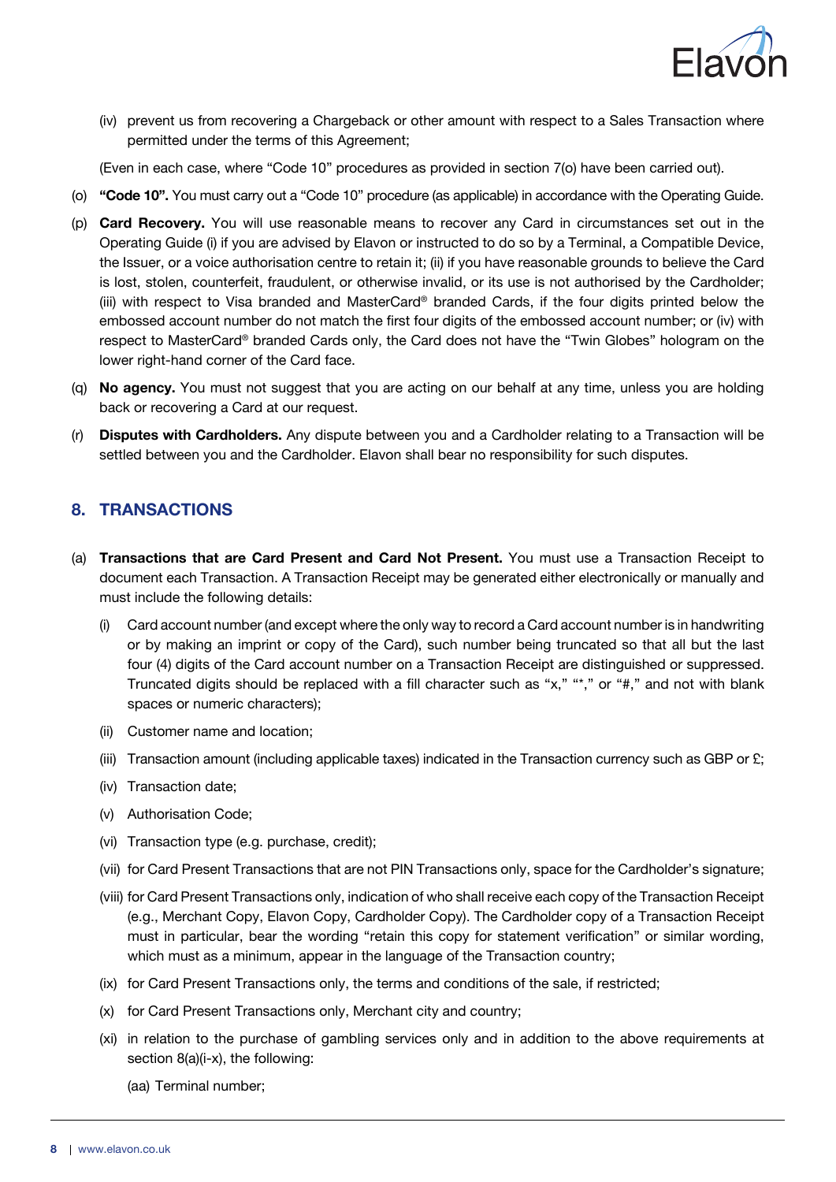(iv) prevent us from recovering a Chargeback or other amount with respect to a Sales Transaction where permitted under the terms of this Agreement;

(Even in each case, where "Code 10" procedures as provided in section 7(o) have been carried out).

(o) **"Code 10".** You must carry out a "Code 10" procedure (as applicable) in accordance with the Operating Guide.

(p) **Card Recovery.** You will use reasonable means to recover any Card in circumstances set out in the Operating Guide (i) if you are advised by Elavon or instructed to do so by a Terminal, a Compatible Device, the Issuer, or a voice authorisation centre to retain it; (ii) if you have reasonable grounds to believe the Card is lost, stolen, counterfeit, fraudulent, or otherwise invalid, or its use is not authorised by the Cardholder; (iii) with respect to Visa branded and MasterCard® branded Cards, if the four digits printed below the embossed account number do not match the first four digits of the embossed account number; or (iv) with respect to MasterCard® branded Cards only, the Card does not have the "Twin Globes" hologram on the lower right-hand corner of the Card face.

(q) **No agency.** You must not suggest that you are acting on our behalf at any time, unless you are holding back or recovering a Card at our request.

(r) **Disputes with Cardholders.** Any dispute between you and a Cardholder relating to a Transaction will be settled between you and the Cardholder. Elavon shall bear no responsibility for such disputes.

## 8. TRANSACTIONS

(a) **Transactions that are Card Present and Card Not Present.** You must use a Transaction Receipt to document each Transaction. A Transaction Receipt may be generated either electronically or manually and must include the following details:

(i) Card account number (and except where the only way to record a Card account number is in handwriting or by making an imprint or copy of the Card), such number being truncated so that all but the last four (4) digits of the Card account number on a Transaction Receipt are distinguished or suppressed. Truncated digits should be replaced with a fill character such as "x," "*," or "#," and not with blank spaces or numeric characters);

(ii) Customer name and location;

(iii) Transaction amount (including applicable taxes) indicated in the Transaction currency such as GBP or £;

(iv) Transaction date;

(v) Authorisation Code;

(vi) Transaction type (e.g. purchase, credit);

(vii) for Card Present Transactions that are not PIN Transactions only, space for the Cardholder's signature;

(viii) for Card Present Transactions only, indication of who shall receive each copy of the Transaction Receipt (e.g., Merchant Copy, Elavon Copy, Cardholder Copy). The Cardholder copy of a Transaction Receipt must in particular, bear the wording "retain this copy for statement verification" or similar wording, which must as a minimum, appear in the language of the Transaction country;

(ix) for Card Present Transactions only, the terms and conditions of the sale, if restricted;

(x) for Card Present Transactions only, Merchant city and country;

(xi) in relation to the purchase of gambling services only and in addition to the above requirements at section 8(a)(i-x), the following:

(aa) Terminal number;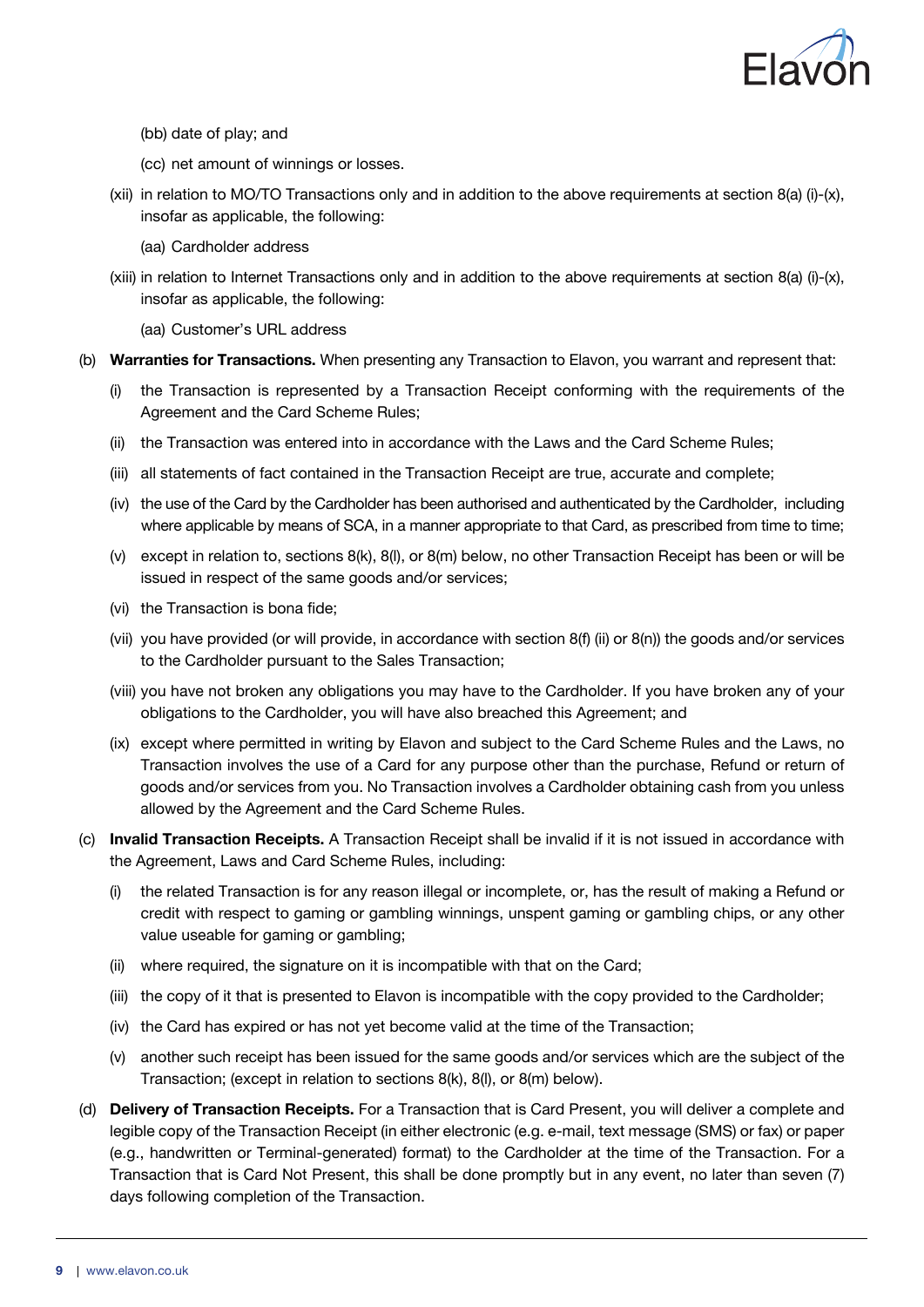(bb) date of play; and

(cc) net amount of winnings or losses.

(xii) in relation to MO/TO Transactions only and in addition to the above requirements at section 8(a) (i)-(x), insofar as applicable, the following:

(aa) Cardholder address

(xiii) in relation to Internet Transactions only and in addition to the above requirements at section 8(a) (i)-(x), insofar as applicable, the following:

(aa) Customer's URL address

(b) **Warranties for Transactions.** When presenting any Transaction to Elavon, you warrant and represent that:

(i) the Transaction is represented by a Transaction Receipt conforming with the requirements of the Agreement and the Card Scheme Rules;

(ii) the Transaction was entered into in accordance with the Laws and the Card Scheme Rules;

(iii) all statements of fact contained in the Transaction Receipt are true, accurate and complete;

(iv) the use of the Card by the Cardholder has been authorised and authenticated by the Cardholder, including where applicable by means of SCA, in a manner appropriate to that Card, as prescribed from time to time;

(v) except in relation to, sections 8(k), 8(l), or 8(m) below, no other Transaction Receipt has been or will be issued in respect of the same goods and/or services;

(vi) the Transaction is bona fide;

(vii) you have provided (or will provide, in accordance with section 8(f) (ii) or 8(n)) the goods and/or services to the Cardholder pursuant to the Sales Transaction;

(viii) you have not broken any obligations you may have to the Cardholder. If you have broken any of your obligations to the Cardholder, you will have also breached this Agreement; and

(ix) except where permitted in writing by Elavon and subject to the Card Scheme Rules and the Laws, no Transaction involves the use of a Card for any purpose other than the purchase, Refund or return of goods and/or services from you. No Transaction involves a Cardholder obtaining cash from you unless allowed by the Agreement and the Card Scheme Rules.

(c) **Invalid Transaction Receipts.** A Transaction Receipt shall be invalid if it is not issued in accordance with the Agreement, Laws and Card Scheme Rules, including:

(i) the related Transaction is for any reason illegal or incomplete, or, has the result of making a Refund or credit with respect to gaming or gambling winnings, unspent gaming or gambling chips, or any other value useable for gaming or gambling;

(ii) where required, the signature on it is incompatible with that on the Card;

(iii) the copy of it that is presented to Elavon is incompatible with the copy provided to the Cardholder;

(iv) the Card has expired or has not yet become valid at the time of the Transaction;

(v) another such receipt has been issued for the same goods and/or services which are the subject of the Transaction; (except in relation to sections 8(k), 8(l), or 8(m) below).

(d) **Delivery of Transaction Receipts.** For a Transaction that is Card Present, you will deliver a complete and legible copy of the Transaction Receipt (in either electronic (e.g. e-mail, text message (SMS) or fax) or paper (e.g., handwritten or Terminal-generated) format) to the Cardholder at the time of the Transaction. For a Transaction that is Card Not Present, this shall be done promptly but in any event, no later than seven (7) days following completion of the Transaction.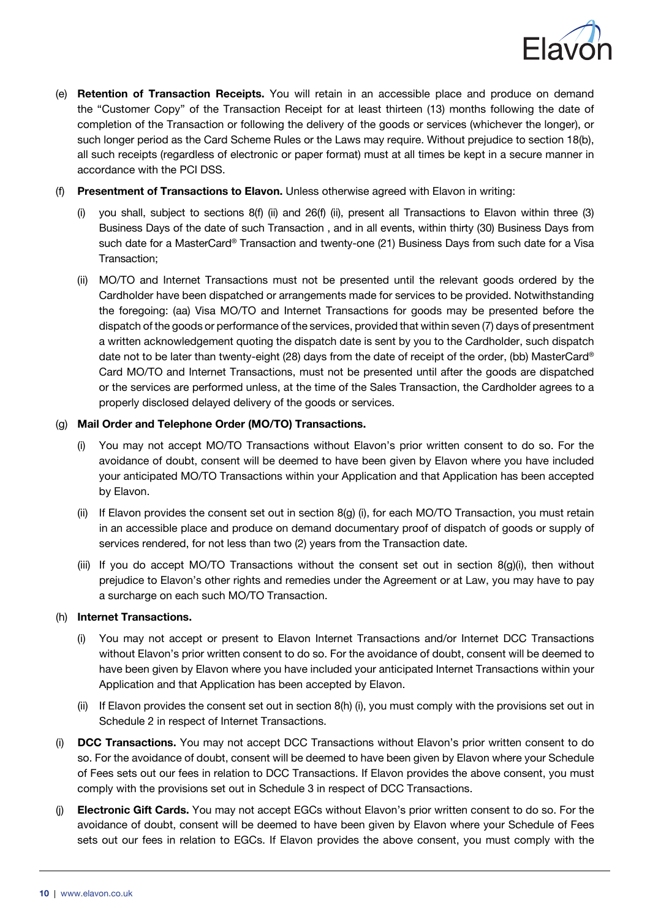(e) **Retention of Transaction Receipts.** You will retain in an accessible place and produce on demand the "Customer Copy" of the Transaction Receipt for at least thirteen (13) months following the date of completion of the Transaction or following the delivery of the goods or services (whichever the longer), or such longer period as the Card Scheme Rules or the Laws may require. Without prejudice to section 18(b), all such receipts (regardless of electronic or paper format) must at all times be kept in a secure manner in accordance with the PCI DSS.

(f) **Presentment of Transactions to Elavon.** Unless otherwise agreed with Elavon in writing:

(i) you shall, subject to sections 8(f) (ii) and 26(f) (ii), present all Transactions to Elavon within three (3) Business Days of the date of such Transaction , and in all events, within thirty (30) Business Days from such date for a MasterCard® Transaction and twenty-one (21) Business Days from such date for a Visa Transaction;

(ii) MO/TO and Internet Transactions must not be presented until the relevant goods ordered by the Cardholder have been dispatched or arrangements made for services to be provided. Notwithstanding the foregoing: (aa) Visa MO/TO and Internet Transactions for goods may be presented before the dispatch of the goods or performance of the services, provided that within seven (7) days of presentment a written acknowledgement quoting the dispatch date is sent by you to the Cardholder, such dispatch date not to be later than twenty-eight (28) days from the date of receipt of the order, (bb) MasterCard® Card MO/TO and Internet Transactions, must not be presented until after the goods are dispatched or the services are performed unless, at the time of the Sales Transaction, the Cardholder agrees to a properly disclosed delayed delivery of the goods or services.

(g) **Mail Order and Telephone Order (MO/TO) Transactions.**

(i) You may not accept MO/TO Transactions without Elavon's prior written consent to do so. For the avoidance of doubt, consent will be deemed to have been given by Elavon where you have included your anticipated MO/TO Transactions within your Application and that Application has been accepted by Elavon.

(ii) If Elavon provides the consent set out in section 8(g) (i), for each MO/TO Transaction, you must retain in an accessible place and produce on demand documentary proof of dispatch of goods or supply of services rendered, for not less than two (2) years from the Transaction date.

(iii) If you do accept MO/TO Transactions without the consent set out in section 8(g)(i), then without prejudice to Elavon's other rights and remedies under the Agreement or at Law, you may have to pay a surcharge on each such MO/TO Transaction.

(h) **Internet Transactions.**

(i) You may not accept or present to Elavon Internet Transactions and/or Internet DCC Transactions without Elavon's prior written consent to do so. For the avoidance of doubt, consent will be deemed to have been given by Elavon where you have included your anticipated Internet Transactions within your Application and that Application has been accepted by Elavon.

(ii) If Elavon provides the consent set out in section 8(h) (i), you must comply with the provisions set out in Schedule 2 in respect of Internet Transactions.

(i) **DCC Transactions.** You may not accept DCC Transactions without Elavon's prior written consent to do so. For the avoidance of doubt, consent will be deemed to have been given by Elavon where your Schedule of Fees sets out our fees in relation to DCC Transactions. If Elavon provides the above consent, you must comply with the provisions set out in Schedule 3 in respect of DCC Transactions.

(j) **Electronic Gift Cards.** You may not accept EGCs without Elavon's prior written consent to do so. For the avoidance of doubt, consent will be deemed to have been given by Elavon where your Schedule of Fees sets out our fees in relation to EGCs. If Elavon provides the above consent, you must comply with the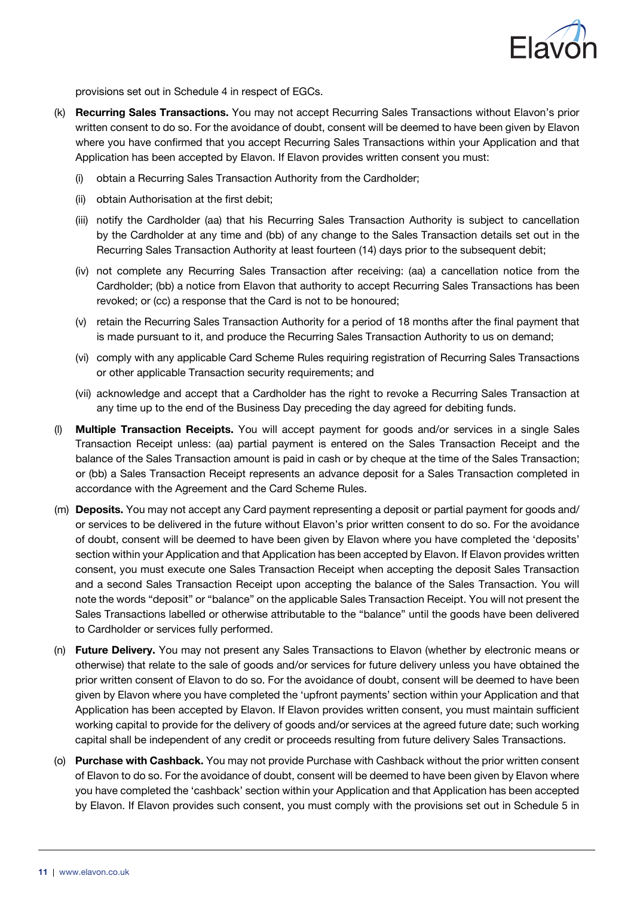provisions set out in Schedule 4 in respect of EGCs.

(k) **Recurring Sales Transactions.** You may not accept Recurring Sales Transactions without Elavon's prior written consent to do so. For the avoidance of doubt, consent will be deemed to have been given by Elavon where you have confirmed that you accept Recurring Sales Transactions within your Application and that Application has been accepted by Elavon. If Elavon provides written consent you must:

   (i) obtain a Recurring Sales Transaction Authority from the Cardholder;

   (ii) obtain Authorisation at the first debit;

   (iii) notify the Cardholder (aa) that his Recurring Sales Transaction Authority is subject to cancellation by the Cardholder at any time and (bb) of any change to the Sales Transaction details set out in the Recurring Sales Transaction Authority at least fourteen (14) days prior to the subsequent debit;

   (iv) not complete any Recurring Sales Transaction after receiving: (aa) a cancellation notice from the Cardholder; (bb) a notice from Elavon that authority to accept Recurring Sales Transactions has been revoked; or (cc) a response that the Card is not to be honoured;

   (v) retain the Recurring Sales Transaction Authority for a period of 18 months after the final payment that is made pursuant to it, and produce the Recurring Sales Transaction Authority to us on demand;

   (vi) comply with any applicable Card Scheme Rules requiring registration of Recurring Sales Transactions or other applicable Transaction security requirements; and

   (vii) acknowledge and accept that a Cardholder has the right to revoke a Recurring Sales Transaction at any time up to the end of the Business Day preceding the day agreed for debiting funds.

(l) **Multiple Transaction Receipts.** You will accept payment for goods and/or services in a single Sales Transaction Receipt unless: (aa) partial payment is entered on the Sales Transaction Receipt and the balance of the Sales Transaction amount is paid in cash or by cheque at the time of the Sales Transaction; or (bb) a Sales Transaction Receipt represents an advance deposit for a Sales Transaction completed in accordance with the Agreement and the Card Scheme Rules.

(m) **Deposits.** You may not accept any Card payment representing a deposit or partial payment for goods and/or services to be delivered in the future without Elavon's prior written consent to do so. For the avoidance of doubt, consent will be deemed to have been given by Elavon where you have completed the 'deposits' section within your Application and that Application has been accepted by Elavon. If Elavon provides written consent, you must execute one Sales Transaction Receipt when accepting the deposit Sales Transaction and a second Sales Transaction Receipt upon accepting the balance of the Sales Transaction. You will note the words "deposit" or "balance" on the applicable Sales Transaction Receipt. You will not present the Sales Transactions labelled or otherwise attributable to the "balance" until the goods have been delivered to Cardholder or services fully performed.

(n) **Future Delivery.** You may not present any Sales Transactions to Elavon (whether by electronic means or otherwise) that relate to the sale of goods and/or services for future delivery unless you have obtained the prior written consent of Elavon to do so. For the avoidance of doubt, consent will be deemed to have been given by Elavon where you have completed the 'upfront payments' section within your Application and that Application has been accepted by Elavon. If Elavon provides written consent, you must maintain sufficient working capital to provide for the delivery of goods and/or services at the agreed future date; such working capital shall be independent of any credit or proceeds resulting from future delivery Sales Transactions.

(o) **Purchase with Cashback.** You may not provide Purchase with Cashback without the prior written consent of Elavon to do so. For the avoidance of doubt, consent will be deemed to have been given by Elavon where you have completed the 'cashback' section within your Application and that Application has been accepted by Elavon. If Elavon provides such consent, you must comply with the provisions set out in Schedule 5 in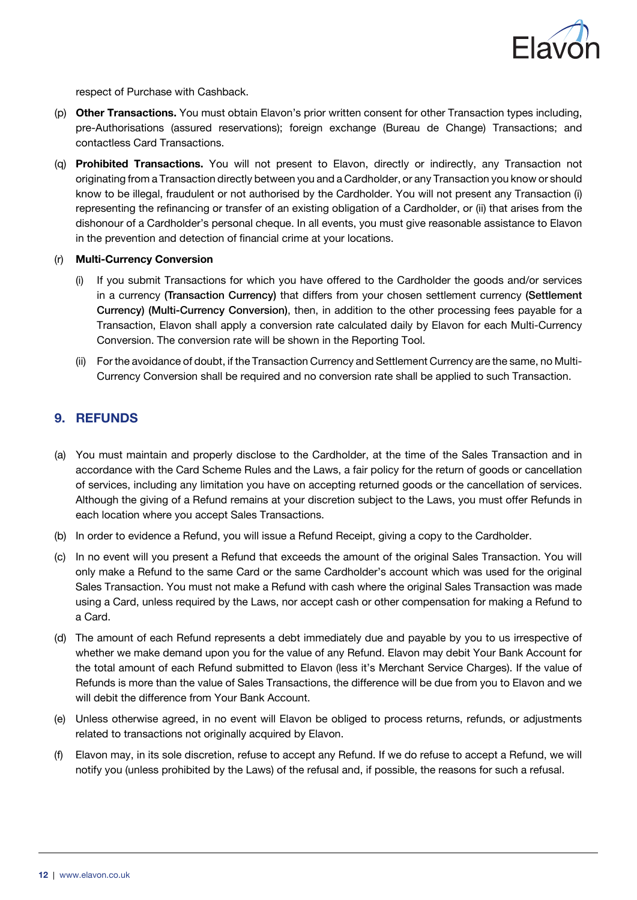respect of Purchase with Cashback.

(p) **Other Transactions.** You must obtain Elavon's prior written consent for other Transaction types including, pre-Authorisations (assured reservations); foreign exchange (Bureau de Change) Transactions; and contactless Card Transactions.

(q) **Prohibited Transactions.** You will not present to Elavon, directly or indirectly, any Transaction not originating from a Transaction directly between you and a Cardholder, or any Transaction you know or should know to be illegal, fraudulent or not authorised by the Cardholder. You will not present any Transaction (i) representing the refinancing or transfer of an existing obligation of a Cardholder, or (ii) that arises from the dishonour of a Cardholder's personal cheque. In all events, you must give reasonable assistance to Elavon in the prevention and detection of financial crime at your locations.

(r) **Multi-Currency Conversion**

(i) If you submit Transactions for which you have offered to the Cardholder the goods and/or services in a currency **(Transaction Currency)** that differs from your chosen settlement currency **(Settlement Currency) (Multi-Currency Conversion)**, then, in addition to the other processing fees payable for a Transaction, Elavon shall apply a conversion rate calculated daily by Elavon for each Multi-Currency Conversion. The conversion rate will be shown in the Reporting Tool.

(ii) For the avoidance of doubt, if the Transaction Currency and Settlement Currency are the same, no Multi-Currency Conversion shall be required and no conversion rate shall be applied to such Transaction.

## 9. REFUNDS

(a) You must maintain and properly disclose to the Cardholder, at the time of the Sales Transaction and in accordance with the Card Scheme Rules and the Laws, a fair policy for the return of goods or cancellation of services, including any limitation you have on accepting returned goods or the cancellation of services. Although the giving of a Refund remains at your discretion subject to the Laws, you must offer Refunds in each location where you accept Sales Transactions.

(b) In order to evidence a Refund, you will issue a Refund Receipt, giving a copy to the Cardholder.

(c) In no event will you present a Refund that exceeds the amount of the original Sales Transaction. You will only make a Refund to the same Card or the same Cardholder's account which was used for the original Sales Transaction. You must not make a Refund with cash where the original Sales Transaction was made using a Card, unless required by the Laws, nor accept cash or other compensation for making a Refund to a Card.

(d) The amount of each Refund represents a debt immediately due and payable by you to us irrespective of whether we make demand upon you for the value of any Refund. Elavon may debit Your Bank Account for the total amount of each Refund submitted to Elavon (less it's Merchant Service Charges). If the value of Refunds is more than the value of Sales Transactions, the difference will be due from you to Elavon and we will debit the difference from Your Bank Account.

(e) Unless otherwise agreed, in no event will Elavon be obliged to process returns, refunds, or adjustments related to transactions not originally acquired by Elavon.

(f) Elavon may, in its sole discretion, refuse to accept any Refund. If we do refuse to accept a Refund, we will notify you (unless prohibited by the Laws) of the refusal and, if possible, the reasons for such a refusal.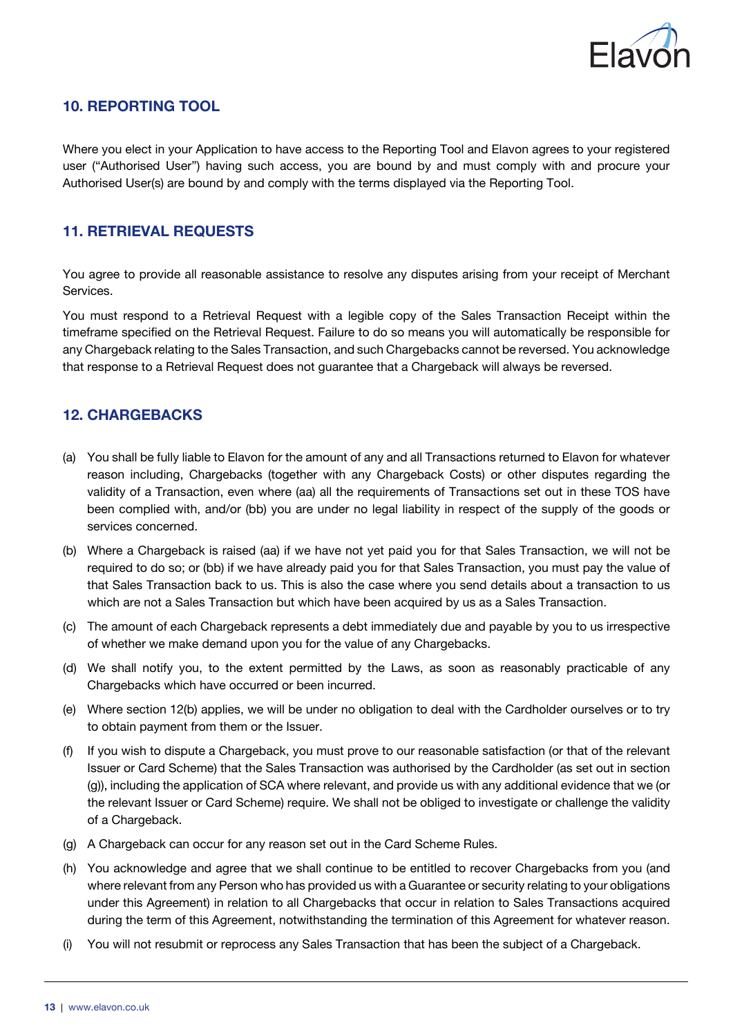## 10. REPORTING TOOL

Where you elect in your Application to have access to the Reporting Tool and Elavon agrees to your registered user ("Authorised User") having such access, you are bound by and must comply with and procure your Authorised User(s) are bound by and comply with the terms displayed via the Reporting Tool.

## 11. RETRIEVAL REQUESTS

You agree to provide all reasonable assistance to resolve any disputes arising from your receipt of Merchant Services.

You must respond to a Retrieval Request with a legible copy of the Sales Transaction Receipt within the timeframe specified on the Retrieval Request. Failure to do so means you will automatically be responsible for any Chargeback relating to the Sales Transaction, and such Chargebacks cannot be reversed. You acknowledge that response to a Retrieval Request does not guarantee that a Chargeback will always be reversed.

## 12. CHARGEBACKS

(a) You shall be fully liable to Elavon for the amount of any and all Transactions returned to Elavon for whatever reason including, Chargebacks (together with any Chargeback Costs) or other disputes regarding the validity of a Transaction, even where (aa) all the requirements of Transactions set out in these TOS have been complied with, and/or (bb) you are under no legal liability in respect of the supply of the goods or services concerned.

(b) Where a Chargeback is raised (aa) if we have not yet paid you for that Sales Transaction, we will not be required to do so; or (bb) if we have already paid you for that Sales Transaction, you must pay the value of that Sales Transaction back to us. This is also the case where you send details about a transaction to us which are not a Sales Transaction but which have been acquired by us as a Sales Transaction.

(c) The amount of each Chargeback represents a debt immediately due and payable by you to us irrespective of whether we make demand upon you for the value of any Chargebacks.

(d) We shall notify you, to the extent permitted by the Laws, as soon as reasonably practicable of any Chargebacks which have occurred or been incurred.

(e) Where section 12(b) applies, we will be under no obligation to deal with the Cardholder ourselves or to try to obtain payment from them or the Issuer.

(f) If you wish to dispute a Chargeback, you must prove to our reasonable satisfaction (or that of the relevant Issuer or Card Scheme) that the Sales Transaction was authorised by the Cardholder (as set out in section (g)), including the application of SCA where relevant, and provide us with any additional evidence that we (or the relevant Issuer or Card Scheme) require. We shall not be obliged to investigate or challenge the validity of a Chargeback.

(g) A Chargeback can occur for any reason set out in the Card Scheme Rules.

(h) You acknowledge and agree that we shall continue to be entitled to recover Chargebacks from you (and where relevant from any Person who has provided us with a Guarantee or security relating to your obligations under this Agreement) in relation to all Chargebacks that occur in relation to Sales Transactions acquired during the term of this Agreement, notwithstanding the termination of this Agreement for whatever reason.

(i) You will not resubmit or reprocess any Sales Transaction that has been the subject of a Chargeback.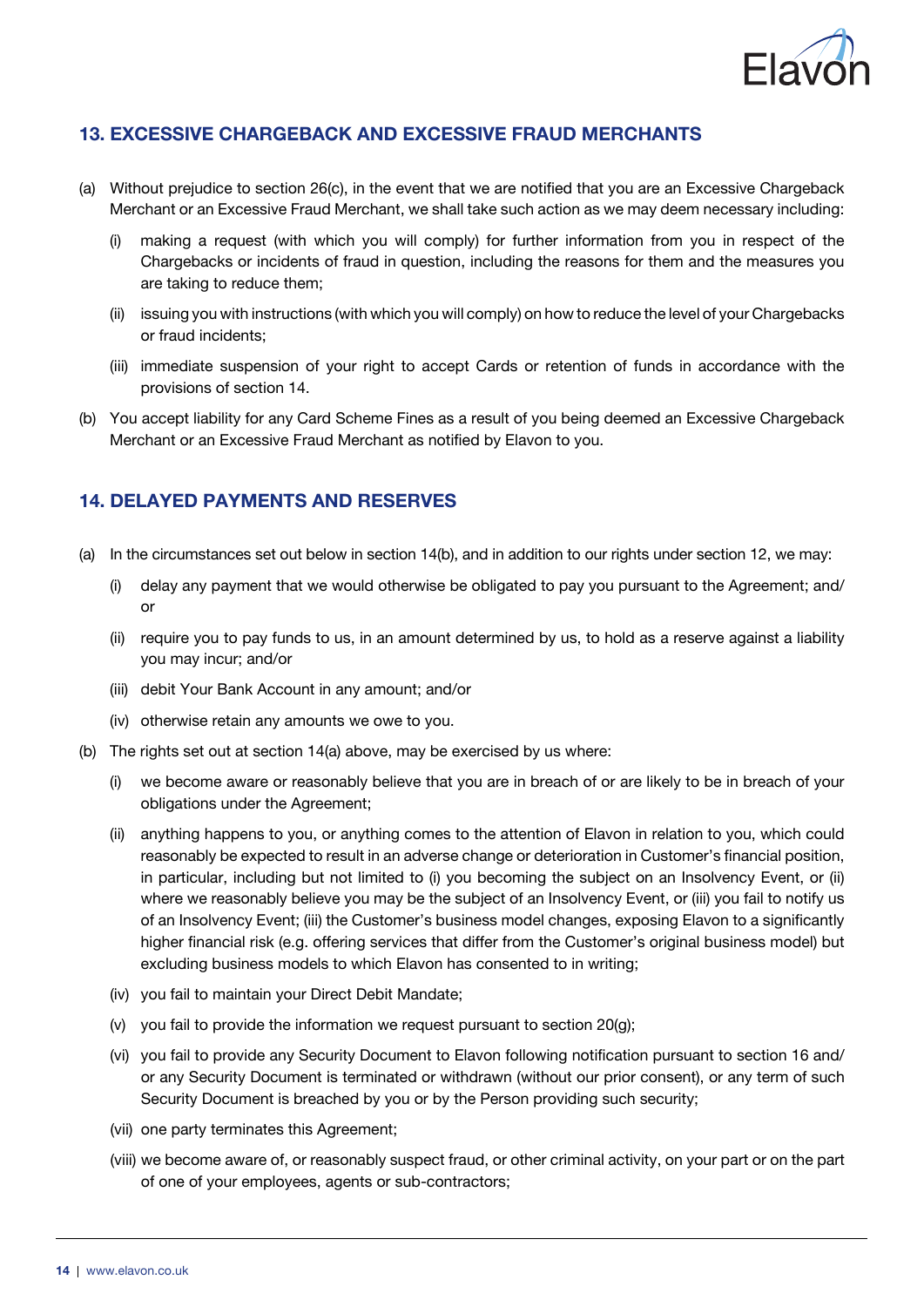## 13. EXCESSIVE CHARGEBACK AND EXCESSIVE FRAUD MERCHANTS

(a) Without prejudice to section 26(c), in the event that we are notified that you are an Excessive Chargeback Merchant or an Excessive Fraud Merchant, we shall take such action as we may deem necessary including:

   (i) making a request (with which you will comply) for further information from you in respect of the Chargebacks or incidents of fraud in question, including the reasons for them and the measures you are taking to reduce them;

   (ii) issuing you with instructions (with which you will comply) on how to reduce the level of your Chargebacks or fraud incidents;

   (iii) immediate suspension of your right to accept Cards or retention of funds in accordance with the provisions of section 14.

(b) You accept liability for any Card Scheme Fines as a result of you being deemed an Excessive Chargeback Merchant or an Excessive Fraud Merchant as notified by Elavon to you.

## 14. DELAYED PAYMENTS AND RESERVES

(a) In the circumstances set out below in section 14(b), and in addition to our rights under section 12, we may:

   (i) delay any payment that we would otherwise be obligated to pay you pursuant to the Agreement; and/or

   (ii) require you to pay funds to us, in an amount determined by us, to hold as a reserve against a liability you may incur; and/or

   (iii) debit Your Bank Account in any amount; and/or

   (iv) otherwise retain any amounts we owe to you.

(b) The rights set out at section 14(a) above, may be exercised by us where:

   (i) we become aware or reasonably believe that you are in breach of or are likely to be in breach of your obligations under the Agreement;

   (ii) anything happens to you, or anything comes to the attention of Elavon in relation to you, which could reasonably be expected to result in an adverse change or deterioration in Customer's financial position, in particular, including but not limited to (i) you becoming the subject on an Insolvency Event, or (ii) where we reasonably believe you may be the subject of an Insolvency Event, or (iii) you fail to notify us of an Insolvency Event; (iii) the Customer's business model changes, exposing Elavon to a significantly higher financial risk (e.g. offering services that differ from the Customer's original business model) but excluding business models to which Elavon has consented to in writing;

   (iv) you fail to maintain your Direct Debit Mandate;

   (v) you fail to provide the information we request pursuant to section 20(g);

   (vi) you fail to provide any Security Document to Elavon following notification pursuant to section 16 and/or any Security Document is terminated or withdrawn (without our prior consent), or any term of such Security Document is breached by you or by the Person providing such security;

   (vii) one party terminates this Agreement;

   (viii) we become aware of, or reasonably suspect fraud, or other criminal activity, on your part or on the part of one of your employees, agents or sub-contractors;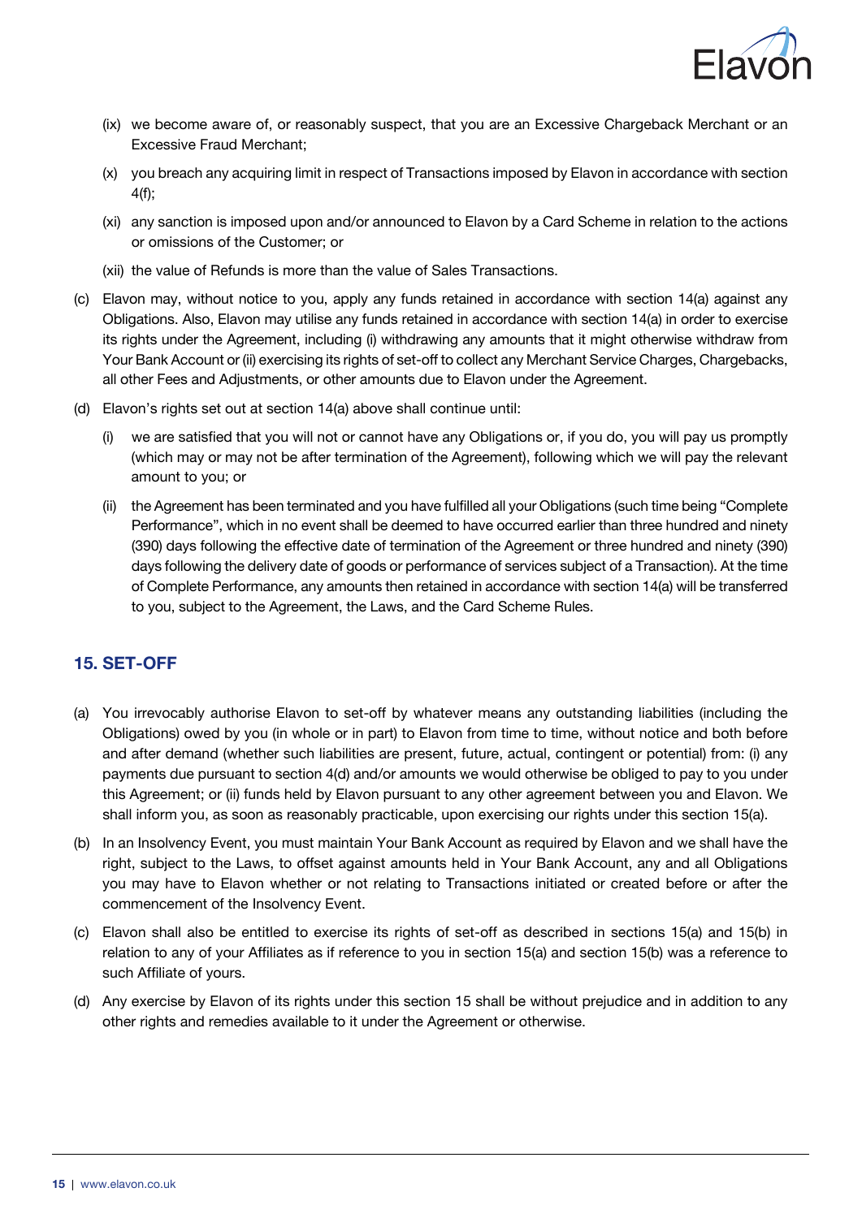(ix) we become aware of, or reasonably suspect, that you are an Excessive Chargeback Merchant or an Excessive Fraud Merchant;

(x) you breach any acquiring limit in respect of Transactions imposed by Elavon in accordance with section 4(f);

(xi) any sanction is imposed upon and/or announced to Elavon by a Card Scheme in relation to the actions or omissions of the Customer; or

(xii) the value of Refunds is more than the value of Sales Transactions.

(c) Elavon may, without notice to you, apply any funds retained in accordance with section 14(a) against any Obligations. Also, Elavon may utilise any funds retained in accordance with section 14(a) in order to exercise its rights under the Agreement, including (i) withdrawing any amounts that it might otherwise withdraw from Your Bank Account or (ii) exercising its rights of set-off to collect any Merchant Service Charges, Chargebacks, all other Fees and Adjustments, or other amounts due to Elavon under the Agreement.

(d) Elavon's rights set out at section 14(a) above shall continue until:

(i) we are satisfied that you will not or cannot have any Obligations or, if you do, you will pay us promptly (which may or may not be after termination of the Agreement), following which we will pay the relevant amount to you; or

(ii) the Agreement has been terminated and you have fulfilled all your Obligations (such time being "Complete Performance", which in no event shall be deemed to have occurred earlier than three hundred and ninety (390) days following the effective date of termination of the Agreement or three hundred and ninety (390) days following the delivery date of goods or performance of services subject of a Transaction). At the time of Complete Performance, any amounts then retained in accordance with section 14(a) will be transferred to you, subject to the Agreement, the Laws, and the Card Scheme Rules.

## 15. SET-OFF

(a) You irrevocably authorise Elavon to set-off by whatever means any outstanding liabilities (including the Obligations) owed by you (in whole or in part) to Elavon from time to time, without notice and both before and after demand (whether such liabilities are present, future, actual, contingent or potential) from: (i) any payments due pursuant to section 4(d) and/or amounts we would otherwise be obliged to pay to you under this Agreement; or (ii) funds held by Elavon pursuant to any other agreement between you and Elavon. We shall inform you, as soon as reasonably practicable, upon exercising our rights under this section 15(a).

(b) In an Insolvency Event, you must maintain Your Bank Account as required by Elavon and we shall have the right, subject to the Laws, to offset against amounts held in Your Bank Account, any and all Obligations you may have to Elavon whether or not relating to Transactions initiated or created before or after the commencement of the Insolvency Event.

(c) Elavon shall also be entitled to exercise its rights of set-off as described in sections 15(a) and 15(b) in relation to any of your Affiliates as if reference to you in section 15(a) and section 15(b) was a reference to such Affiliate of yours.

(d) Any exercise by Elavon of its rights under this section 15 shall be without prejudice and in addition to any other rights and remedies available to it under the Agreement or otherwise.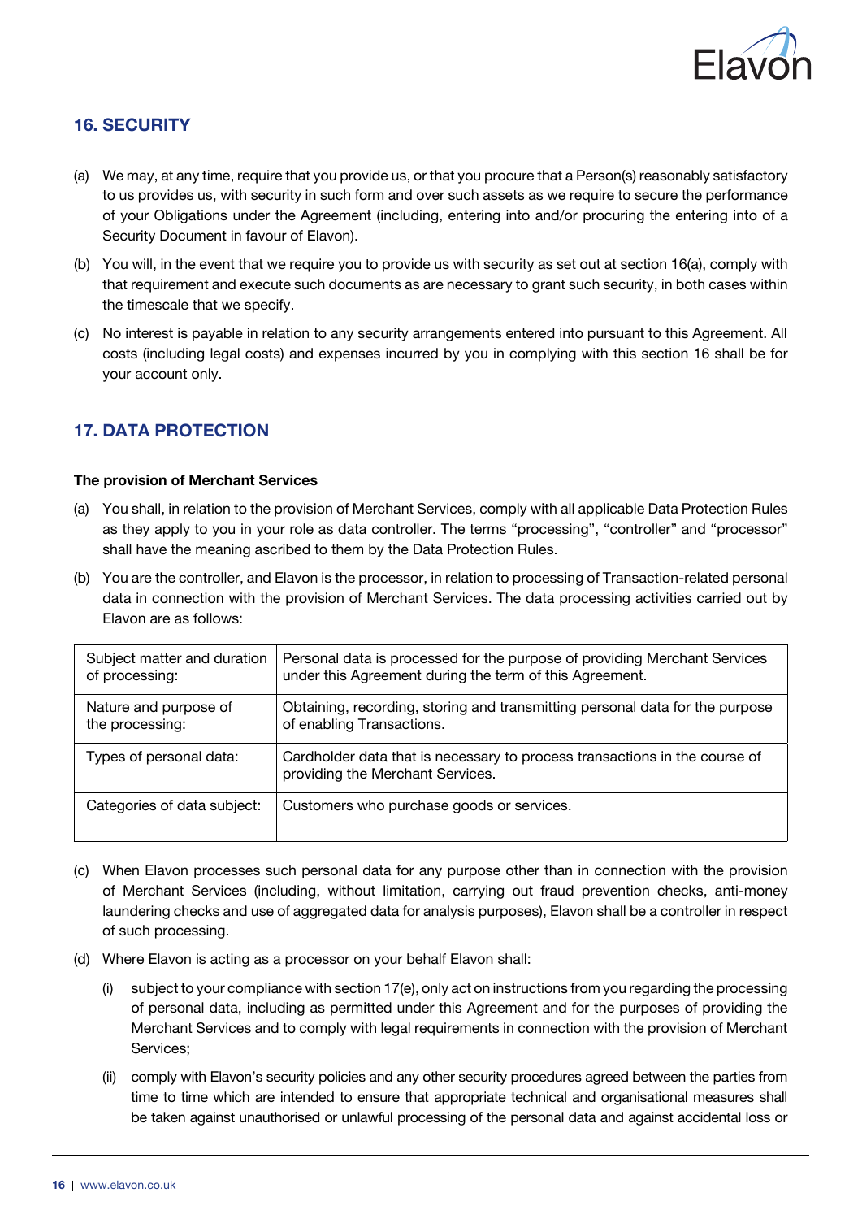## 16. SECURITY

(a) We may, at any time, require that you provide us, or that you procure that a Person(s) reasonably satisfactory to us provides us, with security in such form and over such assets as we require to secure the performance of your Obligations under the Agreement (including, entering into and/or procuring the entering into of a Security Document in favour of Elavon).

(b) You will, in the event that we require you to provide us with security as set out at section 16(a), comply with that requirement and execute such documents as are necessary to grant such security, in both cases within the timescale that we specify.

(c) No interest is payable in relation to any security arrangements entered into pursuant to this Agreement. All costs (including legal costs) and expenses incurred by you in complying with this section 16 shall be for your account only.

## 17. DATA PROTECTION

**The provision of Merchant Services**

(a) You shall, in relation to the provision of Merchant Services, comply with all applicable Data Protection Rules as they apply to you in your role as data controller. The terms "processing", "controller" and "processor" shall have the meaning ascribed to them by the Data Protection Rules.

(b) You are the controller, and Elavon is the processor, in relation to processing of Transaction-related personal data in connection with the provision of Merchant Services. The data processing activities carried out by Elavon are as follows:

| | |
|---|---|
| Subject matter and duration of processing: | Personal data is processed for the purpose of providing Merchant Services under this Agreement during the term of this Agreement. |
| Nature and purpose of the processing: | Obtaining, recording, storing and transmitting personal data for the purpose of enabling Transactions. |
| Types of personal data: | Cardholder data that is necessary to process transactions in the course of providing the Merchant Services. |
| Categories of data subject: | Customers who purchase goods or services. |

(c) When Elavon processes such personal data for any purpose other than in connection with the provision of Merchant Services (including, without limitation, carrying out fraud prevention checks, anti-money laundering checks and use of aggregated data for analysis purposes), Elavon shall be a controller in respect of such processing.

(d) Where Elavon is acting as a processor on your behalf Elavon shall:

(i) subject to your compliance with section 17(e), only act on instructions from you regarding the processing of personal data, including as permitted under this Agreement and for the purposes of providing the Merchant Services and to comply with legal requirements in connection with the provision of Merchant Services;

(ii) comply with Elavon's security policies and any other security procedures agreed between the parties from time to time which are intended to ensure that appropriate technical and organisational measures shall be taken against unauthorised or unlawful processing of the personal data and against accidental loss or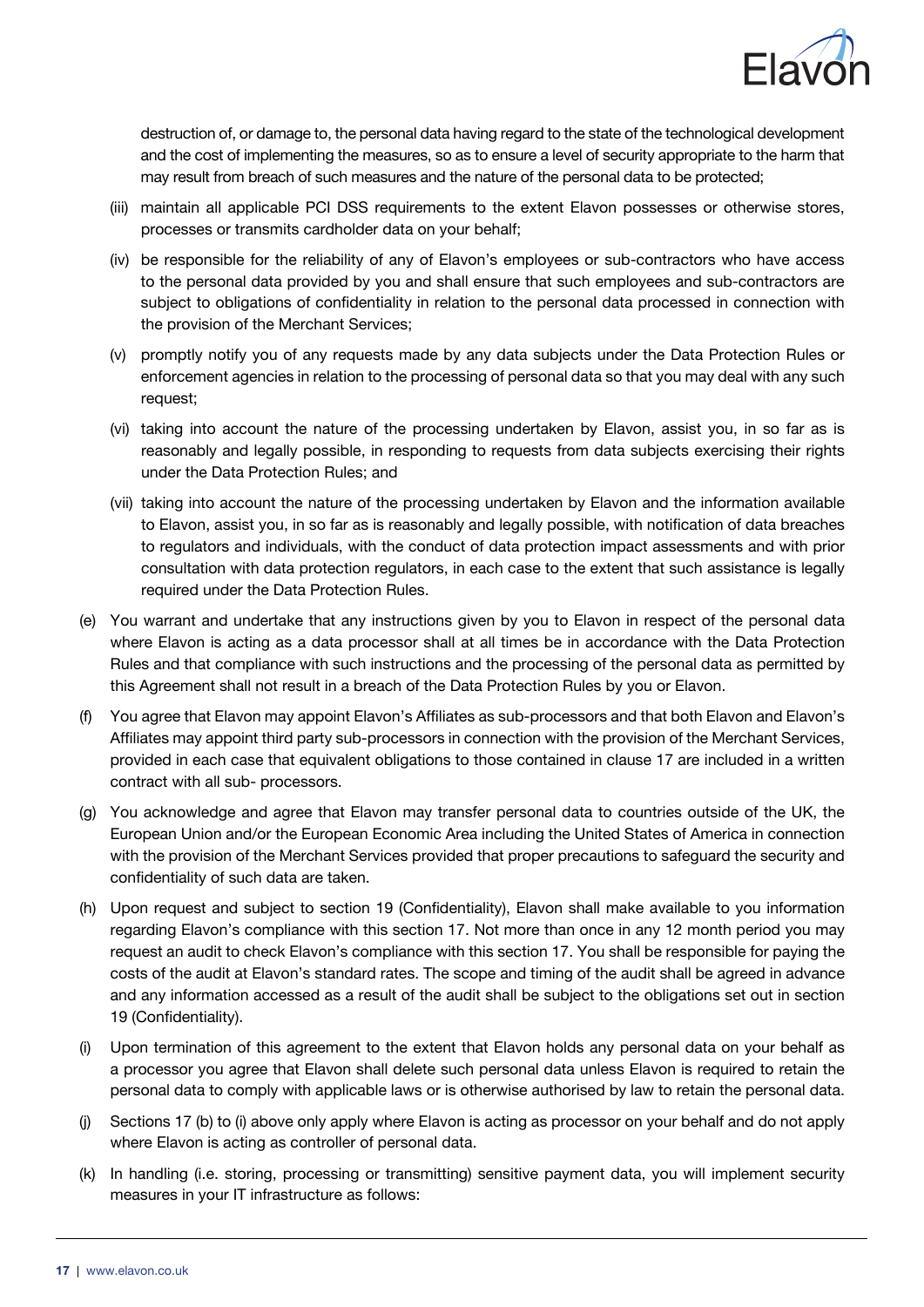destruction of, or damage to, the personal data having regard to the state of the technological development and the cost of implementing the measures, so as to ensure a level of security appropriate to the harm that may result from breach of such measures and the nature of the personal data to be protected;

(iii) maintain all applicable PCI DSS requirements to the extent Elavon possesses or otherwise stores, processes or transmits cardholder data on your behalf;

(iv) be responsible for the reliability of any of Elavon's employees or sub-contractors who have access to the personal data provided by you and shall ensure that such employees and sub-contractors are subject to obligations of confidentiality in relation to the personal data processed in connection with the provision of the Merchant Services;

(v) promptly notify you of any requests made by any data subjects under the Data Protection Rules or enforcement agencies in relation to the processing of personal data so that you may deal with any such request;

(vi) taking into account the nature of the processing undertaken by Elavon, assist you, in so far as is reasonably and legally possible, in responding to requests from data subjects exercising their rights under the Data Protection Rules; and

(vii) taking into account the nature of the processing undertaken by Elavon and the information available to Elavon, assist you, in so far as is reasonably and legally possible, with notification of data breaches to regulators and individuals, with the conduct of data protection impact assessments and with prior consultation with data protection regulators, in each case to the extent that such assistance is legally required under the Data Protection Rules.

(e) You warrant and undertake that any instructions given by you to Elavon in respect of the personal data where Elavon is acting as a data processor shall at all times be in accordance with the Data Protection Rules and that compliance with such instructions and the processing of the personal data as permitted by this Agreement shall not result in a breach of the Data Protection Rules by you or Elavon.

(f) You agree that Elavon may appoint Elavon's Affiliates as sub-processors and that both Elavon and Elavon's Affiliates may appoint third party sub-processors in connection with the provision of the Merchant Services, provided in each case that equivalent obligations to those contained in clause 17 are included in a written contract with all sub- processors.

(g) You acknowledge and agree that Elavon may transfer personal data to countries outside of the UK, the European Union and/or the European Economic Area including the United States of America in connection with the provision of the Merchant Services provided that proper precautions to safeguard the security and confidentiality of such data are taken.

(h) Upon request and subject to section 19 (Confidentiality), Elavon shall make available to you information regarding Elavon's compliance with this section 17. Not more than once in any 12 month period you may request an audit to check Elavon's compliance with this section 17. You shall be responsible for paying the costs of the audit at Elavon's standard rates. The scope and timing of the audit shall be agreed in advance and any information accessed as a result of the audit shall be subject to the obligations set out in section 19 (Confidentiality).

(i) Upon termination of this agreement to the extent that Elavon holds any personal data on your behalf as a processor you agree that Elavon shall delete such personal data unless Elavon is required to retain the personal data to comply with applicable laws or is otherwise authorised by law to retain the personal data.

(j) Sections 17 (b) to (i) above only apply where Elavon is acting as processor on your behalf and do not apply where Elavon is acting as controller of personal data.

(k) In handling (i.e. storing, processing or transmitting) sensitive payment data, you will implement security measures in your IT infrastructure as follows: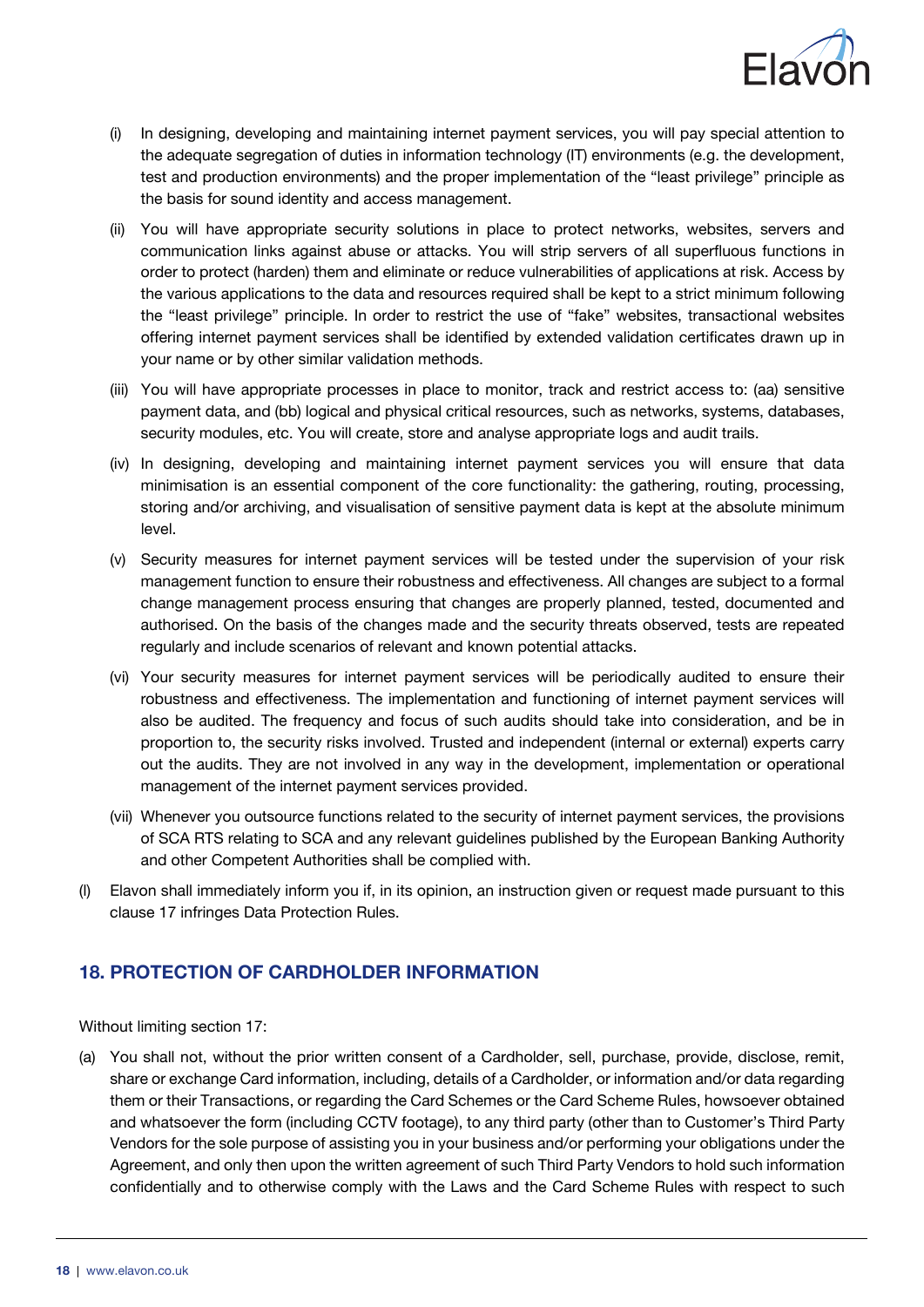(i) In designing, developing and maintaining internet payment services, you will pay special attention to the adequate segregation of duties in information technology (IT) environments (e.g. the development, test and production environments) and the proper implementation of the "least privilege" principle as the basis for sound identity and access management.

(ii) You will have appropriate security solutions in place to protect networks, websites, servers and communication links against abuse or attacks. You will strip servers of all superfluous functions in order to protect (harden) them and eliminate or reduce vulnerabilities of applications at risk. Access by the various applications to the data and resources required shall be kept to a strict minimum following the "least privilege" principle. In order to restrict the use of "fake" websites, transactional websites offering internet payment services shall be identified by extended validation certificates drawn up in your name or by other similar validation methods.

(iii) You will have appropriate processes in place to monitor, track and restrict access to: (aa) sensitive payment data, and (bb) logical and physical critical resources, such as networks, systems, databases, security modules, etc. You will create, store and analyse appropriate logs and audit trails.

(iv) In designing, developing and maintaining internet payment services you will ensure that data minimisation is an essential component of the core functionality: the gathering, routing, processing, storing and/or archiving, and visualisation of sensitive payment data is kept at the absolute minimum level.

(v) Security measures for internet payment services will be tested under the supervision of your risk management function to ensure their robustness and effectiveness. All changes are subject to a formal change management process ensuring that changes are properly planned, tested, documented and authorised. On the basis of the changes made and the security threats observed, tests are repeated regularly and include scenarios of relevant and known potential attacks.

(vi) Your security measures for internet payment services will be periodically audited to ensure their robustness and effectiveness. The implementation and functioning of internet payment services will also be audited. The frequency and focus of such audits should take into consideration, and be in proportion to, the security risks involved. Trusted and independent (internal or external) experts carry out the audits. They are not involved in any way in the development, implementation or operational management of the internet payment services provided.

(vii) Whenever you outsource functions related to the security of internet payment services, the provisions of SCA RTS relating to SCA and any relevant guidelines published by the European Banking Authority and other Competent Authorities shall be complied with.

(l) Elavon shall immediately inform you if, in its opinion, an instruction given or request made pursuant to this clause 17 infringes Data Protection Rules.

## 18. PROTECTION OF CARDHOLDER INFORMATION

Without limiting section 17:

(a) You shall not, without the prior written consent of a Cardholder, sell, purchase, provide, disclose, remit, share or exchange Card information, including, details of a Cardholder, or information and/or data regarding them or their Transactions, or regarding the Card Schemes or the Card Scheme Rules, howsoever obtained and whatsoever the form (including CCTV footage), to any third party (other than to Customer's Third Party Vendors for the sole purpose of assisting you in your business and/or performing your obligations under the Agreement, and only then upon the written agreement of such Third Party Vendors to hold such information confidentially and to otherwise comply with the Laws and the Card Scheme Rules with respect to such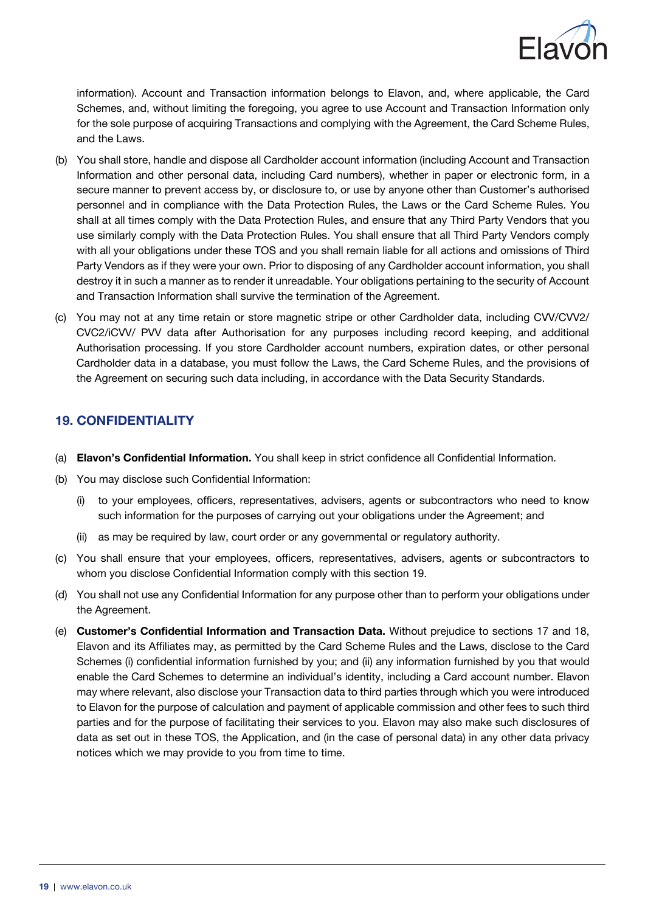information). Account and Transaction information belongs to Elavon, and, where applicable, the Card Schemes, and, without limiting the foregoing, you agree to use Account and Transaction Information only for the sole purpose of acquiring Transactions and complying with the Agreement, the Card Scheme Rules, and the Laws.

(b) You shall store, handle and dispose all Cardholder account information (including Account and Transaction Information and other personal data, including Card numbers), whether in paper or electronic form, in a secure manner to prevent access by, or disclosure to, or use by anyone other than Customer's authorised personnel and in compliance with the Data Protection Rules, the Laws or the Card Scheme Rules. You shall at all times comply with the Data Protection Rules, and ensure that any Third Party Vendors that you use similarly comply with the Data Protection Rules. You shall ensure that all Third Party Vendors comply with all your obligations under these TOS and you shall remain liable for all actions and omissions of Third Party Vendors as if they were your own. Prior to disposing of any Cardholder account information, you shall destroy it in such a manner as to render it unreadable. Your obligations pertaining to the security of Account and Transaction Information shall survive the termination of the Agreement.

(c) You may not at any time retain or store magnetic stripe or other Cardholder data, including CVV/CVV2/ CVC2/iCVV/ PVV data after Authorisation for any purposes including record keeping, and additional Authorisation processing. If you store Cardholder account numbers, expiration dates, or other personal Cardholder data in a database, you must follow the Laws, the Card Scheme Rules, and the provisions of the Agreement on securing such data including, in accordance with the Data Security Standards.

## 19. CONFIDENTIALITY

(a) **Elavon's Confidential Information.** You shall keep in strict confidence all Confidential Information.

(b) You may disclose such Confidential Information:

  (i) to your employees, officers, representatives, advisers, agents or subcontractors who need to know such information for the purposes of carrying out your obligations under the Agreement; and

  (ii) as may be required by law, court order or any governmental or regulatory authority.

(c) You shall ensure that your employees, officers, representatives, advisers, agents or subcontractors to whom you disclose Confidential Information comply with this section 19.

(d) You shall not use any Confidential Information for any purpose other than to perform your obligations under the Agreement.

(e) **Customer's Confidential Information and Transaction Data.** Without prejudice to sections 17 and 18, Elavon and its Affiliates may, as permitted by the Card Scheme Rules and the Laws, disclose to the Card Schemes (i) confidential information furnished by you; and (ii) any information furnished by you that would enable the Card Schemes to determine an individual's identity, including a Card account number. Elavon may where relevant, also disclose your Transaction data to third parties through which you were introduced to Elavon for the purpose of calculation and payment of applicable commission and other fees to such third parties and for the purpose of facilitating their services to you. Elavon may also make such disclosures of data as set out in these TOS, the Application, and (in the case of personal data) in any other data privacy notices which we may provide to you from time to time.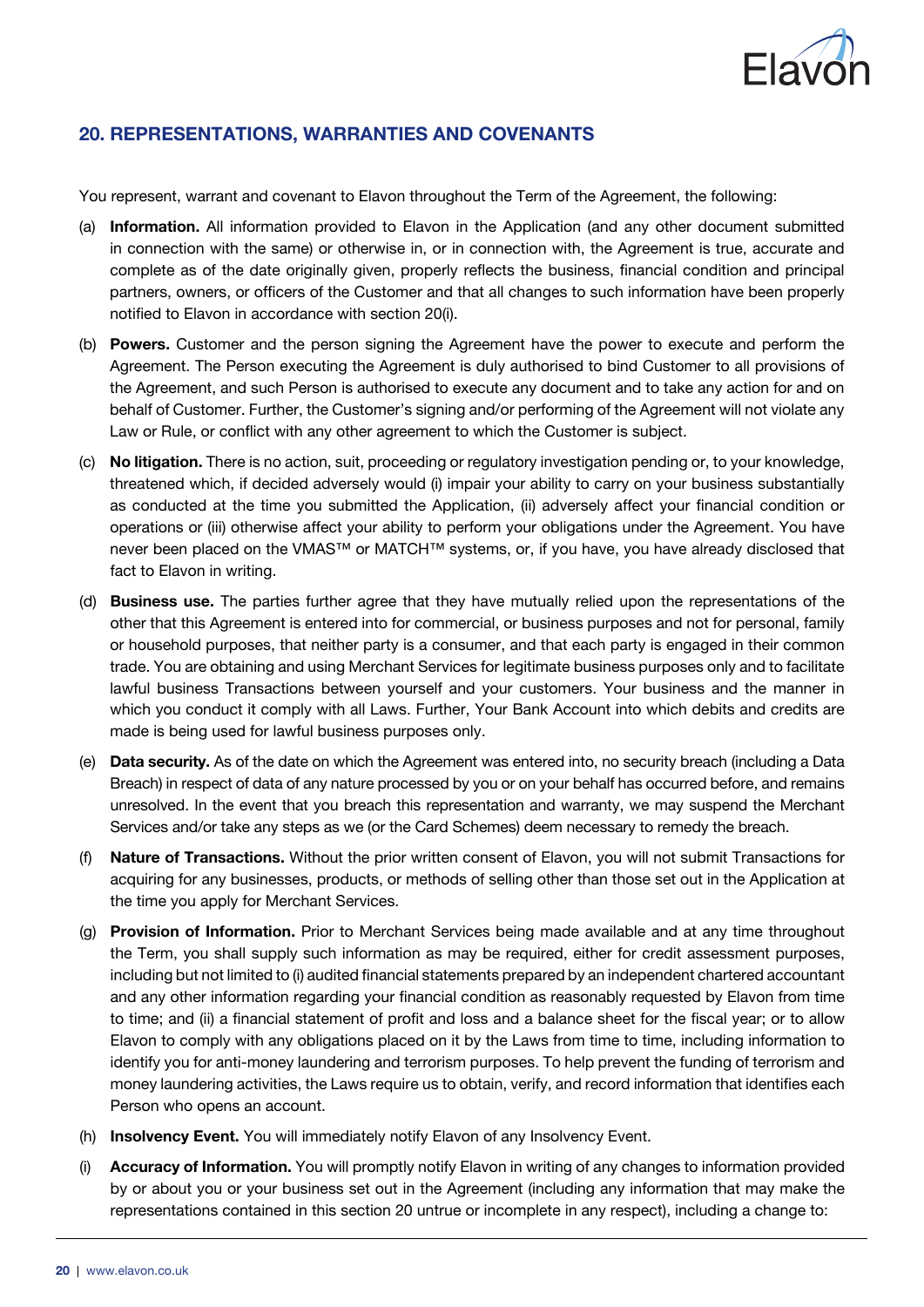## 20. REPRESENTATIONS, WARRANTIES AND COVENANTS

You represent, warrant and covenant to Elavon throughout the Term of the Agreement, the following:

(a) **Information.** All information provided to Elavon in the Application (and any other document submitted in connection with the same) or otherwise in, or in connection with, the Agreement is true, accurate and complete as of the date originally given, properly reflects the business, financial condition and principal partners, owners, or officers of the Customer and that all changes to such information have been properly notified to Elavon in accordance with section 20(i).

(b) **Powers.** Customer and the person signing the Agreement have the power to execute and perform the Agreement. The Person executing the Agreement is duly authorised to bind Customer to all provisions of the Agreement, and such Person is authorised to execute any document and to take any action for and on behalf of Customer. Further, the Customer's signing and/or performing of the Agreement will not violate any Law or Rule, or conflict with any other agreement to which the Customer is subject.

(c) **No litigation.** There is no action, suit, proceeding or regulatory investigation pending or, to your knowledge, threatened which, if decided adversely would (i) impair your ability to carry on your business substantially as conducted at the time you submitted the Application, (ii) adversely affect your financial condition or operations or (iii) otherwise affect your ability to perform your obligations under the Agreement. You have never been placed on the VMAS™ or MATCH™ systems, or, if you have, you have already disclosed that fact to Elavon in writing.

(d) **Business use.** The parties further agree that they have mutually relied upon the representations of the other that this Agreement is entered into for commercial, or business purposes and not for personal, family or household purposes, that neither party is a consumer, and that each party is engaged in their common trade. You are obtaining and using Merchant Services for legitimate business purposes only and to facilitate lawful business Transactions between yourself and your customers. Your business and the manner in which you conduct it comply with all Laws. Further, Your Bank Account into which debits and credits are made is being used for lawful business purposes only.

(e) **Data security.** As of the date on which the Agreement was entered into, no security breach (including a Data Breach) in respect of data of any nature processed by you or on your behalf has occurred before, and remains unresolved. In the event that you breach this representation and warranty, we may suspend the Merchant Services and/or take any steps as we (or the Card Schemes) deem necessary to remedy the breach.

(f) **Nature of Transactions.** Without the prior written consent of Elavon, you will not submit Transactions for acquiring for any businesses, products, or methods of selling other than those set out in the Application at the time you apply for Merchant Services.

(g) **Provision of Information.** Prior to Merchant Services being made available and at any time throughout the Term, you shall supply such information as may be required, either for credit assessment purposes, including but not limited to (i) audited financial statements prepared by an independent chartered accountant and any other information regarding your financial condition as reasonably requested by Elavon from time to time; and (ii) a financial statement of profit and loss and a balance sheet for the fiscal year; or to allow Elavon to comply with any obligations placed on it by the Laws from time to time, including information to identify you for anti-money laundering and terrorism purposes. To help prevent the funding of terrorism and money laundering activities, the Laws require us to obtain, verify, and record information that identifies each Person who opens an account.

(h) **Insolvency Event.** You will immediately notify Elavon of any Insolvency Event.

(i) **Accuracy of Information.** You will promptly notify Elavon in writing of any changes to information provided by or about you or your business set out in the Agreement (including any information that may make the representations contained in this section 20 untrue or incomplete in any respect), including a change to: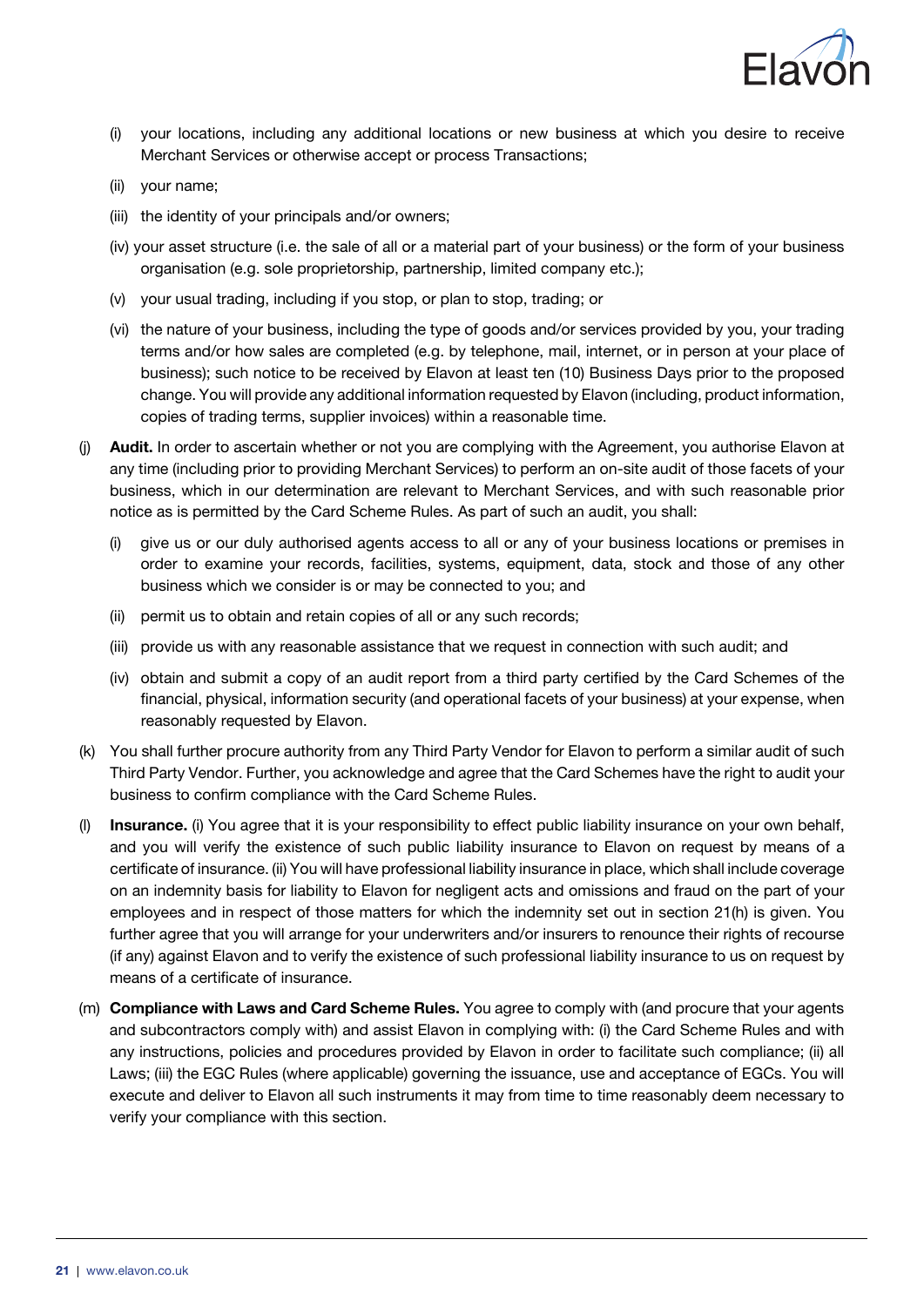(i) your locations, including any additional locations or new business at which you desire to receive Merchant Services or otherwise accept or process Transactions;

(ii) your name;

(iii) the identity of your principals and/or owners;

(iv) your asset structure (i.e. the sale of all or a material part of your business) or the form of your business organisation (e.g. sole proprietorship, partnership, limited company etc.);

(v) your usual trading, including if you stop, or plan to stop, trading; or

(vi) the nature of your business, including the type of goods and/or services provided by you, your trading terms and/or how sales are completed (e.g. by telephone, mail, internet, or in person at your place of business); such notice to be received by Elavon at least ten (10) Business Days prior to the proposed change. You will provide any additional information requested by Elavon (including, product information, copies of trading terms, supplier invoices) within a reasonable time.

(j) **Audit.** In order to ascertain whether or not you are complying with the Agreement, you authorise Elavon at any time (including prior to providing Merchant Services) to perform an on-site audit of those facets of your business, which in our determination are relevant to Merchant Services, and with such reasonable prior notice as is permitted by the Card Scheme Rules. As part of such an audit, you shall:

(i) give us or our duly authorised agents access to all or any of your business locations or premises in order to examine your records, facilities, systems, equipment, data, stock and those of any other business which we consider is or may be connected to you; and

(ii) permit us to obtain and retain copies of all or any such records;

(iii) provide us with any reasonable assistance that we request in connection with such audit; and

(iv) obtain and submit a copy of an audit report from a third party certified by the Card Schemes of the financial, physical, information security (and operational facets of your business) at your expense, when reasonably requested by Elavon.

(k) You shall further procure authority from any Third Party Vendor for Elavon to perform a similar audit of such Third Party Vendor. Further, you acknowledge and agree that the Card Schemes have the right to audit your business to confirm compliance with the Card Scheme Rules.

(l) **Insurance.** (i) You agree that it is your responsibility to effect public liability insurance on your own behalf, and you will verify the existence of such public liability insurance to Elavon on request by means of a certificate of insurance. (ii) You will have professional liability insurance in place, which shall include coverage on an indemnity basis for liability to Elavon for negligent acts and omissions and fraud on the part of your employees and in respect of those matters for which the indemnity set out in section 21(h) is given. You further agree that you will arrange for your underwriters and/or insurers to renounce their rights of recourse (if any) against Elavon and to verify the existence of such professional liability insurance to us on request by means of a certificate of insurance.

(m) **Compliance with Laws and Card Scheme Rules.** You agree to comply with (and procure that your agents and subcontractors comply with) and assist Elavon in complying with: (i) the Card Scheme Rules and with any instructions, policies and procedures provided by Elavon in order to facilitate such compliance; (ii) all Laws; (iii) the EGC Rules (where applicable) governing the issuance, use and acceptance of EGCs. You will execute and deliver to Elavon all such instruments it may from time to time reasonably deem necessary to verify your compliance with this section.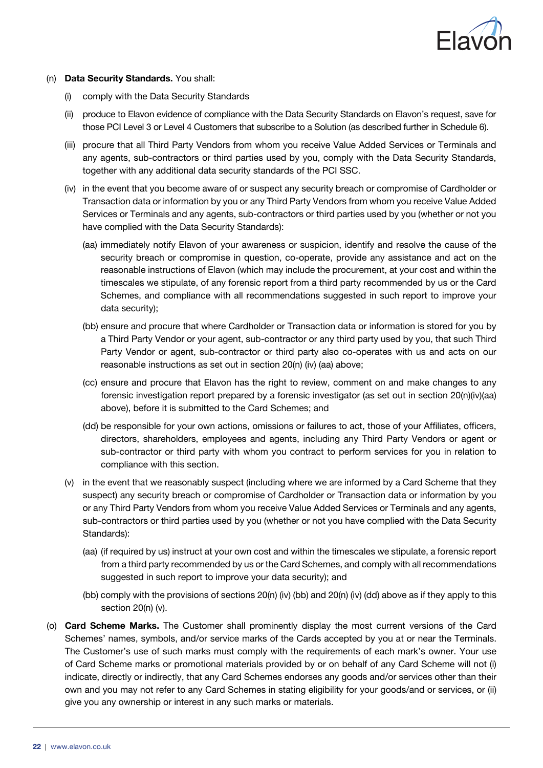(n) **Data Security Standards.** You shall:

  (i) comply with the Data Security Standards

  (ii) produce to Elavon evidence of compliance with the Data Security Standards on Elavon's request, save for those PCI Level 3 or Level 4 Customers that subscribe to a Solution (as described further in Schedule 6).

  (iii) procure that all Third Party Vendors from whom you receive Value Added Services or Terminals and any agents, sub-contractors or third parties used by you, comply with the Data Security Standards, together with any additional data security standards of the PCI SSC.

  (iv) in the event that you become aware of or suspect any security breach or compromise of Cardholder or Transaction data or information by you or any Third Party Vendors from whom you receive Value Added Services or Terminals and any agents, sub-contractors or third parties used by you (whether or not you have complied with the Data Security Standards):

    (aa) immediately notify Elavon of your awareness or suspicion, identify and resolve the cause of the security breach or compromise in question, co-operate, provide any assistance and act on the reasonable instructions of Elavon (which may include the procurement, at your cost and within the timescales we stipulate, of any forensic report from a third party recommended by us or the Card Schemes, and compliance with all recommendations suggested in such report to improve your data security);

    (bb) ensure and procure that where Cardholder or Transaction data or information is stored for you by a Third Party Vendor or your agent, sub-contractor or any third party used by you, that such Third Party Vendor or agent, sub-contractor or third party also co-operates with us and acts on our reasonable instructions as set out in section 20(n) (iv) (aa) above;

    (cc) ensure and procure that Elavon has the right to review, comment on and make changes to any forensic investigation report prepared by a forensic investigator (as set out in section 20(n)(iv)(aa) above), before it is submitted to the Card Schemes; and

    (dd) be responsible for your own actions, omissions or failures to act, those of your Affiliates, officers, directors, shareholders, employees and agents, including any Third Party Vendors or agent or sub-contractor or third party with whom you contract to perform services for you in relation to compliance with this section.

  (v) in the event that we reasonably suspect (including where we are informed by a Card Scheme that they suspect) any security breach or compromise of Cardholder or Transaction data or information by you or any Third Party Vendors from whom you receive Value Added Services or Terminals and any agents, sub-contractors or third parties used by you (whether or not you have complied with the Data Security Standards):

    (aa) (if required by us) instruct at your own cost and within the timescales we stipulate, a forensic report from a third party recommended by us or the Card Schemes, and comply with all recommendations suggested in such report to improve your data security); and

    (bb) comply with the provisions of sections 20(n) (iv) (bb) and 20(n) (iv) (dd) above as if they apply to this section 20(n) (v).

(o) **Card Scheme Marks.** The Customer shall prominently display the most current versions of the Card Schemes' names, symbols, and/or service marks of the Cards accepted by you at or near the Terminals. The Customer's use of such marks must comply with the requirements of each mark's owner. Your use of Card Scheme marks or promotional materials provided by or on behalf of any Card Scheme will not (i) indicate, directly or indirectly, that any Card Schemes endorses any goods and/or services other than their own and you may not refer to any Card Schemes in stating eligibility for your goods/and or services, or (ii) give you any ownership or interest in any such marks or materials.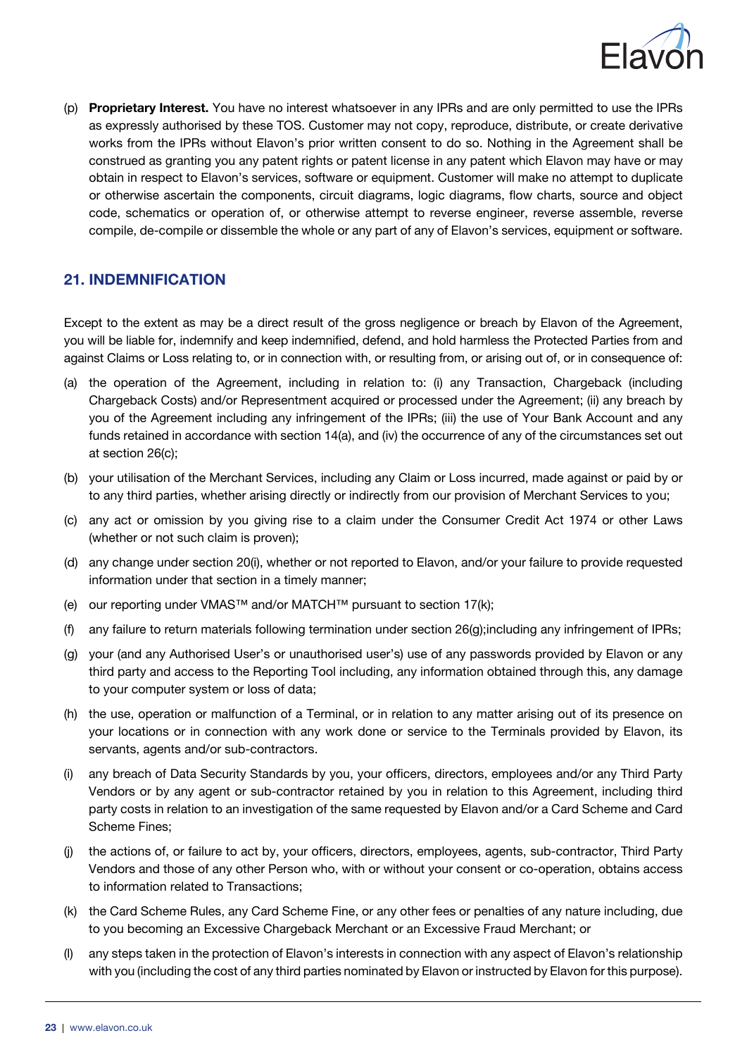(p) **Proprietary Interest.** You have no interest whatsoever in any IPRs and are only permitted to use the IPRs as expressly authorised by these TOS. Customer may not copy, reproduce, distribute, or create derivative works from the IPRs without Elavon's prior written consent to do so. Nothing in the Agreement shall be construed as granting you any patent rights or patent license in any patent which Elavon may have or may obtain in respect to Elavon's services, software or equipment. Customer will make no attempt to duplicate or otherwise ascertain the components, circuit diagrams, logic diagrams, flow charts, source and object code, schematics or operation of, or otherwise attempt to reverse engineer, reverse assemble, reverse compile, de-compile or dissemble the whole or any part of any of Elavon's services, equipment or software.

## 21. INDEMNIFICATION

Except to the extent as may be a direct result of the gross negligence or breach by Elavon of the Agreement, you will be liable for, indemnify and keep indemnified, defend, and hold harmless the Protected Parties from and against Claims or Loss relating to, or in connection with, or resulting from, or arising out of, or in consequence of:

(a) the operation of the Agreement, including in relation to: (i) any Transaction, Chargeback (including Chargeback Costs) and/or Representment acquired or processed under the Agreement; (ii) any breach by you of the Agreement including any infringement of the IPRs; (iii) the use of Your Bank Account and any funds retained in accordance with section 14(a), and (iv) the occurrence of any of the circumstances set out at section 26(c);

(b) your utilisation of the Merchant Services, including any Claim or Loss incurred, made against or paid by or to any third parties, whether arising directly or indirectly from our provision of Merchant Services to you;

(c) any act or omission by you giving rise to a claim under the Consumer Credit Act 1974 or other Laws (whether or not such claim is proven);

(d) any change under section 20(i), whether or not reported to Elavon, and/or your failure to provide requested information under that section in a timely manner;

(e) our reporting under VMAS™ and/or MATCH™ pursuant to section 17(k);

(f) any failure to return materials following termination under section 26(g);including any infringement of IPRs;

(g) your (and any Authorised User's or unauthorised user's) use of any passwords provided by Elavon or any third party and access to the Reporting Tool including, any information obtained through this, any damage to your computer system or loss of data;

(h) the use, operation or malfunction of a Terminal, or in relation to any matter arising out of its presence on your locations or in connection with any work done or service to the Terminals provided by Elavon, its servants, agents and/or sub-contractors.

(i) any breach of Data Security Standards by you, your officers, directors, employees and/or any Third Party Vendors or by any agent or sub-contractor retained by you in relation to this Agreement, including third party costs in relation to an investigation of the same requested by Elavon and/or a Card Scheme and Card Scheme Fines;

(j) the actions of, or failure to act by, your officers, directors, employees, agents, sub-contractor, Third Party Vendors and those of any other Person who, with or without your consent or co-operation, obtains access to information related to Transactions;

(k) the Card Scheme Rules, any Card Scheme Fine, or any other fees or penalties of any nature including, due to you becoming an Excessive Chargeback Merchant or an Excessive Fraud Merchant; or

(l) any steps taken in the protection of Elavon's interests in connection with any aspect of Elavon's relationship with you (including the cost of any third parties nominated by Elavon or instructed by Elavon for this purpose).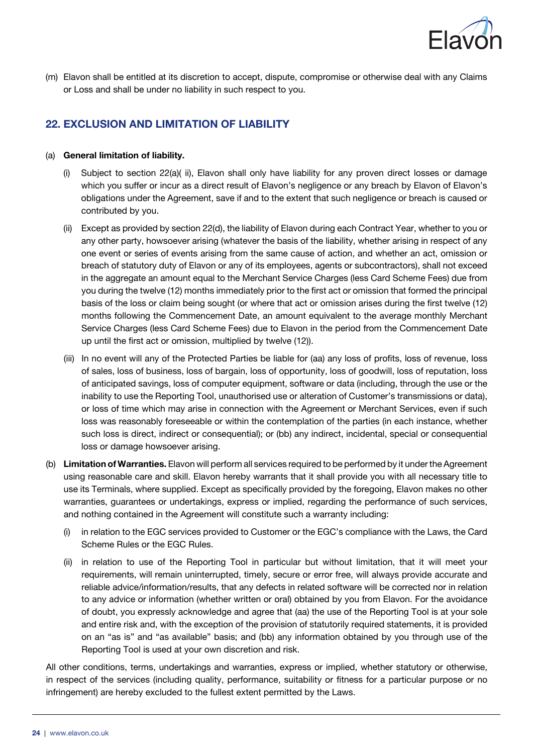(m) Elavon shall be entitled at its discretion to accept, dispute, compromise or otherwise deal with any Claims or Loss and shall be under no liability in such respect to you.

## 22. EXCLUSION AND LIMITATION OF LIABILITY

(a) **General limitation of liability.**

   (i) Subject to section 22(a)( ii), Elavon shall only have liability for any proven direct losses or damage which you suffer or incur as a direct result of Elavon's negligence or any breach by Elavon of Elavon's obligations under the Agreement, save if and to the extent that such negligence or breach is caused or contributed by you.

   (ii) Except as provided by section 22(d), the liability of Elavon during each Contract Year, whether to you or any other party, howsoever arising (whatever the basis of the liability, whether arising in respect of any one event or series of events arising from the same cause of action, and whether an act, omission or breach of statutory duty of Elavon or any of its employees, agents or subcontractors), shall not exceed in the aggregate an amount equal to the Merchant Service Charges (less Card Scheme Fees) due from you during the twelve (12) months immediately prior to the first act or omission that formed the principal basis of the loss or claim being sought (or where that act or omission arises during the first twelve (12) months following the Commencement Date, an amount equivalent to the average monthly Merchant Service Charges (less Card Scheme Fees) due to Elavon in the period from the Commencement Date up until the first act or omission, multiplied by twelve (12)).

   (iii) In no event will any of the Protected Parties be liable for (aa) any loss of profits, loss of revenue, loss of sales, loss of business, loss of bargain, loss of opportunity, loss of goodwill, loss of reputation, loss of anticipated savings, loss of computer equipment, software or data (including, through the use or the inability to use the Reporting Tool, unauthorised use or alteration of Customer's transmissions or data), or loss of time which may arise in connection with the Agreement or Merchant Services, even if such loss was reasonably foreseeable or within the contemplation of the parties (in each instance, whether such loss is direct, indirect or consequential); or (bb) any indirect, incidental, special or consequential loss or damage howsoever arising.

(b) **Limitation of Warranties.** Elavon will perform all services required to be performed by it under the Agreement using reasonable care and skill. Elavon hereby warrants that it shall provide you with all necessary title to use its Terminals, where supplied. Except as specifically provided by the foregoing, Elavon makes no other warranties, guarantees or undertakings, express or implied, regarding the performance of such services, and nothing contained in the Agreement will constitute such a warranty including:

   (i) in relation to the EGC services provided to Customer or the EGC's compliance with the Laws, the Card Scheme Rules or the EGC Rules.

   (ii) in relation to use of the Reporting Tool in particular but without limitation, that it will meet your requirements, will remain uninterrupted, timely, secure or error free, will always provide accurate and reliable advice/information/results, that any defects in related software will be corrected nor in relation to any advice or information (whether written or oral) obtained by you from Elavon. For the avoidance of doubt, you expressly acknowledge and agree that (aa) the use of the Reporting Tool is at your sole and entire risk and, with the exception of the provision of statutorily required statements, it is provided on an "as is" and "as available" basis; and (bb) any information obtained by you through use of the Reporting Tool is used at your own discretion and risk.

All other conditions, terms, undertakings and warranties, express or implied, whether statutory or otherwise, in respect of the services (including quality, performance, suitability or fitness for a particular purpose or no infringement) are hereby excluded to the fullest extent permitted by the Laws.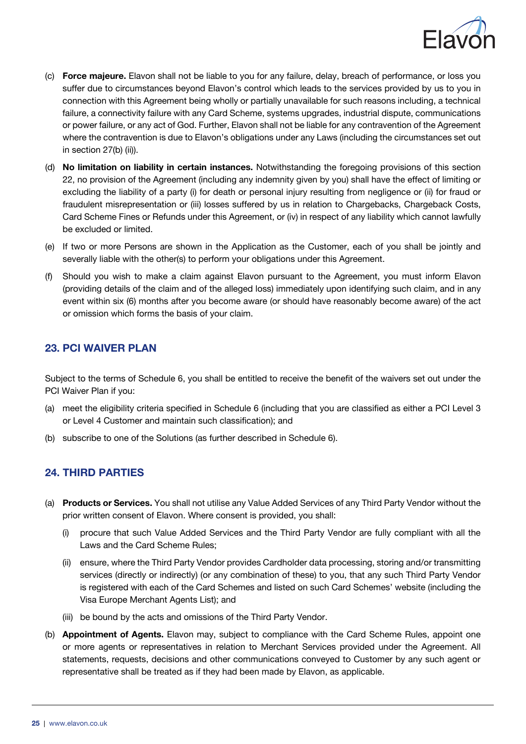(c) **Force majeure.** Elavon shall not be liable to you for any failure, delay, breach of performance, or loss you suffer due to circumstances beyond Elavon's control which leads to the services provided by us to you in connection with this Agreement being wholly or partially unavailable for such reasons including, a technical failure, a connectivity failure with any Card Scheme, systems upgrades, industrial dispute, communications or power failure, or any act of God. Further, Elavon shall not be liable for any contravention of the Agreement where the contravention is due to Elavon's obligations under any Laws (including the circumstances set out in section 27(b) (ii)).

(d) **No limitation on liability in certain instances.** Notwithstanding the foregoing provisions of this section 22, no provision of the Agreement (including any indemnity given by you) shall have the effect of limiting or excluding the liability of a party (i) for death or personal injury resulting from negligence or (ii) for fraud or fraudulent misrepresentation or (iii) losses suffered by us in relation to Chargebacks, Chargeback Costs, Card Scheme Fines or Refunds under this Agreement, or (iv) in respect of any liability which cannot lawfully be excluded or limited.

(e) If two or more Persons are shown in the Application as the Customer, each of you shall be jointly and severally liable with the other(s) to perform your obligations under this Agreement.

(f) Should you wish to make a claim against Elavon pursuant to the Agreement, you must inform Elavon (providing details of the claim and of the alleged loss) immediately upon identifying such claim, and in any event within six (6) months after you become aware (or should have reasonably become aware) of the act or omission which forms the basis of your claim.

## 23. PCI WAIVER PLAN

Subject to the terms of Schedule 6, you shall be entitled to receive the benefit of the waivers set out under the PCI Waiver Plan if you:

(a) meet the eligibility criteria specified in Schedule 6 (including that you are classified as either a PCI Level 3 or Level 4 Customer and maintain such classification); and

(b) subscribe to one of the Solutions (as further described in Schedule 6).

## 24. THIRD PARTIES

(a) **Products or Services.** You shall not utilise any Value Added Services of any Third Party Vendor without the prior written consent of Elavon. Where consent is provided, you shall:

  (i) procure that such Value Added Services and the Third Party Vendor are fully compliant with all the Laws and the Card Scheme Rules;

  (ii) ensure, where the Third Party Vendor provides Cardholder data processing, storing and/or transmitting services (directly or indirectly) (or any combination of these) to you, that any such Third Party Vendor is registered with each of the Card Schemes and listed on such Card Schemes' website (including the Visa Europe Merchant Agents List); and

  (iii) be bound by the acts and omissions of the Third Party Vendor.

(b) **Appointment of Agents.** Elavon may, subject to compliance with the Card Scheme Rules, appoint one or more agents or representatives in relation to Merchant Services provided under the Agreement. All statements, requests, decisions and other communications conveyed to Customer by any such agent or representative shall be treated as if they had been made by Elavon, as applicable.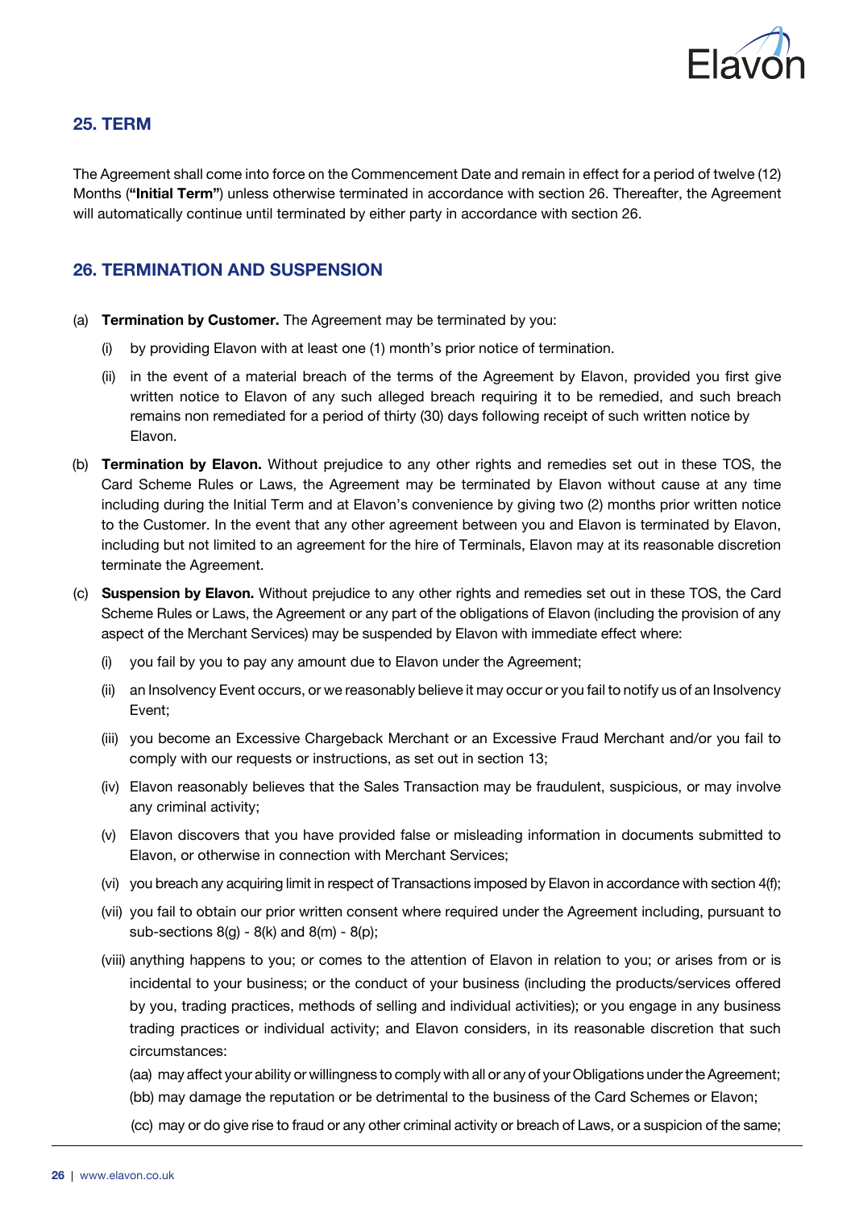## 25. TERM

The Agreement shall come into force on the Commencement Date and remain in effect for a period of twelve (12) Months (**"Initial Term"**) unless otherwise terminated in accordance with section 26. Thereafter, the Agreement will automatically continue until terminated by either party in accordance with section 26.

## 26. TERMINATION AND SUSPENSION

(a) **Termination by Customer.** The Agreement may be terminated by you:

   (i) by providing Elavon with at least one (1) month's prior notice of termination.

   (ii) in the event of a material breach of the terms of the Agreement by Elavon, provided you first give written notice to Elavon of any such alleged breach requiring it to be remedied, and such breach remains non remediated for a period of thirty (30) days following receipt of such written notice by Elavon.

(b) **Termination by Elavon.** Without prejudice to any other rights and remedies set out in these TOS, the Card Scheme Rules or Laws, the Agreement may be terminated by Elavon without cause at any time including during the Initial Term and at Elavon's convenience by giving two (2) months prior written notice to the Customer. In the event that any other agreement between you and Elavon is terminated by Elavon, including but not limited to an agreement for the hire of Terminals, Elavon may at its reasonable discretion terminate the Agreement.

(c) **Suspension by Elavon.** Without prejudice to any other rights and remedies set out in these TOS, the Card Scheme Rules or Laws, the Agreement or any part of the obligations of Elavon (including the provision of any aspect of the Merchant Services) may be suspended by Elavon with immediate effect where:

   (i) you fail by you to pay any amount due to Elavon under the Agreement;

   (ii) an Insolvency Event occurs, or we reasonably believe it may occur or you fail to notify us of an Insolvency Event;

   (iii) you become an Excessive Chargeback Merchant or an Excessive Fraud Merchant and/or you fail to comply with our requests or instructions, as set out in section 13;

   (iv) Elavon reasonably believes that the Sales Transaction may be fraudulent, suspicious, or may involve any criminal activity;

   (v) Elavon discovers that you have provided false or misleading information in documents submitted to Elavon, or otherwise in connection with Merchant Services;

   (vi) you breach any acquiring limit in respect of Transactions imposed by Elavon in accordance with section 4(f);

   (vii) you fail to obtain our prior written consent where required under the Agreement including, pursuant to sub-sections 8(g) - 8(k) and 8(m) - 8(p);

   (viii) anything happens to you; or comes to the attention of Elavon in relation to you; or arises from or is incidental to your business; or the conduct of your business (including the products/services offered by you, trading practices, methods of selling and individual activities); or you engage in any business trading practices or individual activity; and Elavon considers, in its reasonable discretion that such circumstances:

      (aa) may affect your ability or willingness to comply with all or any of your Obligations under the Agreement;

      (bb) may damage the reputation or be detrimental to the business of the Card Schemes or Elavon;

      (cc) may or do give rise to fraud or any other criminal activity or breach of Laws, or a suspicion of the same;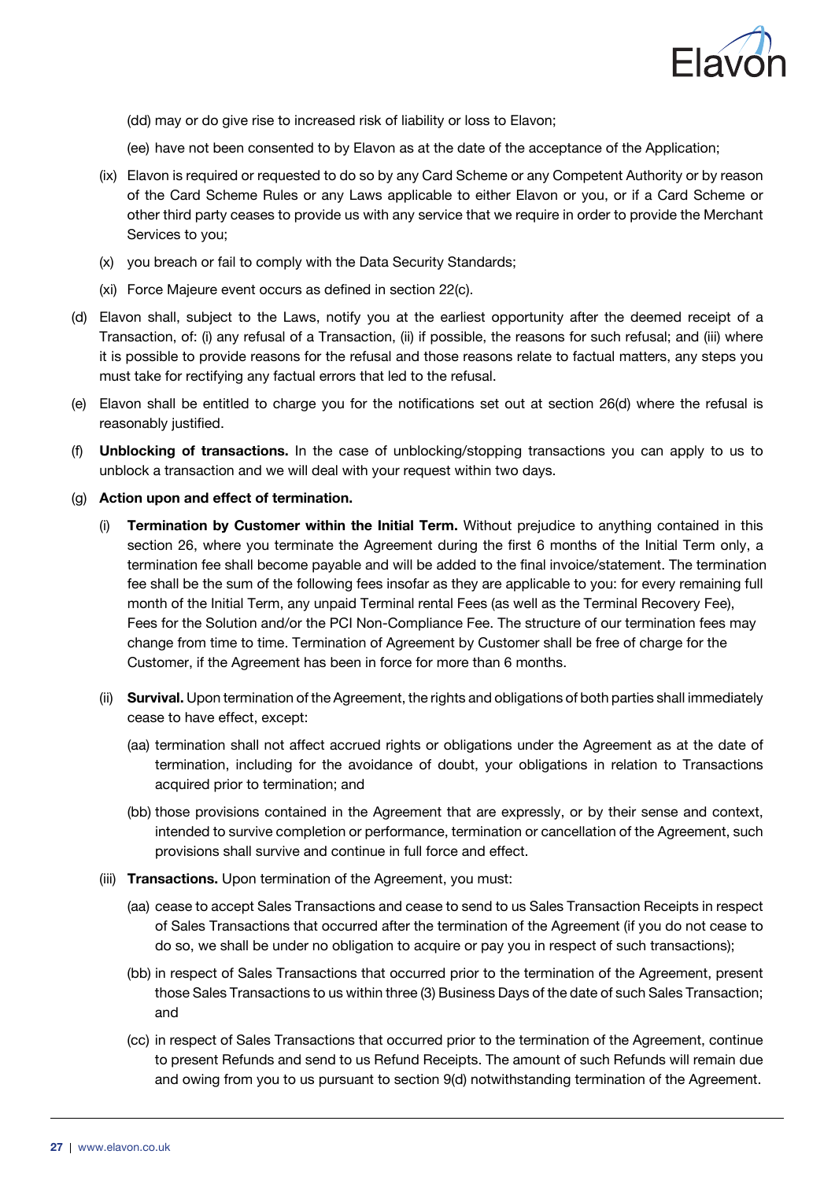(dd) may or do give rise to increased risk of liability or loss to Elavon;

(ee) have not been consented to by Elavon as at the date of the acceptance of the Application;

(ix) Elavon is required or requested to do so by any Card Scheme or any Competent Authority or by reason of the Card Scheme Rules or any Laws applicable to either Elavon or you, or if a Card Scheme or other third party ceases to provide us with any service that we require in order to provide the Merchant Services to you;

(x) you breach or fail to comply with the Data Security Standards;

(xi) Force Majeure event occurs as defined in section 22(c).

(d) Elavon shall, subject to the Laws, notify you at the earliest opportunity after the deemed receipt of a Transaction, of: (i) any refusal of a Transaction, (ii) if possible, the reasons for such refusal; and (iii) where it is possible to provide reasons for the refusal and those reasons relate to factual matters, any steps you must take for rectifying any factual errors that led to the refusal.

(e) Elavon shall be entitled to charge you for the notifications set out at section 26(d) where the refusal is reasonably justified.

(f) **Unblocking of transactions.** In the case of unblocking/stopping transactions you can apply to us to unblock a transaction and we will deal with your request within two days.

(g) **Action upon and effect of termination.**

(i) **Termination by Customer within the Initial Term.** Without prejudice to anything contained in this section 26, where you terminate the Agreement during the first 6 months of the Initial Term only, a termination fee shall become payable and will be added to the final invoice/statement. The termination fee shall be the sum of the following fees insofar as they are applicable to you: for every remaining full month of the Initial Term, any unpaid Terminal rental Fees (as well as the Terminal Recovery Fee), Fees for the Solution and/or the PCI Non-Compliance Fee. The structure of our termination fees may change from time to time. Termination of Agreement by Customer shall be free of charge for the Customer, if the Agreement has been in force for more than 6 months.

(ii) **Survival.** Upon termination of the Agreement, the rights and obligations of both parties shall immediately cease to have effect, except:

(aa) termination shall not affect accrued rights or obligations under the Agreement as at the date of termination, including for the avoidance of doubt, your obligations in relation to Transactions acquired prior to termination; and

(bb) those provisions contained in the Agreement that are expressly, or by their sense and context, intended to survive completion or performance, termination or cancellation of the Agreement, such provisions shall survive and continue in full force and effect.

(iii) **Transactions.** Upon termination of the Agreement, you must:

(aa) cease to accept Sales Transactions and cease to send to us Sales Transaction Receipts in respect of Sales Transactions that occurred after the termination of the Agreement (if you do not cease to do so, we shall be under no obligation to acquire or pay you in respect of such transactions);

(bb) in respect of Sales Transactions that occurred prior to the termination of the Agreement, present those Sales Transactions to us within three (3) Business Days of the date of such Sales Transaction; and

(cc) in respect of Sales Transactions that occurred prior to the termination of the Agreement, continue to present Refunds and send to us Refund Receipts. The amount of such Refunds will remain due and owing from you to us pursuant to section 9(d) notwithstanding termination of the Agreement.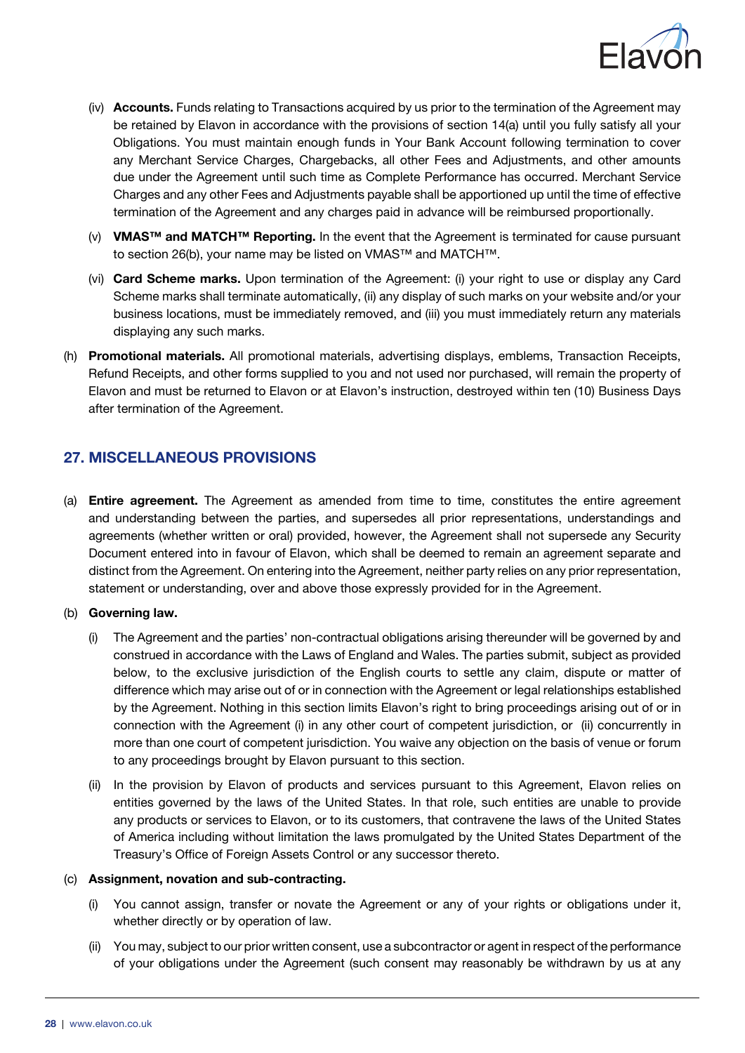(iv) **Accounts.** Funds relating to Transactions acquired by us prior to the termination of the Agreement may be retained by Elavon in accordance with the provisions of section 14(a) until you fully satisfy all your Obligations. You must maintain enough funds in Your Bank Account following termination to cover any Merchant Service Charges, Chargebacks, all other Fees and Adjustments, and other amounts due under the Agreement until such time as Complete Performance has occurred. Merchant Service Charges and any other Fees and Adjustments payable shall be apportioned up until the time of effective termination of the Agreement and any charges paid in advance will be reimbursed proportionally.

(v) **VMAS™ and MATCH™ Reporting.** In the event that the Agreement is terminated for cause pursuant to section 26(b), your name may be listed on VMAS™ and MATCH™.

(vi) **Card Scheme marks.** Upon termination of the Agreement: (i) your right to use or display any Card Scheme marks shall terminate automatically, (ii) any display of such marks on your website and/or your business locations, must be immediately removed, and (iii) you must immediately return any materials displaying any such marks.

(h) **Promotional materials.** All promotional materials, advertising displays, emblems, Transaction Receipts, Refund Receipts, and other forms supplied to you and not used nor purchased, will remain the property of Elavon and must be returned to Elavon or at Elavon's instruction, destroyed within ten (10) Business Days after termination of the Agreement.

## 27. MISCELLANEOUS PROVISIONS

(a) **Entire agreement.** The Agreement as amended from time to time, constitutes the entire agreement and understanding between the parties, and supersedes all prior representations, understandings and agreements (whether written or oral) provided, however, the Agreement shall not supersede any Security Document entered into in favour of Elavon, which shall be deemed to remain an agreement separate and distinct from the Agreement. On entering into the Agreement, neither party relies on any prior representation, statement or understanding, over and above those expressly provided for in the Agreement.

(b) **Governing law.**

(i) The Agreement and the parties' non-contractual obligations arising thereunder will be governed by and construed in accordance with the Laws of England and Wales. The parties submit, subject as provided below, to the exclusive jurisdiction of the English courts to settle any claim, dispute or matter of difference which may arise out of or in connection with the Agreement or legal relationships established by the Agreement. Nothing in this section limits Elavon's right to bring proceedings arising out of or in connection with the Agreement (i) in any other court of competent jurisdiction, or (ii) concurrently in more than one court of competent jurisdiction. You waive any objection on the basis of venue or forum to any proceedings brought by Elavon pursuant to this section.

(ii) In the provision by Elavon of products and services pursuant to this Agreement, Elavon relies on entities governed by the laws of the United States. In that role, such entities are unable to provide any products or services to Elavon, or to its customers, that contravene the laws of the United States of America including without limitation the laws promulgated by the United States Department of the Treasury's Office of Foreign Assets Control or any successor thereto.

(c) **Assignment, novation and sub-contracting.**

(i) You cannot assign, transfer or novate the Agreement or any of your rights or obligations under it, whether directly or by operation of law.

(ii) You may, subject to our prior written consent, use a subcontractor or agent in respect of the performance of your obligations under the Agreement (such consent may reasonably be withdrawn by us at any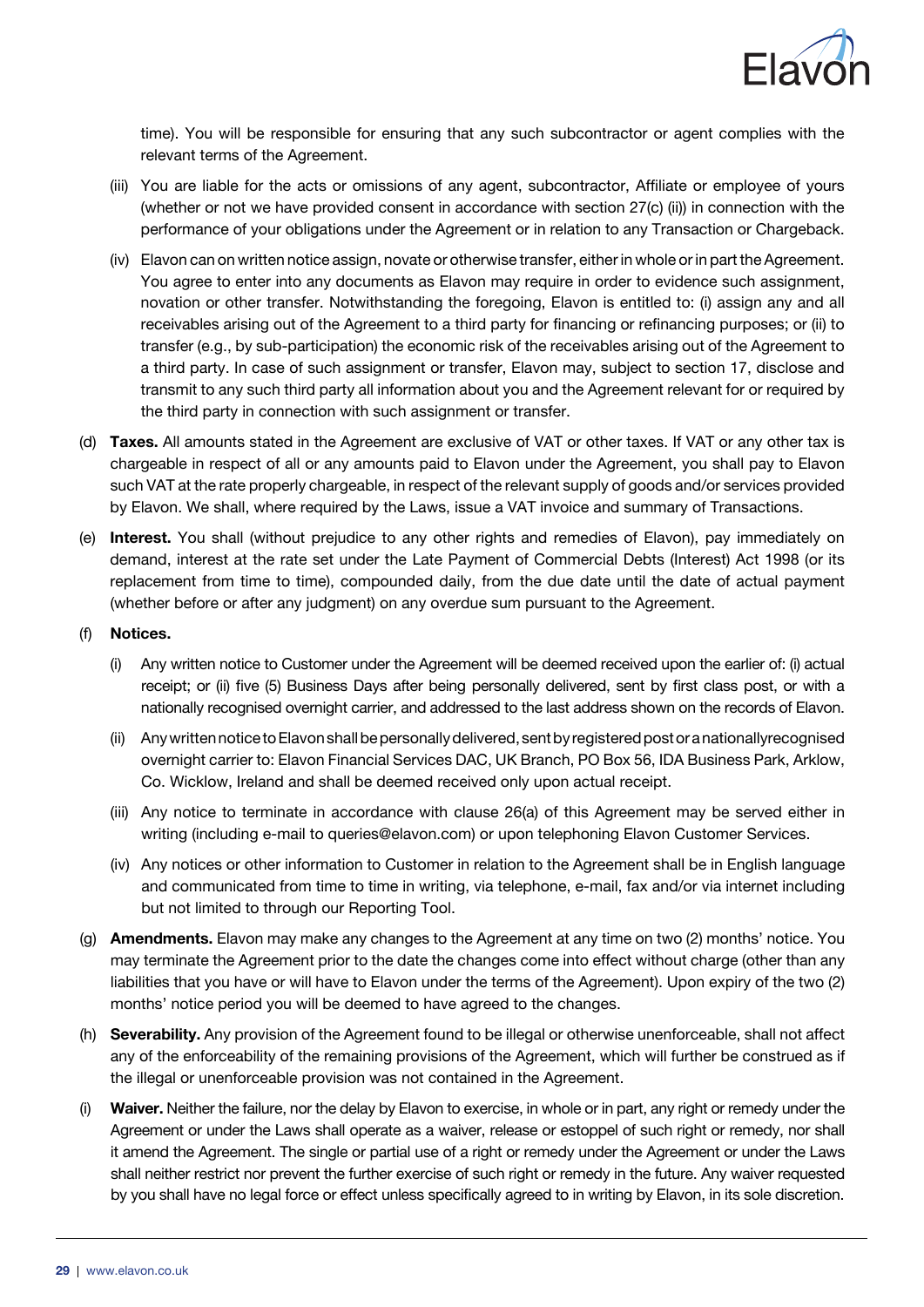time). You will be responsible for ensuring that any such subcontractor or agent complies with the relevant terms of the Agreement.

(iii) You are liable for the acts or omissions of any agent, subcontractor, Affiliate or employee of yours (whether or not we have provided consent in accordance with section 27(c) (ii)) in connection with the performance of your obligations under the Agreement or in relation to any Transaction or Chargeback.

(iv) Elavon can on written notice assign, novate or otherwise transfer, either in whole or in part the Agreement. You agree to enter into any documents as Elavon may require in order to evidence such assignment, novation or other transfer. Notwithstanding the foregoing, Elavon is entitled to: (i) assign any and all receivables arising out of the Agreement to a third party for financing or refinancing purposes; or (ii) to transfer (e.g., by sub-participation) the economic risk of the receivables arising out of the Agreement to a third party. In case of such assignment or transfer, Elavon may, subject to section 17, disclose and transmit to any such third party all information about you and the Agreement relevant for or required by the third party in connection with such assignment or transfer.

(d) **Taxes.** All amounts stated in the Agreement are exclusive of VAT or other taxes. If VAT or any other tax is chargeable in respect of all or any amounts paid to Elavon under the Agreement, you shall pay to Elavon such VAT at the rate properly chargeable, in respect of the relevant supply of goods and/or services provided by Elavon. We shall, where required by the Laws, issue a VAT invoice and summary of Transactions.

(e) **Interest.** You shall (without prejudice to any other rights and remedies of Elavon), pay immediately on demand, interest at the rate set under the Late Payment of Commercial Debts (Interest) Act 1998 (or its replacement from time to time), compounded daily, from the due date until the date of actual payment (whether before or after any judgment) on any overdue sum pursuant to the Agreement.

(f) **Notices.**

(i) Any written notice to Customer under the Agreement will be deemed received upon the earlier of: (i) actual receipt; or (ii) five (5) Business Days after being personally delivered, sent by first class post, or with a nationally recognised overnight carrier, and addressed to the last address shown on the records of Elavon.

(ii) Any written notice to Elavon shall be personally delivered, sent by registered post or a nationally recognised overnight carrier to: Elavon Financial Services DAC, UK Branch, PO Box 56, IDA Business Park, Arklow, Co. Wicklow, Ireland and shall be deemed received only upon actual receipt.

(iii) Any notice to terminate in accordance with clause 26(a) of this Agreement may be served either in writing (including e-mail to queries@elavon.com) or upon telephoning Elavon Customer Services.

(iv) Any notices or other information to Customer in relation to the Agreement shall be in English language and communicated from time to time in writing, via telephone, e-mail, fax and/or via internet including but not limited to through our Reporting Tool.

(g) **Amendments.** Elavon may make any changes to the Agreement at any time on two (2) months' notice. You may terminate the Agreement prior to the date the changes come into effect without charge (other than any liabilities that you have or will have to Elavon under the terms of the Agreement). Upon expiry of the two (2) months' notice period you will be deemed to have agreed to the changes.

(h) **Severability.** Any provision of the Agreement found to be illegal or otherwise unenforceable, shall not affect any of the enforceability of the remaining provisions of the Agreement, which will further be construed as if the illegal or unenforceable provision was not contained in the Agreement.

(i) **Waiver.** Neither the failure, nor the delay by Elavon to exercise, in whole or in part, any right or remedy under the Agreement or under the Laws shall operate as a waiver, release or estoppel of such right or remedy, nor shall it amend the Agreement. The single or partial use of a right or remedy under the Agreement or under the Laws shall neither restrict nor prevent the further exercise of such right or remedy in the future. Any waiver requested by you shall have no legal force or effect unless specifically agreed to in writing by Elavon, in its sole discretion.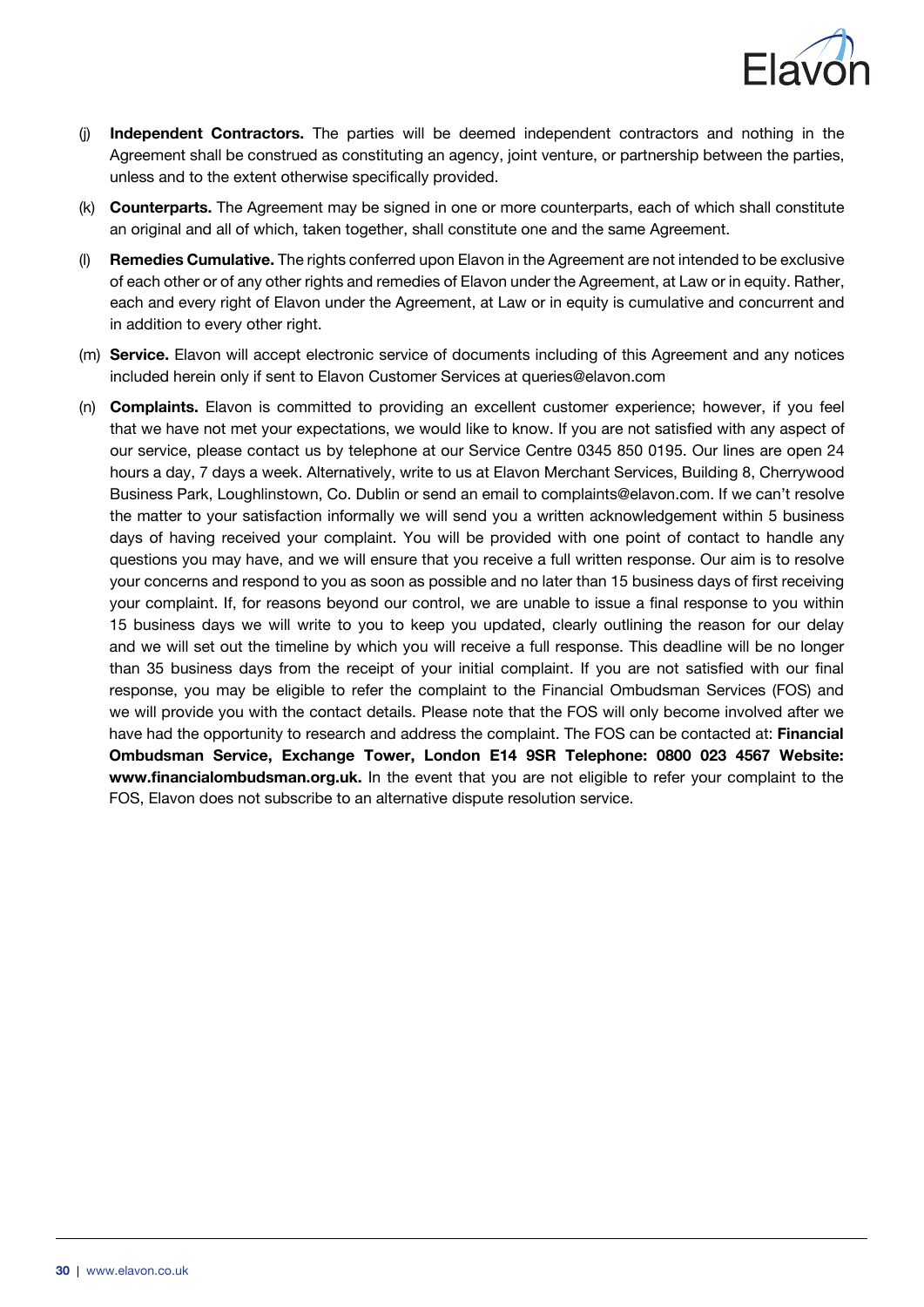(j) **Independent Contractors.** The parties will be deemed independent contractors and nothing in the Agreement shall be construed as constituting an agency, joint venture, or partnership between the parties, unless and to the extent otherwise specifically provided.

(k) **Counterparts.** The Agreement may be signed in one or more counterparts, each of which shall constitute an original and all of which, taken together, shall constitute one and the same Agreement.

(l) **Remedies Cumulative.** The rights conferred upon Elavon in the Agreement are not intended to be exclusive of each other or of any other rights and remedies of Elavon under the Agreement, at Law or in equity. Rather, each and every right of Elavon under the Agreement, at Law or in equity is cumulative and concurrent and in addition to every other right.

(m) **Service.** Elavon will accept electronic service of documents including of this Agreement and any notices included herein only if sent to Elavon Customer Services at queries@elavon.com

(n) **Complaints.** Elavon is committed to providing an excellent customer experience; however, if you feel that we have not met your expectations, we would like to know. If you are not satisfied with any aspect of our service, please contact us by telephone at our Service Centre 0345 850 0195. Our lines are open 24 hours a day, 7 days a week. Alternatively, write to us at Elavon Merchant Services, Building 8, Cherrywood Business Park, Loughlinstown, Co. Dublin or send an email to complaints@elavon.com. If we can't resolve the matter to your satisfaction informally we will send you a written acknowledgement within 5 business days of having received your complaint. You will be provided with one point of contact to handle any questions you may have, and we will ensure that you receive a full written response. Our aim is to resolve your concerns and respond to you as soon as possible and no later than 15 business days of first receiving your complaint. If, for reasons beyond our control, we are unable to issue a final response to you within 15 business days we will write to you to keep you updated, clearly outlining the reason for our delay and we will set out the timeline by which you will receive a full response. This deadline will be no longer than 35 business days from the receipt of your initial complaint. If you are not satisfied with our final response, you may be eligible to refer the complaint to the Financial Ombudsman Services (FOS) and we will provide you with the contact details. Please note that the FOS will only become involved after we have had the opportunity to research and address the complaint. The FOS can be contacted at: **Financial Ombudsman Service, Exchange Tower, London E14 9SR Telephone: 0800 023 4567 Website: www.financialombudsman.org.uk.** In the event that you are not eligible to refer your complaint to the FOS, Elavon does not subscribe to an alternative dispute resolution service.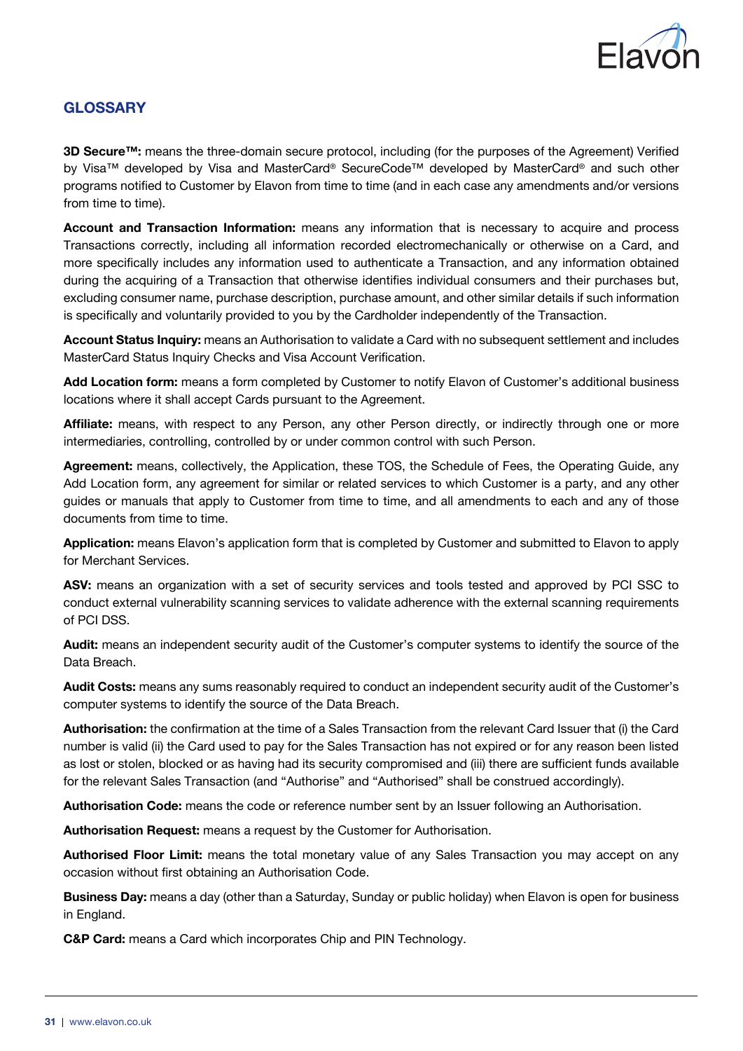## GLOSSARY

**3D Secure™:** means the three-domain secure protocol, including (for the purposes of the Agreement) Verified by Visa™ developed by Visa and MasterCard® SecureCode™ developed by MasterCard® and such other programs notified to Customer by Elavon from time to time (and in each case any amendments and/or versions from time to time).

**Account and Transaction Information:** means any information that is necessary to acquire and process Transactions correctly, including all information recorded electromechanically or otherwise on a Card, and more specifically includes any information used to authenticate a Transaction, and any information obtained during the acquiring of a Transaction that otherwise identifies individual consumers and their purchases but, excluding consumer name, purchase description, purchase amount, and other similar details if such information is specifically and voluntarily provided to you by the Cardholder independently of the Transaction.

**Account Status Inquiry:** means an Authorisation to validate a Card with no subsequent settlement and includes MasterCard Status Inquiry Checks and Visa Account Verification.

**Add Location form:** means a form completed by Customer to notify Elavon of Customer's additional business locations where it shall accept Cards pursuant to the Agreement.

**Affiliate:** means, with respect to any Person, any other Person directly, or indirectly through one or more intermediaries, controlling, controlled by or under common control with such Person.

**Agreement:** means, collectively, the Application, these TOS, the Schedule of Fees, the Operating Guide, any Add Location form, any agreement for similar or related services to which Customer is a party, and any other guides or manuals that apply to Customer from time to time, and all amendments to each and any of those documents from time to time.

**Application:** means Elavon's application form that is completed by Customer and submitted to Elavon to apply for Merchant Services.

**ASV:** means an organization with a set of security services and tools tested and approved by PCI SSC to conduct external vulnerability scanning services to validate adherence with the external scanning requirements of PCI DSS.

**Audit:** means an independent security audit of the Customer's computer systems to identify the source of the Data Breach.

**Audit Costs:** means any sums reasonably required to conduct an independent security audit of the Customer's computer systems to identify the source of the Data Breach.

**Authorisation:** the confirmation at the time of a Sales Transaction from the relevant Card Issuer that (i) the Card number is valid (ii) the Card used to pay for the Sales Transaction has not expired or for any reason been listed as lost or stolen, blocked or as having had its security compromised and (iii) there are sufficient funds available for the relevant Sales Transaction (and "Authorise" and "Authorised" shall be construed accordingly).

**Authorisation Code:** means the code or reference number sent by an Issuer following an Authorisation.

**Authorisation Request:** means a request by the Customer for Authorisation.

**Authorised Floor Limit:** means the total monetary value of any Sales Transaction you may accept on any occasion without first obtaining an Authorisation Code.

**Business Day:** means a day (other than a Saturday, Sunday or public holiday) when Elavon is open for business in England.

**C&P Card:** means a Card which incorporates Chip and PIN Technology.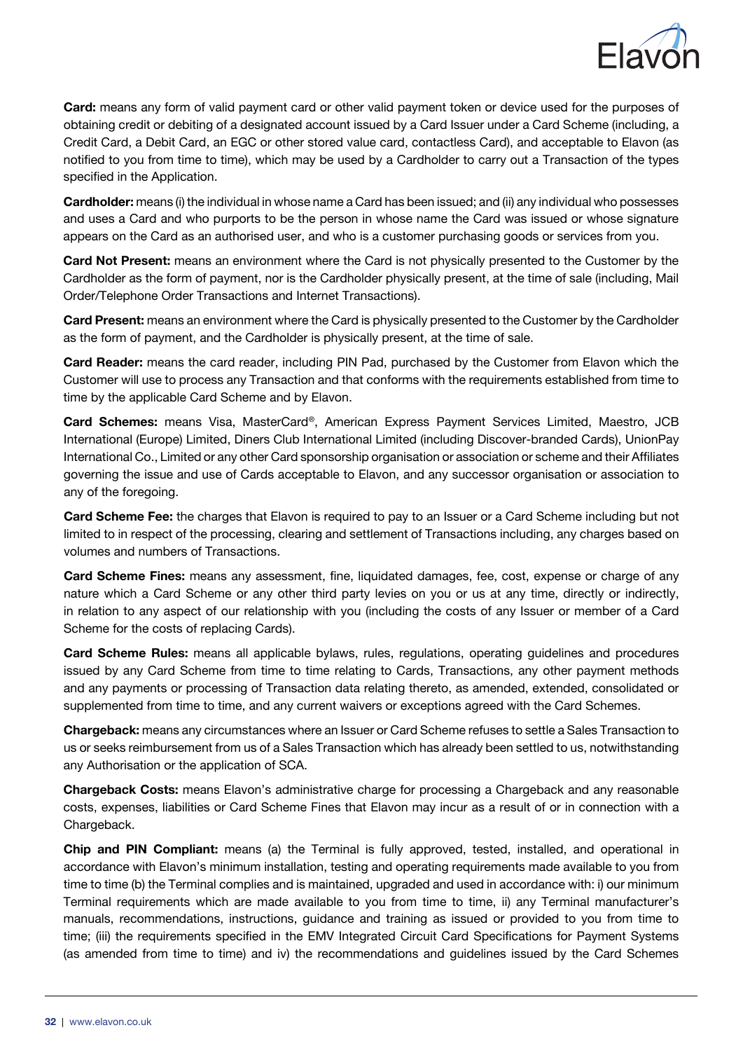**Card:** means any form of valid payment card or other valid payment token or device used for the purposes of obtaining credit or debiting of a designated account issued by a Card Issuer under a Card Scheme (including, a Credit Card, a Debit Card, an EGC or other stored value card, contactless Card), and acceptable to Elavon (as notified to you from time to time), which may be used by a Cardholder to carry out a Transaction of the types specified in the Application.

**Cardholder:** means (i) the individual in whose name a Card has been issued; and (ii) any individual who possesses and uses a Card and who purports to be the person in whose name the Card was issued or whose signature appears on the Card as an authorised user, and who is a customer purchasing goods or services from you.

**Card Not Present:** means an environment where the Card is not physically presented to the Customer by the Cardholder as the form of payment, nor is the Cardholder physically present, at the time of sale (including, Mail Order/Telephone Order Transactions and Internet Transactions).

**Card Present:** means an environment where the Card is physically presented to the Customer by the Cardholder as the form of payment, and the Cardholder is physically present, at the time of sale.

**Card Reader:** means the card reader, including PIN Pad, purchased by the Customer from Elavon which the Customer will use to process any Transaction and that conforms with the requirements established from time to time by the applicable Card Scheme and by Elavon.

**Card Schemes:** means Visa, MasterCard®, American Express Payment Services Limited, Maestro, JCB International (Europe) Limited, Diners Club International Limited (including Discover-branded Cards), UnionPay International Co., Limited or any other Card sponsorship organisation or association or scheme and their Affiliates governing the issue and use of Cards acceptable to Elavon, and any successor organisation or association to any of the foregoing.

**Card Scheme Fee:** the charges that Elavon is required to pay to an Issuer or a Card Scheme including but not limited to in respect of the processing, clearing and settlement of Transactions including, any charges based on volumes and numbers of Transactions.

**Card Scheme Fines:** means any assessment, fine, liquidated damages, fee, cost, expense or charge of any nature which a Card Scheme or any other third party levies on you or us at any time, directly or indirectly, in relation to any aspect of our relationship with you (including the costs of any Issuer or member of a Card Scheme for the costs of replacing Cards).

**Card Scheme Rules:** means all applicable bylaws, rules, regulations, operating guidelines and procedures issued by any Card Scheme from time to time relating to Cards, Transactions, any other payment methods and any payments or processing of Transaction data relating thereto, as amended, extended, consolidated or supplemented from time to time, and any current waivers or exceptions agreed with the Card Schemes.

**Chargeback:** means any circumstances where an Issuer or Card Scheme refuses to settle a Sales Transaction to us or seeks reimbursement from us of a Sales Transaction which has already been settled to us, notwithstanding any Authorisation or the application of SCA.

**Chargeback Costs:** means Elavon's administrative charge for processing a Chargeback and any reasonable costs, expenses, liabilities or Card Scheme Fines that Elavon may incur as a result of or in connection with a Chargeback.

**Chip and PIN Compliant:** means (a) the Terminal is fully approved, tested, installed, and operational in accordance with Elavon's minimum installation, testing and operating requirements made available to you from time to time (b) the Terminal complies and is maintained, upgraded and used in accordance with: i) our minimum Terminal requirements which are made available to you from time to time, ii) any Terminal manufacturer's manuals, recommendations, instructions, guidance and training as issued or provided to you from time to time; (iii) the requirements specified in the EMV Integrated Circuit Card Specifications for Payment Systems (as amended from time to time) and iv) the recommendations and guidelines issued by the Card Schemes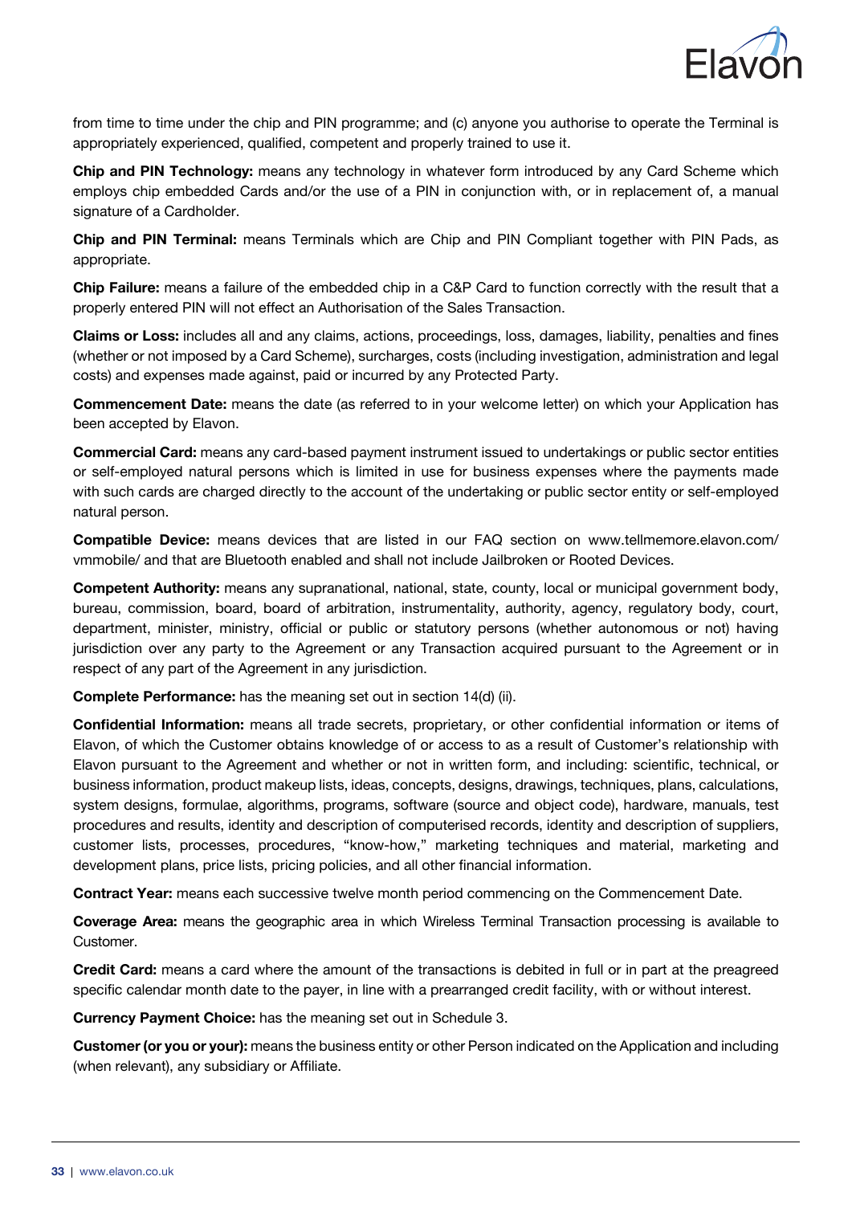from time to time under the chip and PIN programme; and (c) anyone you authorise to operate the Terminal is appropriately experienced, qualified, competent and properly trained to use it.

**Chip and PIN Technology:** means any technology in whatever form introduced by any Card Scheme which employs chip embedded Cards and/or the use of a PIN in conjunction with, or in replacement of, a manual signature of a Cardholder.

**Chip and PIN Terminal:** means Terminals which are Chip and PIN Compliant together with PIN Pads, as appropriate.

**Chip Failure:** means a failure of the embedded chip in a C&P Card to function correctly with the result that a properly entered PIN will not effect an Authorisation of the Sales Transaction.

**Claims or Loss:** includes all and any claims, actions, proceedings, loss, damages, liability, penalties and fines (whether or not imposed by a Card Scheme), surcharges, costs (including investigation, administration and legal costs) and expenses made against, paid or incurred by any Protected Party.

**Commencement Date:** means the date (as referred to in your welcome letter) on which your Application has been accepted by Elavon.

**Commercial Card:** means any card-based payment instrument issued to undertakings or public sector entities or self-employed natural persons which is limited in use for business expenses where the payments made with such cards are charged directly to the account of the undertaking or public sector entity or self-employed natural person.

**Compatible Device:** means devices that are listed in our FAQ section on www.tellmemore.elavon.com/vmmobile/ and that are Bluetooth enabled and shall not include Jailbroken or Rooted Devices.

**Competent Authority:** means any supranational, national, state, county, local or municipal government body, bureau, commission, board, board of arbitration, instrumentality, authority, agency, regulatory body, court, department, minister, ministry, official or public or statutory persons (whether autonomous or not) having jurisdiction over any party to the Agreement or any Transaction acquired pursuant to the Agreement or in respect of any part of the Agreement in any jurisdiction.

**Complete Performance:** has the meaning set out in section 14(d) (ii).

**Confidential Information:** means all trade secrets, proprietary, or other confidential information or items of Elavon, of which the Customer obtains knowledge of or access to as a result of Customer's relationship with Elavon pursuant to the Agreement and whether or not in written form, and including: scientific, technical, or business information, product makeup lists, ideas, concepts, designs, drawings, techniques, plans, calculations, system designs, formulae, algorithms, programs, software (source and object code), hardware, manuals, test procedures and results, identity and description of computerised records, identity and description of suppliers, customer lists, processes, procedures, "know-how," marketing techniques and material, marketing and development plans, price lists, pricing policies, and all other financial information.

**Contract Year:** means each successive twelve month period commencing on the Commencement Date.

**Coverage Area:** means the geographic area in which Wireless Terminal Transaction processing is available to Customer.

**Credit Card:** means a card where the amount of the transactions is debited in full or in part at the preagreed specific calendar month date to the payer, in line with a prearranged credit facility, with or without interest.

**Currency Payment Choice:** has the meaning set out in Schedule 3.

**Customer (or you or your):** means the business entity or other Person indicated on the Application and including (when relevant), any subsidiary or Affiliate.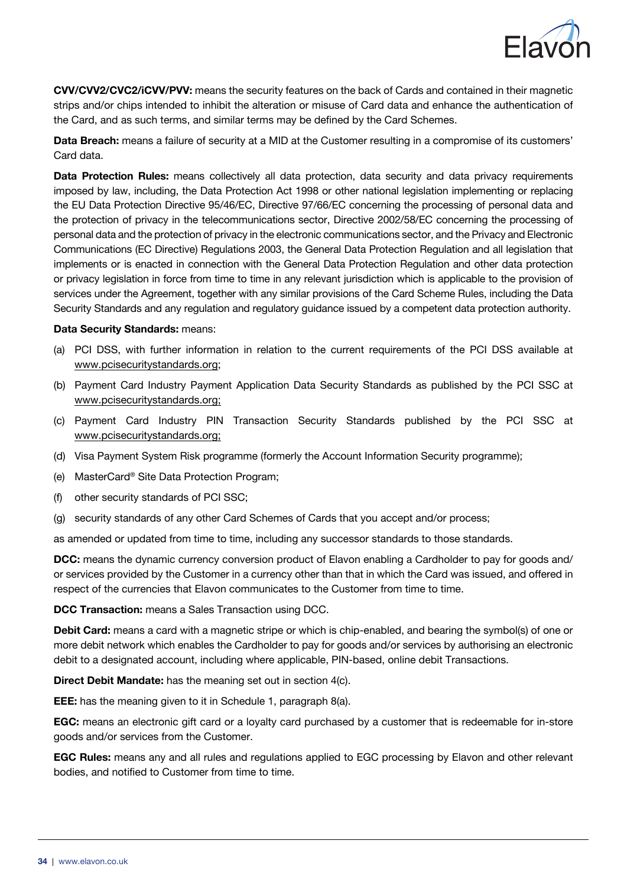**CVV/CVV2/CVC2/iCVV/PVV:** means the security features on the back of Cards and contained in their magnetic strips and/or chips intended to inhibit the alteration or misuse of Card data and enhance the authentication of the Card, and as such terms, and similar terms may be defined by the Card Schemes.

**Data Breach:** means a failure of security at a MID at the Customer resulting in a compromise of its customers' Card data.

**Data Protection Rules:** means collectively all data protection, data security and data privacy requirements imposed by law, including, the Data Protection Act 1998 or other national legislation implementing or replacing the EU Data Protection Directive 95/46/EC, Directive 97/66/EC concerning the processing of personal data and the protection of privacy in the telecommunications sector, Directive 2002/58/EC concerning the processing of personal data and the protection of privacy in the electronic communications sector, and the Privacy and Electronic Communications (EC Directive) Regulations 2003, the General Data Protection Regulation and all legislation that implements or is enacted in connection with the General Data Protection Regulation and other data protection or privacy legislation in force from time to time in any relevant jurisdiction which is applicable to the provision of services under the Agreement, together with any similar provisions of the Card Scheme Rules, including the Data Security Standards and any regulation and regulatory guidance issued by a competent data protection authority.

**Data Security Standards:** means:

(a) PCI DSS, with further information in relation to the current requirements of the PCI DSS available at www.pcisecuritystandards.org;

(b) Payment Card Industry Payment Application Data Security Standards as published by the PCI SSC at www.pcisecuritystandards.org;

(c) Payment Card Industry PIN Transaction Security Standards published by the PCI SSC at www.pcisecuritystandards.org;

(d) Visa Payment System Risk programme (formerly the Account Information Security programme);

(e) MasterCard® Site Data Protection Program;

(f) other security standards of PCI SSC;

(g) security standards of any other Card Schemes of Cards that you accept and/or process;

as amended or updated from time to time, including any successor standards to those standards.

**DCC:** means the dynamic currency conversion product of Elavon enabling a Cardholder to pay for goods and/or services provided by the Customer in a currency other than that in which the Card was issued, and offered in respect of the currencies that Elavon communicates to the Customer from time to time.

**DCC Transaction:** means a Sales Transaction using DCC.

**Debit Card:** means a card with a magnetic stripe or which is chip-enabled, and bearing the symbol(s) of one or more debit network which enables the Cardholder to pay for goods and/or services by authorising an electronic debit to a designated account, including where applicable, PIN-based, online debit Transactions.

**Direct Debit Mandate:** has the meaning set out in section 4(c).

**EEE:** has the meaning given to it in Schedule 1, paragraph 8(a).

**EGC:** means an electronic gift card or a loyalty card purchased by a customer that is redeemable for in-store goods and/or services from the Customer.

**EGC Rules:** means any and all rules and regulations applied to EGC processing by Elavon and other relevant bodies, and notified to Customer from time to time.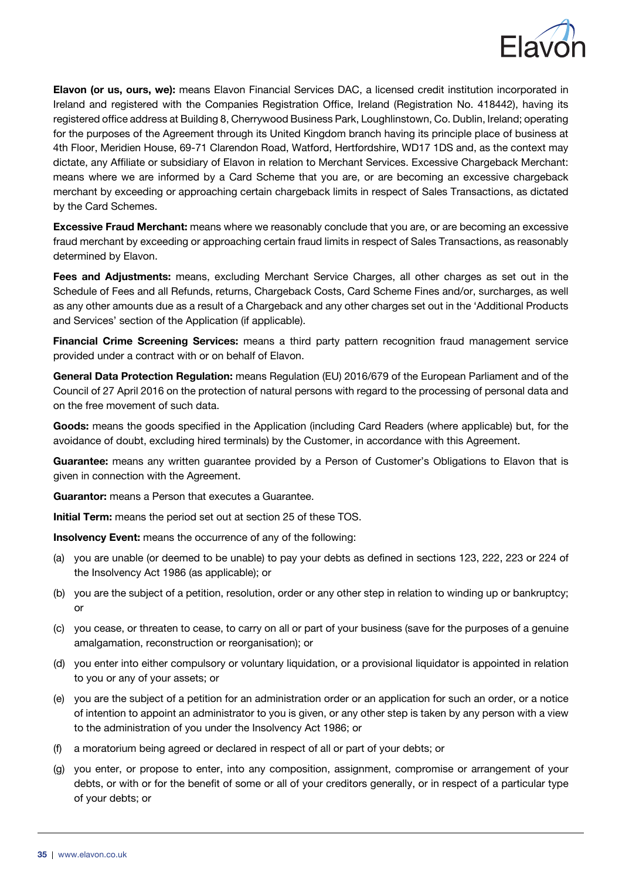**Elavon (or us, ours, we):** means Elavon Financial Services DAC, a licensed credit institution incorporated in Ireland and registered with the Companies Registration Office, Ireland (Registration No. 418442), having its registered office address at Building 8, Cherrywood Business Park, Loughlinstown, Co. Dublin, Ireland; operating for the purposes of the Agreement through its United Kingdom branch having its principle place of business at 4th Floor, Meridien House, 69-71 Clarendon Road, Watford, Hertfordshire, WD17 1DS and, as the context may dictate, any Affiliate or subsidiary of Elavon in relation to Merchant Services. Excessive Chargeback Merchant: means where we are informed by a Card Scheme that you are, or are becoming an excessive chargeback merchant by exceeding or approaching certain chargeback limits in respect of Sales Transactions, as dictated by the Card Schemes.

**Excessive Fraud Merchant:** means where we reasonably conclude that you are, or are becoming an excessive fraud merchant by exceeding or approaching certain fraud limits in respect of Sales Transactions, as reasonably determined by Elavon.

**Fees and Adjustments:** means, excluding Merchant Service Charges, all other charges as set out in the Schedule of Fees and all Refunds, returns, Chargeback Costs, Card Scheme Fines and/or, surcharges, as well as any other amounts due as a result of a Chargeback and any other charges set out in the 'Additional Products and Services' section of the Application (if applicable).

**Financial Crime Screening Services:** means a third party pattern recognition fraud management service provided under a contract with or on behalf of Elavon.

**General Data Protection Regulation:** means Regulation (EU) 2016/679 of the European Parliament and of the Council of 27 April 2016 on the protection of natural persons with regard to the processing of personal data and on the free movement of such data.

**Goods:** means the goods specified in the Application (including Card Readers (where applicable) but, for the avoidance of doubt, excluding hired terminals) by the Customer, in accordance with this Agreement.

**Guarantee:** means any written guarantee provided by a Person of Customer's Obligations to Elavon that is given in connection with the Agreement.

**Guarantor:** means a Person that executes a Guarantee.

**Initial Term:** means the period set out at section 25 of these TOS.

**Insolvency Event:** means the occurrence of any of the following:

(a) you are unable (or deemed to be unable) to pay your debts as defined in sections 123, 222, 223 or 224 of the Insolvency Act 1986 (as applicable); or

(b) you are the subject of a petition, resolution, order or any other step in relation to winding up or bankruptcy; or

(c) you cease, or threaten to cease, to carry on all or part of your business (save for the purposes of a genuine amalgamation, reconstruction or reorganisation); or

(d) you enter into either compulsory or voluntary liquidation, or a provisional liquidator is appointed in relation to you or any of your assets; or

(e) you are the subject of a petition for an administration order or an application for such an order, or a notice of intention to appoint an administrator to you is given, or any other step is taken by any person with a view to the administration of you under the Insolvency Act 1986; or

(f) a moratorium being agreed or declared in respect of all or part of your debts; or

(g) you enter, or propose to enter, into any composition, assignment, compromise or arrangement of your debts, or with or for the benefit of some or all of your creditors generally, or in respect of a particular type of your debts; or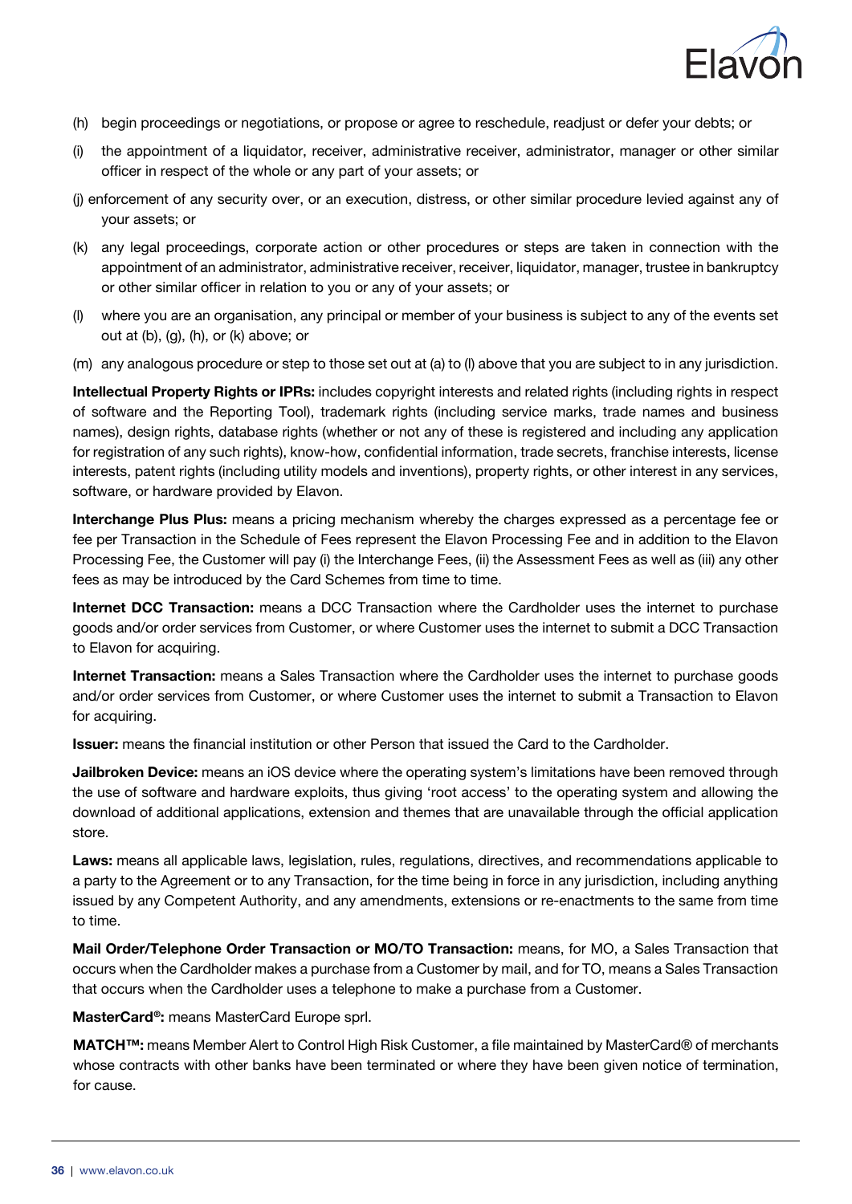(h) begin proceedings or negotiations, or propose or agree to reschedule, readjust or defer your debts; or

(i) the appointment of a liquidator, receiver, administrative receiver, administrator, manager or other similar officer in respect of the whole or any part of your assets; or

(j) enforcement of any security over, or an execution, distress, or other similar procedure levied against any of your assets; or

(k) any legal proceedings, corporate action or other procedures or steps are taken in connection with the appointment of an administrator, administrative receiver, receiver, liquidator, manager, trustee in bankruptcy or other similar officer in relation to you or any of your assets; or

(l) where you are an organisation, any principal or member of your business is subject to any of the events set out at (b), (g), (h), or (k) above; or

(m) any analogous procedure or step to those set out at (a) to (l) above that you are subject to in any jurisdiction.

**Intellectual Property Rights or IPRs:** includes copyright interests and related rights (including rights in respect of software and the Reporting Tool), trademark rights (including service marks, trade names and business names), design rights, database rights (whether or not any of these is registered and including any application for registration of any such rights), know-how, confidential information, trade secrets, franchise interests, license interests, patent rights (including utility models and inventions), property rights, or other interest in any services, software, or hardware provided by Elavon.

**Interchange Plus Plus:** means a pricing mechanism whereby the charges expressed as a percentage fee or fee per Transaction in the Schedule of Fees represent the Elavon Processing Fee and in addition to the Elavon Processing Fee, the Customer will pay (i) the Interchange Fees, (ii) the Assessment Fees as well as (iii) any other fees as may be introduced by the Card Schemes from time to time.

**Internet DCC Transaction:** means a DCC Transaction where the Cardholder uses the internet to purchase goods and/or order services from Customer, or where Customer uses the internet to submit a DCC Transaction to Elavon for acquiring.

**Internet Transaction:** means a Sales Transaction where the Cardholder uses the internet to purchase goods and/or order services from Customer, or where Customer uses the internet to submit a Transaction to Elavon for acquiring.

**Issuer:** means the financial institution or other Person that issued the Card to the Cardholder.

**Jailbroken Device:** means an iOS device where the operating system's limitations have been removed through the use of software and hardware exploits, thus giving 'root access' to the operating system and allowing the download of additional applications, extension and themes that are unavailable through the official application store.

**Laws:** means all applicable laws, legislation, rules, regulations, directives, and recommendations applicable to a party to the Agreement or to any Transaction, for the time being in force in any jurisdiction, including anything issued by any Competent Authority, and any amendments, extensions or re-enactments to the same from time to time.

**Mail Order/Telephone Order Transaction or MO/TO Transaction:** means, for MO, a Sales Transaction that occurs when the Cardholder makes a purchase from a Customer by mail, and for TO, means a Sales Transaction that occurs when the Cardholder uses a telephone to make a purchase from a Customer.

**MasterCard®:** means MasterCard Europe sprl.

**MATCH™:** means Member Alert to Control High Risk Customer, a file maintained by MasterCard® of merchants whose contracts with other banks have been terminated or where they have been given notice of termination, for cause.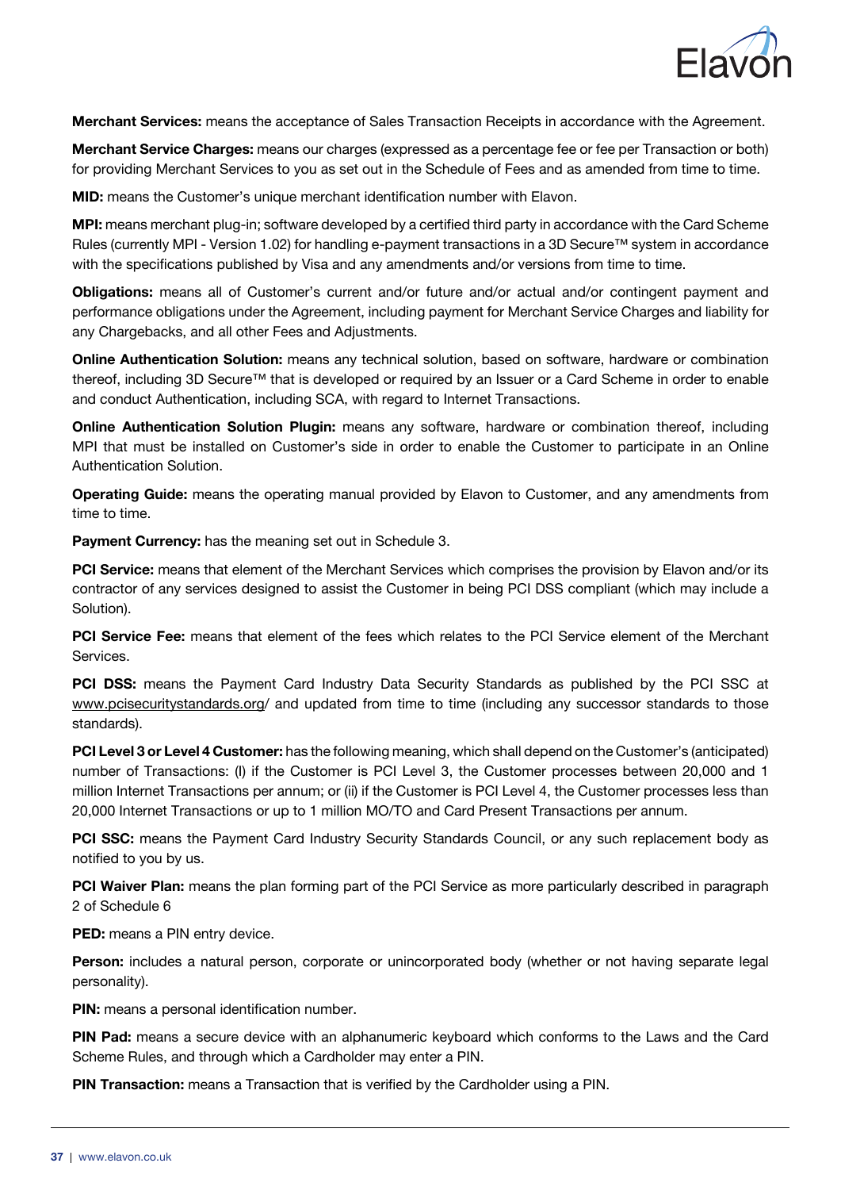**Merchant Services:** means the acceptance of Sales Transaction Receipts in accordance with the Agreement.

**Merchant Service Charges:** means our charges (expressed as a percentage fee or fee per Transaction or both) for providing Merchant Services to you as set out in the Schedule of Fees and as amended from time to time.

**MID:** means the Customer's unique merchant identification number with Elavon.

**MPI:** means merchant plug-in; software developed by a certified third party in accordance with the Card Scheme Rules (currently MPI - Version 1.02) for handling e-payment transactions in a 3D Secure™ system in accordance with the specifications published by Visa and any amendments and/or versions from time to time.

**Obligations:** means all of Customer's current and/or future and/or actual and/or contingent payment and performance obligations under the Agreement, including payment for Merchant Service Charges and liability for any Chargebacks, and all other Fees and Adjustments.

**Online Authentication Solution:** means any technical solution, based on software, hardware or combination thereof, including 3D Secure™ that is developed or required by an Issuer or a Card Scheme in order to enable and conduct Authentication, including SCA, with regard to Internet Transactions.

**Online Authentication Solution Plugin:** means any software, hardware or combination thereof, including MPI that must be installed on Customer's side in order to enable the Customer to participate in an Online Authentication Solution.

**Operating Guide:** means the operating manual provided by Elavon to Customer, and any amendments from time to time.

**Payment Currency:** has the meaning set out in Schedule 3.

**PCI Service:** means that element of the Merchant Services which comprises the provision by Elavon and/or its contractor of any services designed to assist the Customer in being PCI DSS compliant (which may include a Solution).

**PCI Service Fee:** means that element of the fees which relates to the PCI Service element of the Merchant Services.

**PCI DSS:** means the Payment Card Industry Data Security Standards as published by the PCI SSC at www.pcisecuritystandards.org/ and updated from time to time (including any successor standards to those standards).

**PCI Level 3 or Level 4 Customer:** has the following meaning, which shall depend on the Customer's (anticipated) number of Transactions: (I) if the Customer is PCI Level 3, the Customer processes between 20,000 and 1 million Internet Transactions per annum; or (ii) if the Customer is PCI Level 4, the Customer processes less than 20,000 Internet Transactions or up to 1 million MO/TO and Card Present Transactions per annum.

**PCI SSC:** means the Payment Card Industry Security Standards Council, or any such replacement body as notified to you by us.

**PCI Waiver Plan:** means the plan forming part of the PCI Service as more particularly described in paragraph 2 of Schedule 6

**PED:** means a PIN entry device.

**Person:** includes a natural person, corporate or unincorporated body (whether or not having separate legal personality).

**PIN:** means a personal identification number.

**PIN Pad:** means a secure device with an alphanumeric keyboard which conforms to the Laws and the Card Scheme Rules, and through which a Cardholder may enter a PIN.

**PIN Transaction:** means a Transaction that is verified by the Cardholder using a PIN.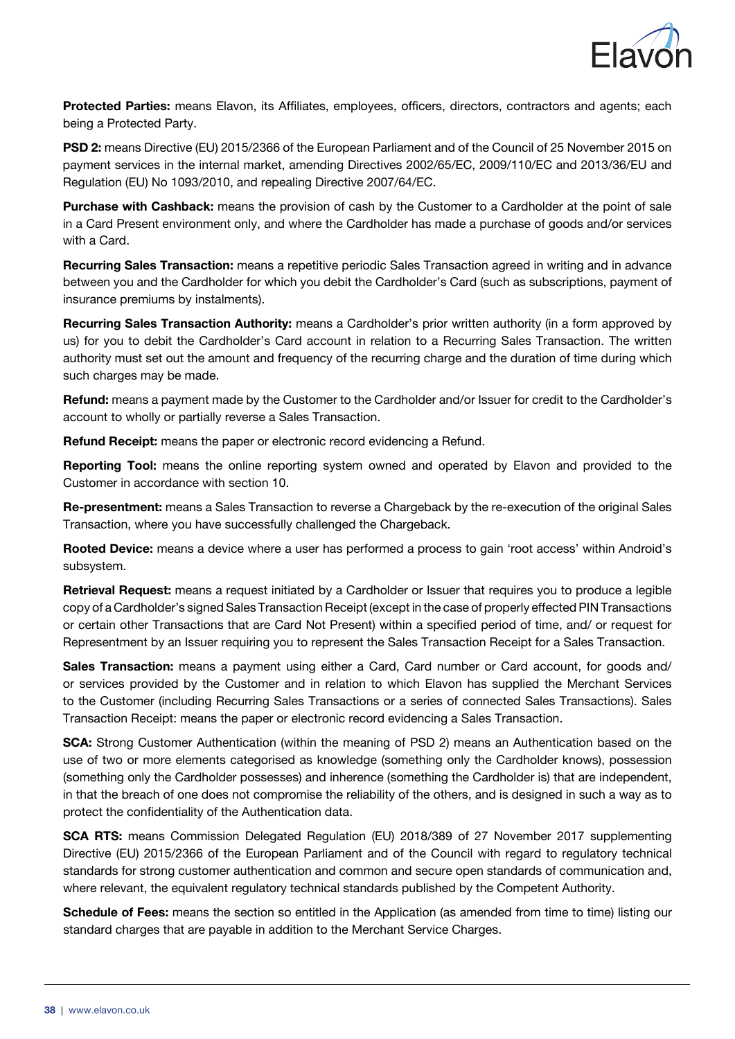**Protected Parties:** means Elavon, its Affiliates, employees, officers, directors, contractors and agents; each being a Protected Party.

**PSD 2:** means Directive (EU) 2015/2366 of the European Parliament and of the Council of 25 November 2015 on payment services in the internal market, amending Directives 2002/65/EC, 2009/110/EC and 2013/36/EU and Regulation (EU) No 1093/2010, and repealing Directive 2007/64/EC.

**Purchase with Cashback:** means the provision of cash by the Customer to a Cardholder at the point of sale in a Card Present environment only, and where the Cardholder has made a purchase of goods and/or services with a Card.

**Recurring Sales Transaction:** means a repetitive periodic Sales Transaction agreed in writing and in advance between you and the Cardholder for which you debit the Cardholder's Card (such as subscriptions, payment of insurance premiums by instalments).

**Recurring Sales Transaction Authority:** means a Cardholder's prior written authority (in a form approved by us) for you to debit the Cardholder's Card account in relation to a Recurring Sales Transaction. The written authority must set out the amount and frequency of the recurring charge and the duration of time during which such charges may be made.

**Refund:** means a payment made by the Customer to the Cardholder and/or Issuer for credit to the Cardholder's account to wholly or partially reverse a Sales Transaction.

**Refund Receipt:** means the paper or electronic record evidencing a Refund.

**Reporting Tool:** means the online reporting system owned and operated by Elavon and provided to the Customer in accordance with section 10.

**Re-presentment:** means a Sales Transaction to reverse a Chargeback by the re-execution of the original Sales Transaction, where you have successfully challenged the Chargeback.

**Rooted Device:** means a device where a user has performed a process to gain 'root access' within Android's subsystem.

**Retrieval Request:** means a request initiated by a Cardholder or Issuer that requires you to produce a legible copy of a Cardholder's signed Sales Transaction Receipt (except in the case of properly effected PIN Transactions or certain other Transactions that are Card Not Present) within a specified period of time, and/ or request for Representment by an Issuer requiring you to represent the Sales Transaction Receipt for a Sales Transaction.

**Sales Transaction:** means a payment using either a Card, Card number or Card account, for goods and/ or services provided by the Customer and in relation to which Elavon has supplied the Merchant Services to the Customer (including Recurring Sales Transactions or a series of connected Sales Transactions). Sales Transaction Receipt: means the paper or electronic record evidencing a Sales Transaction.

**SCA:** Strong Customer Authentication (within the meaning of PSD 2) means an Authentication based on the use of two or more elements categorised as knowledge (something only the Cardholder knows), possession (something only the Cardholder possesses) and inherence (something the Cardholder is) that are independent, in that the breach of one does not compromise the reliability of the others, and is designed in such a way as to protect the confidentiality of the Authentication data.

**SCA RTS:** means Commission Delegated Regulation (EU) 2018/389 of 27 November 2017 supplementing Directive (EU) 2015/2366 of the European Parliament and of the Council with regard to regulatory technical standards for strong customer authentication and common and secure open standards of communication and, where relevant, the equivalent regulatory technical standards published by the Competent Authority.

**Schedule of Fees:** means the section so entitled in the Application (as amended from time to time) listing our standard charges that are payable in addition to the Merchant Service Charges.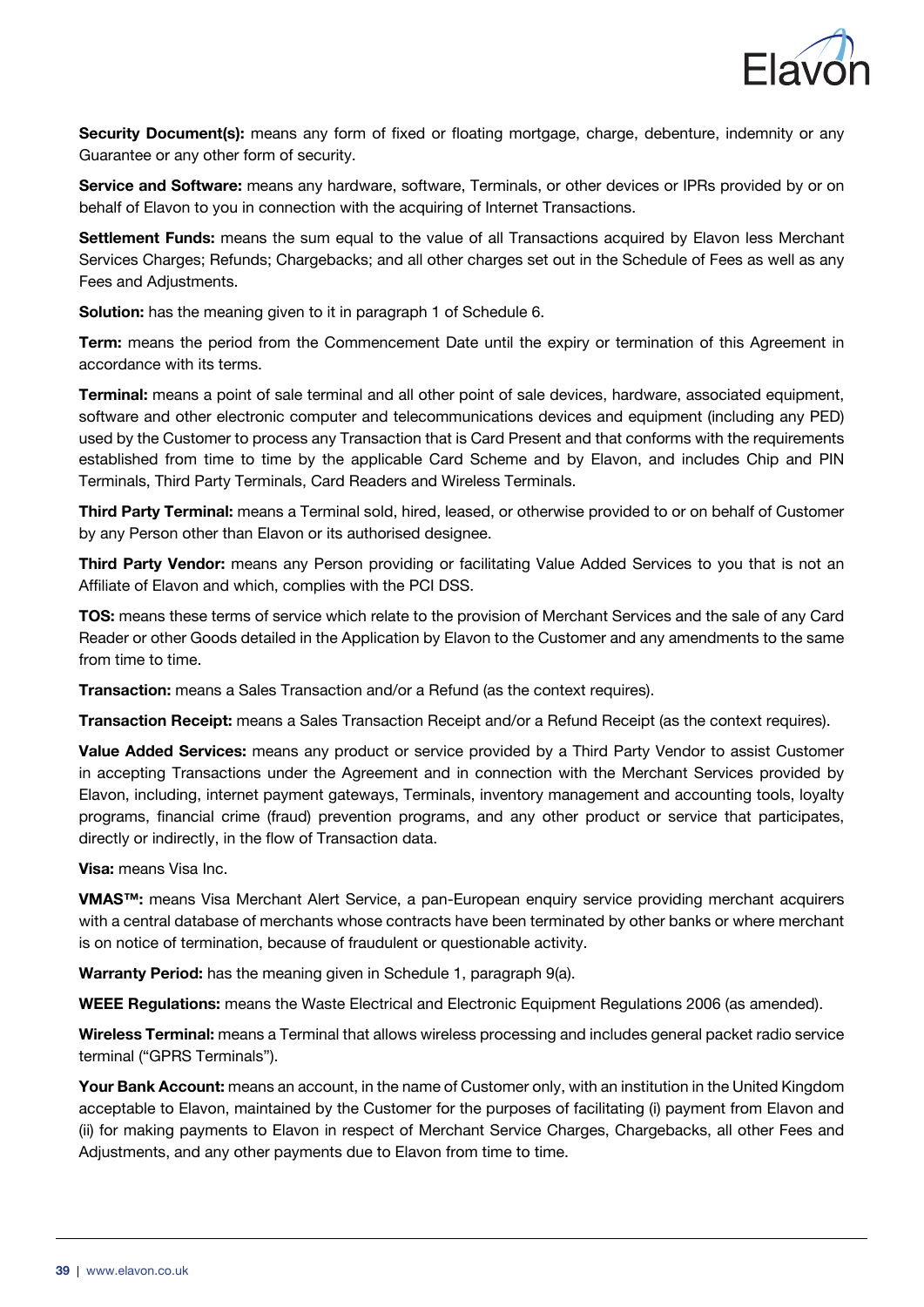**Security Document(s):** means any form of fixed or floating mortgage, charge, debenture, indemnity or any Guarantee or any other form of security.

**Service and Software:** means any hardware, software, Terminals, or other devices or IPRs provided by or on behalf of Elavon to you in connection with the acquiring of Internet Transactions.

**Settlement Funds:** means the sum equal to the value of all Transactions acquired by Elavon less Merchant Services Charges; Refunds; Chargebacks; and all other charges set out in the Schedule of Fees as well as any Fees and Adjustments.

**Solution:** has the meaning given to it in paragraph 1 of Schedule 6.

**Term:** means the period from the Commencement Date until the expiry or termination of this Agreement in accordance with its terms.

**Terminal:** means a point of sale terminal and all other point of sale devices, hardware, associated equipment, software and other electronic computer and telecommunications devices and equipment (including any PED) used by the Customer to process any Transaction that is Card Present and that conforms with the requirements established from time to time by the applicable Card Scheme and by Elavon, and includes Chip and PIN Terminals, Third Party Terminals, Card Readers and Wireless Terminals.

**Third Party Terminal:** means a Terminal sold, hired, leased, or otherwise provided to or on behalf of Customer by any Person other than Elavon or its authorised designee.

**Third Party Vendor:** means any Person providing or facilitating Value Added Services to you that is not an Affiliate of Elavon and which, complies with the PCI DSS.

**TOS:** means these terms of service which relate to the provision of Merchant Services and the sale of any Card Reader or other Goods detailed in the Application by Elavon to the Customer and any amendments to the same from time to time.

**Transaction:** means a Sales Transaction and/or a Refund (as the context requires).

**Transaction Receipt:** means a Sales Transaction Receipt and/or a Refund Receipt (as the context requires).

**Value Added Services:** means any product or service provided by a Third Party Vendor to assist Customer in accepting Transactions under the Agreement and in connection with the Merchant Services provided by Elavon, including, internet payment gateways, Terminals, inventory management and accounting tools, loyalty programs, financial crime (fraud) prevention programs, and any other product or service that participates, directly or indirectly, in the flow of Transaction data.

**Visa:** means Visa Inc.

**VMAS™:** means Visa Merchant Alert Service, a pan-European enquiry service providing merchant acquirers with a central database of merchants whose contracts have been terminated by other banks or where merchant is on notice of termination, because of fraudulent or questionable activity.

**Warranty Period:** has the meaning given in Schedule 1, paragraph 9(a).

**WEEE Regulations:** means the Waste Electrical and Electronic Equipment Regulations 2006 (as amended).

**Wireless Terminal:** means a Terminal that allows wireless processing and includes general packet radio service terminal ("GPRS Terminals").

**Your Bank Account:** means an account, in the name of Customer only, with an institution in the United Kingdom acceptable to Elavon, maintained by the Customer for the purposes of facilitating (i) payment from Elavon and (ii) for making payments to Elavon in respect of Merchant Service Charges, Chargebacks, all other Fees and Adjustments, and any other payments due to Elavon from time to time.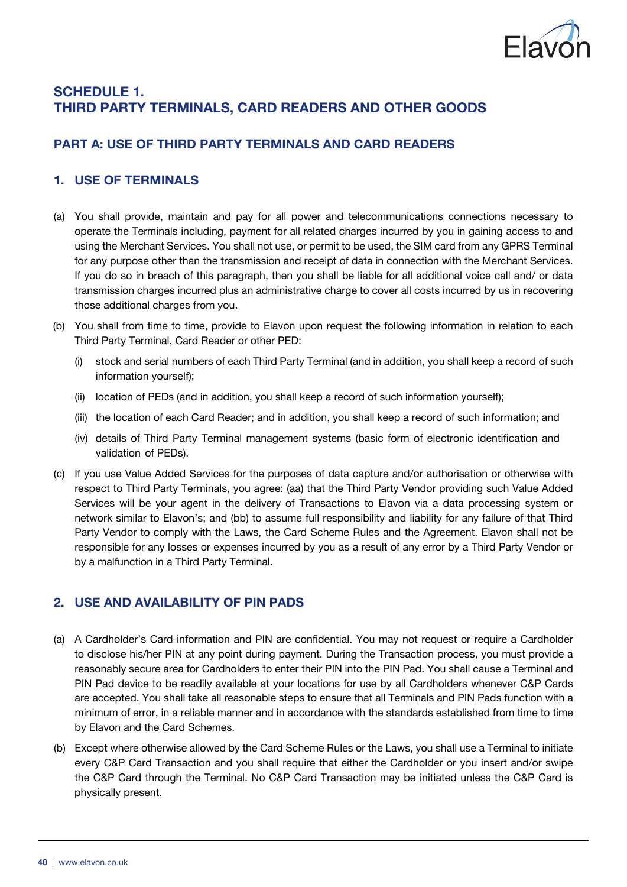# SCHEDULE 1.
# THIRD PARTY TERMINALS, CARD READERS AND OTHER GOODS

## PART A: USE OF THIRD PARTY TERMINALS AND CARD READERS

### 1. USE OF TERMINALS

(a) You shall provide, maintain and pay for all power and telecommunications connections necessary to operate the Terminals including, payment for all related charges incurred by you in gaining access to and using the Merchant Services. You shall not use, or permit to be used, the SIM card from any GPRS Terminal for any purpose other than the transmission and receipt of data in connection with the Merchant Services. If you do so in breach of this paragraph, then you shall be liable for all additional voice call and/ or data transmission charges incurred plus an administrative charge to cover all costs incurred by us in recovering those additional charges from you.

(b) You shall from time to time, provide to Elavon upon request the following information in relation to each Third Party Terminal, Card Reader or other PED:

   (i) stock and serial numbers of each Third Party Terminal (and in addition, you shall keep a record of such information yourself);

   (ii) location of PEDs (and in addition, you shall keep a record of such information yourself);

   (iii) the location of each Card Reader; and in addition, you shall keep a record of such information; and

   (iv) details of Third Party Terminal management systems (basic form of electronic identification and validation of PEDs).

(c) If you use Value Added Services for the purposes of data capture and/or authorisation or otherwise with respect to Third Party Terminals, you agree: (aa) that the Third Party Vendor providing such Value Added Services will be your agent in the delivery of Transactions to Elavon via a data processing system or network similar to Elavon's; and (bb) to assume full responsibility and liability for any failure of that Third Party Vendor to comply with the Laws, the Card Scheme Rules and the Agreement. Elavon shall not be responsible for any losses or expenses incurred by you as a result of any error by a Third Party Vendor or by a malfunction in a Third Party Terminal.

### 2. USE AND AVAILABILITY OF PIN PADS

(a) A Cardholder's Card information and PIN are confidential. You may not request or require a Cardholder to disclose his/her PIN at any point during payment. During the Transaction process, you must provide a reasonably secure area for Cardholders to enter their PIN into the PIN Pad. You shall cause a Terminal and PIN Pad device to be readily available at your locations for use by all Cardholders whenever C&P Cards are accepted. You shall take all reasonable steps to ensure that all Terminals and PIN Pads function with a minimum of error, in a reliable manner and in accordance with the standards established from time to time by Elavon and the Card Schemes.

(b) Except where otherwise allowed by the Card Scheme Rules or the Laws, you shall use a Terminal to initiate every C&P Card Transaction and you shall require that either the Cardholder or you insert and/or swipe the C&P Card through the Terminal. No C&P Card Transaction may be initiated unless the C&P Card is physically present.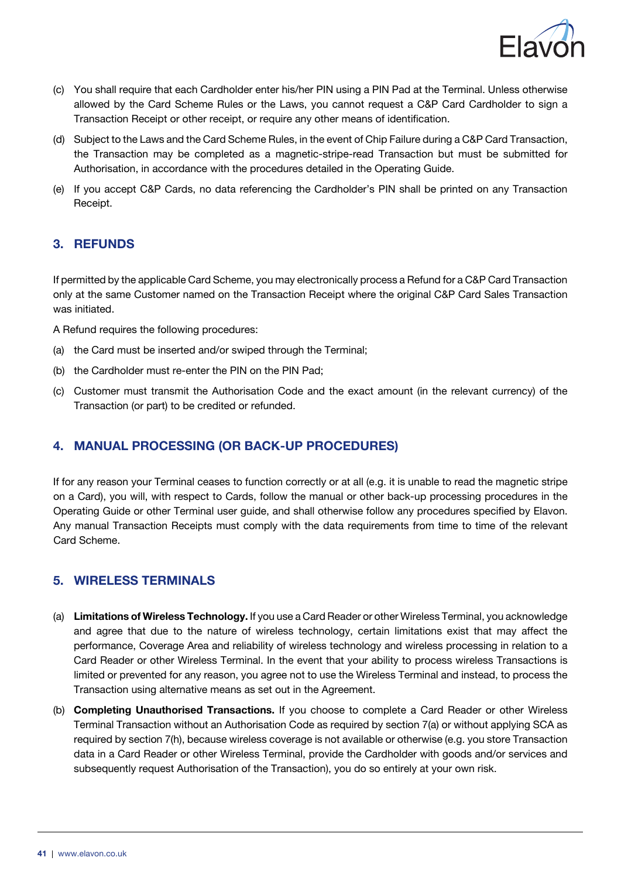(c) You shall require that each Cardholder enter his/her PIN using a PIN Pad at the Terminal. Unless otherwise allowed by the Card Scheme Rules or the Laws, you cannot request a C&P Card Cardholder to sign a Transaction Receipt or other receipt, or require any other means of identification.

(d) Subject to the Laws and the Card Scheme Rules, in the event of Chip Failure during a C&P Card Transaction, the Transaction may be completed as a magnetic-stripe-read Transaction but must be submitted for Authorisation, in accordance with the procedures detailed in the Operating Guide.

(e) If you accept C&P Cards, no data referencing the Cardholder's PIN shall be printed on any Transaction Receipt.

## 3. REFUNDS

If permitted by the applicable Card Scheme, you may electronically process a Refund for a C&P Card Transaction only at the same Customer named on the Transaction Receipt where the original C&P Card Sales Transaction was initiated.

A Refund requires the following procedures:

(a) the Card must be inserted and/or swiped through the Terminal;

(b) the Cardholder must re-enter the PIN on the PIN Pad;

(c) Customer must transmit the Authorisation Code and the exact amount (in the relevant currency) of the Transaction (or part) to be credited or refunded.

## 4. MANUAL PROCESSING (OR BACK-UP PROCEDURES)

If for any reason your Terminal ceases to function correctly or at all (e.g. it is unable to read the magnetic stripe on a Card), you will, with respect to Cards, follow the manual or other back-up processing procedures in the Operating Guide or other Terminal user guide, and shall otherwise follow any procedures specified by Elavon. Any manual Transaction Receipts must comply with the data requirements from time to time of the relevant Card Scheme.

## 5. WIRELESS TERMINALS

(a) **Limitations of Wireless Technology.** If you use a Card Reader or other Wireless Terminal, you acknowledge and agree that due to the nature of wireless technology, certain limitations exist that may affect the performance, Coverage Area and reliability of wireless technology and wireless processing in relation to a Card Reader or other Wireless Terminal. In the event that your ability to process wireless Transactions is limited or prevented for any reason, you agree not to use the Wireless Terminal and instead, to process the Transaction using alternative means as set out in the Agreement.

(b) **Completing Unauthorised Transactions.** If you choose to complete a Card Reader or other Wireless Terminal Transaction without an Authorisation Code as required by section 7(a) or without applying SCA as required by section 7(h), because wireless coverage is not available or otherwise (e.g. you store Transaction data in a Card Reader or other Wireless Terminal, provide the Cardholder with goods and/or services and subsequently request Authorisation of the Transaction), you do so entirely at your own risk.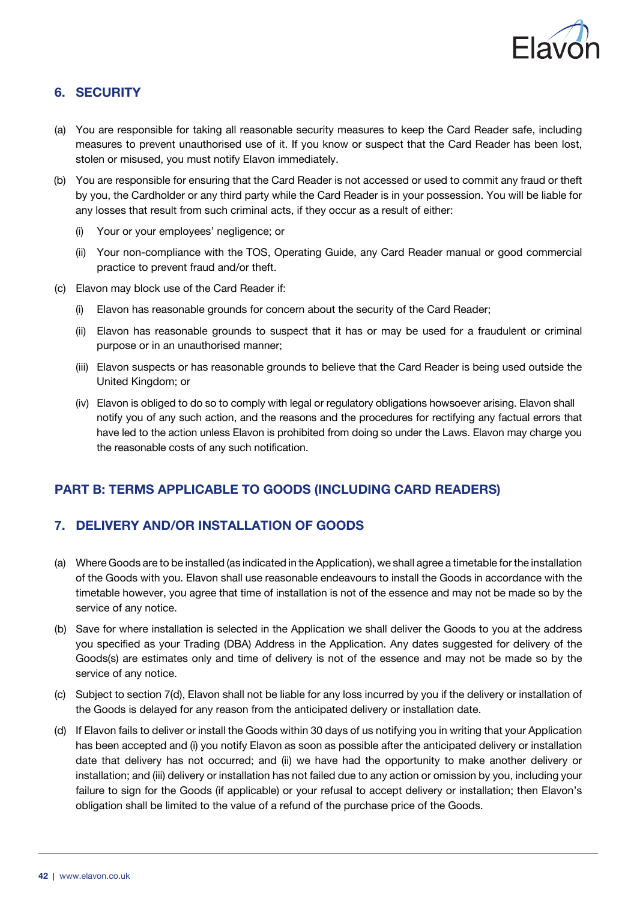## 6. SECURITY

(a) You are responsible for taking all reasonable security measures to keep the Card Reader safe, including measures to prevent unauthorised use of it. If you know or suspect that the Card Reader has been lost, stolen or misused, you must notify Elavon immediately.

(b) You are responsible for ensuring that the Card Reader is not accessed or used to commit any fraud or theft by you, the Cardholder or any third party while the Card Reader is in your possession. You will be liable for any losses that result from such criminal acts, if they occur as a result of either:

   (i) Your or your employees' negligence; or

   (ii) Your non-compliance with the TOS, Operating Guide, any Card Reader manual or good commercial practice to prevent fraud and/or theft.

(c) Elavon may block use of the Card Reader if:

   (i) Elavon has reasonable grounds for concern about the security of the Card Reader;

   (ii) Elavon has reasonable grounds to suspect that it has or may be used for a fraudulent or criminal purpose or in an unauthorised manner;

   (iii) Elavon suspects or has reasonable grounds to believe that the Card Reader is being used outside the United Kingdom; or

   (iv) Elavon is obliged to do so to comply with legal or regulatory obligations howsoever arising. Elavon shall notify you of any such action, and the reasons and the procedures for rectifying any factual errors that have led to the action unless Elavon is prohibited from doing so under the Laws. Elavon may charge you the reasonable costs of any such notification.

## PART B: TERMS APPLICABLE TO GOODS (INCLUDING CARD READERS)

## 7. DELIVERY AND/OR INSTALLATION OF GOODS

(a) Where Goods are to be installed (as indicated in the Application), we shall agree a timetable for the installation of the Goods with you. Elavon shall use reasonable endeavours to install the Goods in accordance with the timetable however, you agree that time of installation is not of the essence and may not be made so by the service of any notice.

(b) Save for where installation is selected in the Application we shall deliver the Goods to you at the address you specified as your Trading (DBA) Address in the Application. Any dates suggested for delivery of the Goods(s) are estimates only and time of delivery is not of the essence and may not be made so by the service of any notice.

(c) Subject to section 7(d), Elavon shall not be liable for any loss incurred by you if the delivery or installation of the Goods is delayed for any reason from the anticipated delivery or installation date.

(d) If Elavon fails to deliver or install the Goods within 30 days of us notifying you in writing that your Application has been accepted and (i) you notify Elavon as soon as possible after the anticipated delivery or installation date that delivery has not occurred; and (ii) we have had the opportunity to make another delivery or installation; and (iii) delivery or installation has not failed due to any action or omission by you, including your failure to sign for the Goods (if applicable) or your refusal to accept delivery or installation; then Elavon's obligation shall be limited to the value of a refund of the purchase price of the Goods.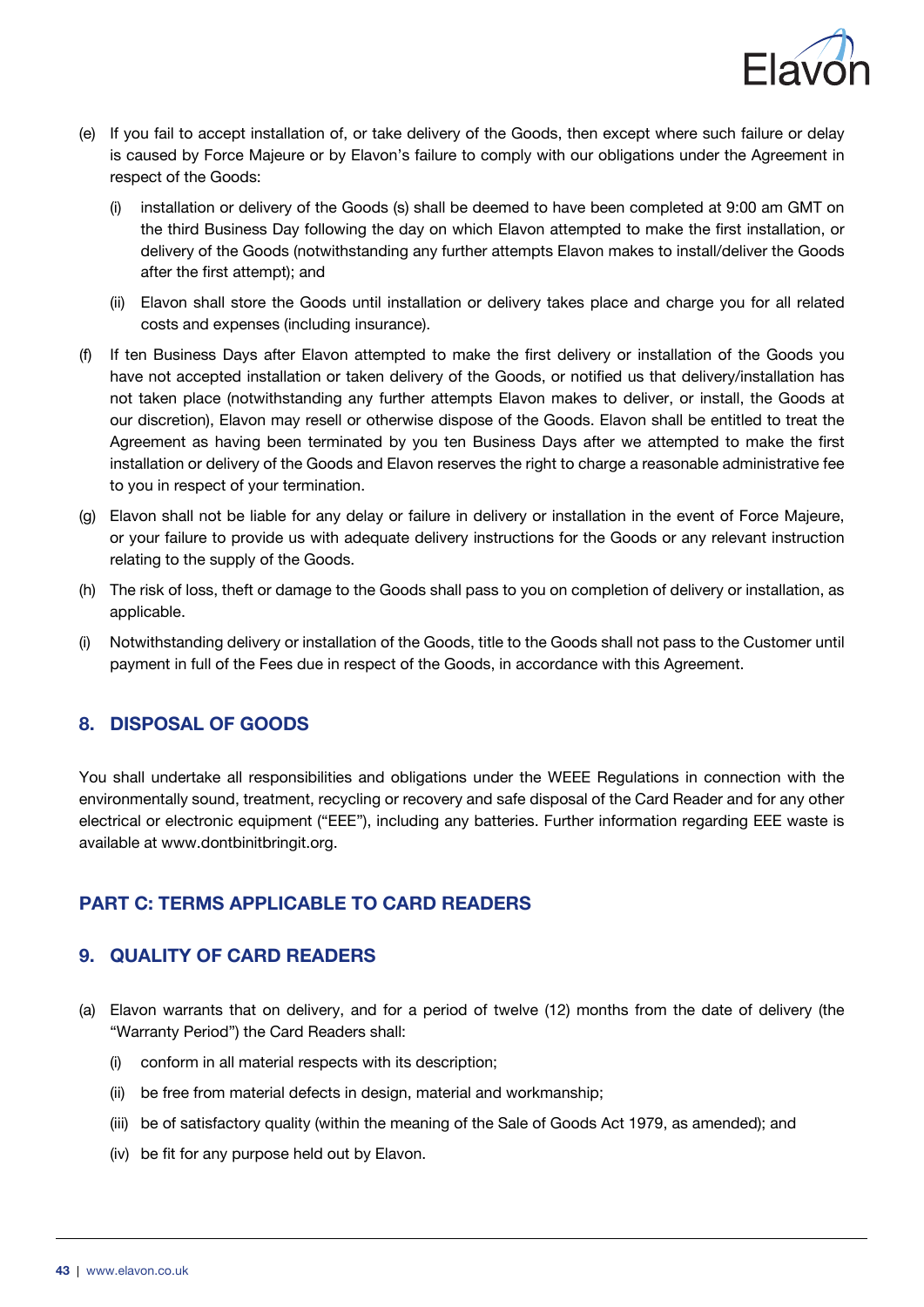(e) If you fail to accept installation of, or take delivery of the Goods, then except where such failure or delay is caused by Force Majeure or by Elavon's failure to comply with our obligations under the Agreement in respect of the Goods:

   (i) installation or delivery of the Goods (s) shall be deemed to have been completed at 9:00 am GMT on the third Business Day following the day on which Elavon attempted to make the first installation, or delivery of the Goods (notwithstanding any further attempts Elavon makes to install/deliver the Goods after the first attempt); and

   (ii) Elavon shall store the Goods until installation or delivery takes place and charge you for all related costs and expenses (including insurance).

(f) If ten Business Days after Elavon attempted to make the first delivery or installation of the Goods you have not accepted installation or taken delivery of the Goods, or notified us that delivery/installation has not taken place (notwithstanding any further attempts Elavon makes to deliver, or install, the Goods at our discretion), Elavon may resell or otherwise dispose of the Goods. Elavon shall be entitled to treat the Agreement as having been terminated by you ten Business Days after we attempted to make the first installation or delivery of the Goods and Elavon reserves the right to charge a reasonable administrative fee to you in respect of your termination.

(g) Elavon shall not be liable for any delay or failure in delivery or installation in the event of Force Majeure, or your failure to provide us with adequate delivery instructions for the Goods or any relevant instruction relating to the supply of the Goods.

(h) The risk of loss, theft or damage to the Goods shall pass to you on completion of delivery or installation, as applicable.

(i) Notwithstanding delivery or installation of the Goods, title to the Goods shall not pass to the Customer until payment in full of the Fees due in respect of the Goods, in accordance with this Agreement.

## 8. DISPOSAL OF GOODS

You shall undertake all responsibilities and obligations under the WEEE Regulations in connection with the environmentally sound, treatment, recycling or recovery and safe disposal of the Card Reader and for any other electrical or electronic equipment ("EEE"), including any batteries. Further information regarding EEE waste is available at www.dontbinitbringit.org.

## PART C: TERMS APPLICABLE TO CARD READERS

## 9. QUALITY OF CARD READERS

(a) Elavon warrants that on delivery, and for a period of twelve (12) months from the date of delivery (the "Warranty Period") the Card Readers shall:

   (i) conform in all material respects with its description;

   (ii) be free from material defects in design, material and workmanship;

   (iii) be of satisfactory quality (within the meaning of the Sale of Goods Act 1979, as amended); and

   (iv) be fit for any purpose held out by Elavon.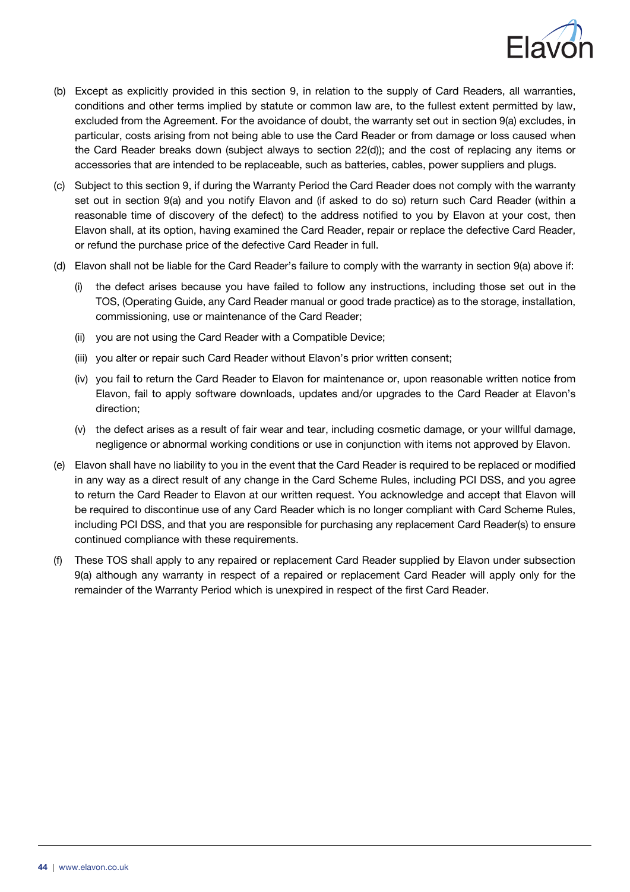(b) Except as explicitly provided in this section 9, in relation to the supply of Card Readers, all warranties, conditions and other terms implied by statute or common law are, to the fullest extent permitted by law, excluded from the Agreement. For the avoidance of doubt, the warranty set out in section 9(a) excludes, in particular, costs arising from not being able to use the Card Reader or from damage or loss caused when the Card Reader breaks down (subject always to section 22(d)); and the cost of replacing any items or accessories that are intended to be replaceable, such as batteries, cables, power suppliers and plugs.

(c) Subject to this section 9, if during the Warranty Period the Card Reader does not comply with the warranty set out in section 9(a) and you notify Elavon and (if asked to do so) return such Card Reader (within a reasonable time of discovery of the defect) to the address notified to you by Elavon at your cost, then Elavon shall, at its option, having examined the Card Reader, repair or replace the defective Card Reader, or refund the purchase price of the defective Card Reader in full.

(d) Elavon shall not be liable for the Card Reader's failure to comply with the warranty in section 9(a) above if:

   (i) the defect arises because you have failed to follow any instructions, including those set out in the TOS, (Operating Guide, any Card Reader manual or good trade practice) as to the storage, installation, commissioning, use or maintenance of the Card Reader;

   (ii) you are not using the Card Reader with a Compatible Device;

   (iii) you alter or repair such Card Reader without Elavon's prior written consent;

   (iv) you fail to return the Card Reader to Elavon for maintenance or, upon reasonable written notice from Elavon, fail to apply software downloads, updates and/or upgrades to the Card Reader at Elavon's direction;

   (v) the defect arises as a result of fair wear and tear, including cosmetic damage, or your willful damage, negligence or abnormal working conditions or use in conjunction with items not approved by Elavon.

(e) Elavon shall have no liability to you in the event that the Card Reader is required to be replaced or modified in any way as a direct result of any change in the Card Scheme Rules, including PCI DSS, and you agree to return the Card Reader to Elavon at our written request. You acknowledge and accept that Elavon will be required to discontinue use of any Card Reader which is no longer compliant with Card Scheme Rules, including PCI DSS, and that you are responsible for purchasing any replacement Card Reader(s) to ensure continued compliance with these requirements.

(f) These TOS shall apply to any repaired or replacement Card Reader supplied by Elavon under subsection 9(a) although any warranty in respect of a repaired or replacement Card Reader will apply only for the remainder of the Warranty Period which is unexpired in respect of the first Card Reader.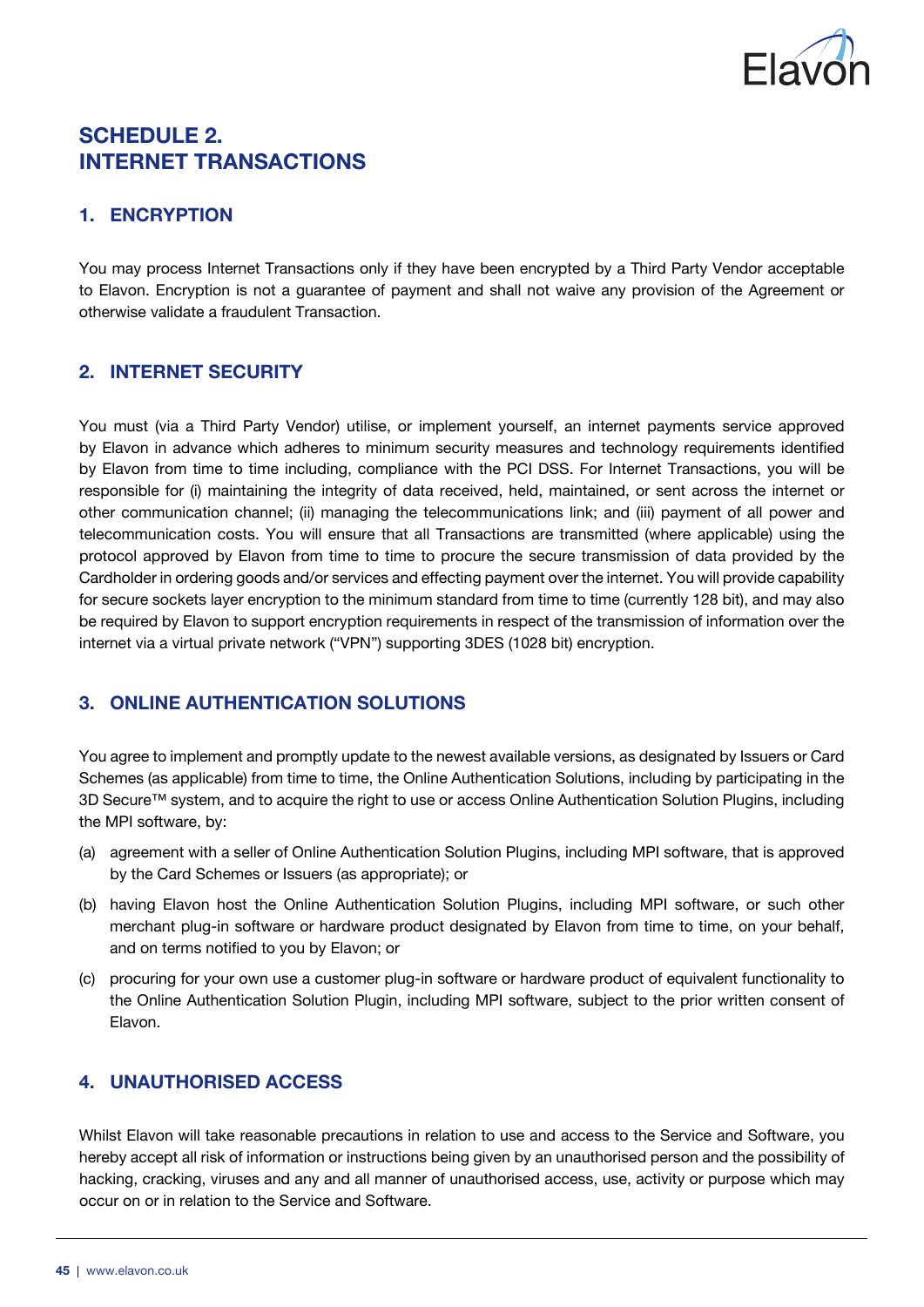# SCHEDULE 2.
# INTERNET TRANSACTIONS

## 1. ENCRYPTION

You may process Internet Transactions only if they have been encrypted by a Third Party Vendor acceptable to Elavon. Encryption is not a guarantee of payment and shall not waive any provision of the Agreement or otherwise validate a fraudulent Transaction.

## 2. INTERNET SECURITY

You must (via a Third Party Vendor) utilise, or implement yourself, an internet payments service approved by Elavon in advance which adheres to minimum security measures and technology requirements identified by Elavon from time to time including, compliance with the PCI DSS. For Internet Transactions, you will be responsible for (i) maintaining the integrity of data received, held, maintained, or sent across the internet or other communication channel; (ii) managing the telecommunications link; and (iii) payment of all power and telecommunication costs. You will ensure that all Transactions are transmitted (where applicable) using the protocol approved by Elavon from time to time to procure the secure transmission of data provided by the Cardholder in ordering goods and/or services and effecting payment over the internet. You will provide capability for secure sockets layer encryption to the minimum standard from time to time (currently 128 bit), and may also be required by Elavon to support encryption requirements in respect of the transmission of information over the internet via a virtual private network ("VPN") supporting 3DES (1028 bit) encryption.

## 3. ONLINE AUTHENTICATION SOLUTIONS

You agree to implement and promptly update to the newest available versions, as designated by Issuers or Card Schemes (as applicable) from time to time, the Online Authentication Solutions, including by participating in the 3D Secure™ system, and to acquire the right to use or access Online Authentication Solution Plugins, including the MPI software, by:

(a) agreement with a seller of Online Authentication Solution Plugins, including MPI software, that is approved by the Card Schemes or Issuers (as appropriate); or

(b) having Elavon host the Online Authentication Solution Plugins, including MPI software, or such other merchant plug-in software or hardware product designated by Elavon from time to time, on your behalf, and on terms notified to you by Elavon; or

(c) procuring for your own use a customer plug-in software or hardware product of equivalent functionality to the Online Authentication Solution Plugin, including MPI software, subject to the prior written consent of Elavon.

## 4. UNAUTHORISED ACCESS

Whilst Elavon will take reasonable precautions in relation to use and access to the Service and Software, you hereby accept all risk of information or instructions being given by an unauthorised person and the possibility of hacking, cracking, viruses and any and all manner of unauthorised access, use, activity or purpose which may occur on or in relation to the Service and Software.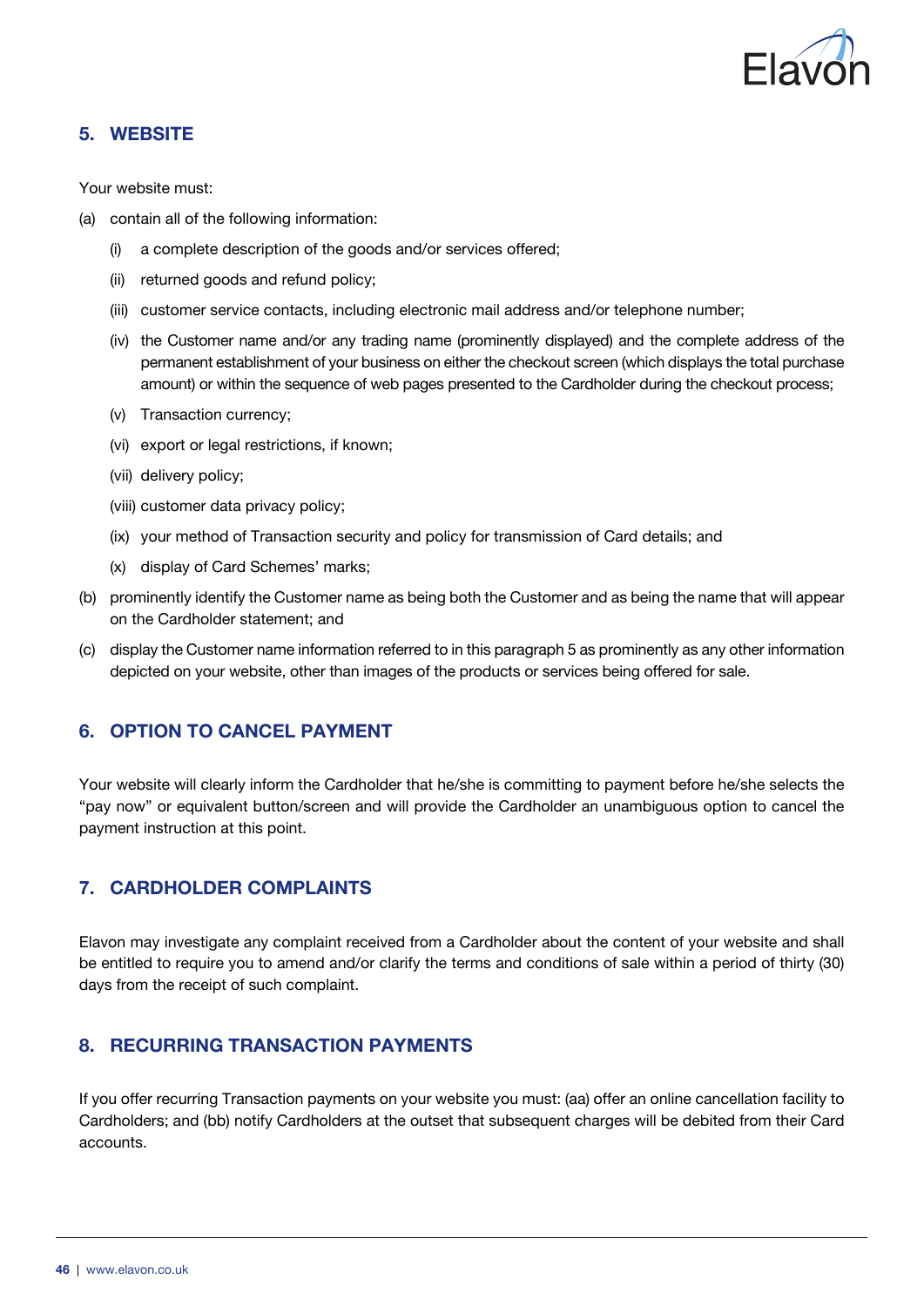## 5. WEBSITE

Your website must:

(a) contain all of the following information:

  (i) a complete description of the goods and/or services offered;

  (ii) returned goods and refund policy;

  (iii) customer service contacts, including electronic mail address and/or telephone number;

  (iv) the Customer name and/or any trading name (prominently displayed) and the complete address of the permanent establishment of your business on either the checkout screen (which displays the total purchase amount) or within the sequence of web pages presented to the Cardholder during the checkout process;

  (v) Transaction currency;

  (vi) export or legal restrictions, if known;

  (vii) delivery policy;

  (viii) customer data privacy policy;

  (ix) your method of Transaction security and policy for transmission of Card details; and

  (x) display of Card Schemes' marks;

(b) prominently identify the Customer name as being both the Customer and as being the name that will appear on the Cardholder statement; and

(c) display the Customer name information referred to in this paragraph 5 as prominently as any other information depicted on your website, other than images of the products or services being offered for sale.

## 6. OPTION TO CANCEL PAYMENT

Your website will clearly inform the Cardholder that he/she is committing to payment before he/she selects the "pay now" or equivalent button/screen and will provide the Cardholder an unambiguous option to cancel the payment instruction at this point.

## 7. CARDHOLDER COMPLAINTS

Elavon may investigate any complaint received from a Cardholder about the content of your website and shall be entitled to require you to amend and/or clarify the terms and conditions of sale within a period of thirty (30) days from the receipt of such complaint.

## 8. RECURRING TRANSACTION PAYMENTS

If you offer recurring Transaction payments on your website you must: (aa) offer an online cancellation facility to Cardholders; and (bb) notify Cardholders at the outset that subsequent charges will be debited from their Card accounts.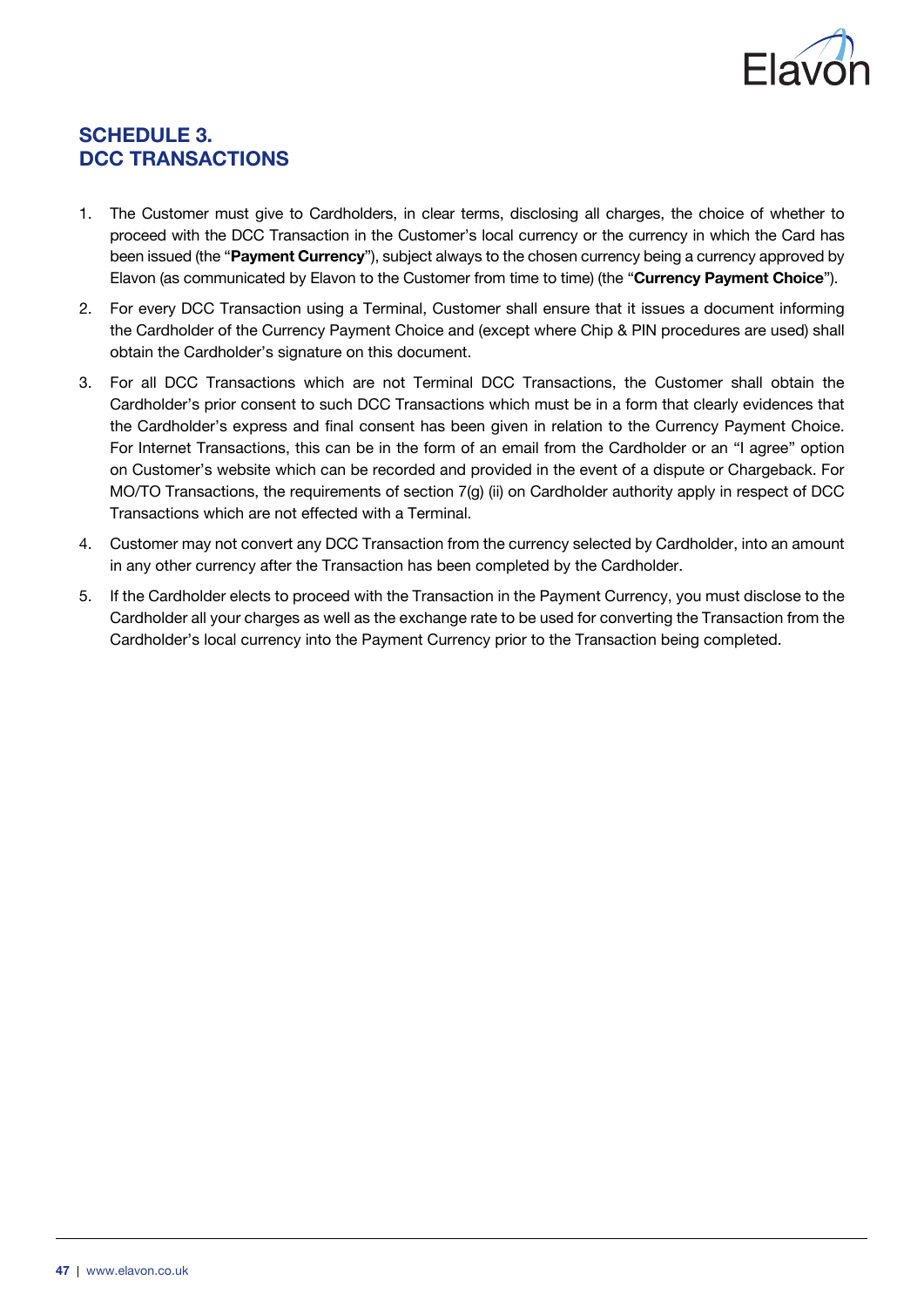## SCHEDULE 3.
## DCC TRANSACTIONS

1. The Customer must give to Cardholders, in clear terms, disclosing all charges, the choice of whether to proceed with the DCC Transaction in the Customer's local currency or the currency in which the Card has been issued (the "**Payment Currency**"), subject always to the chosen currency being a currency approved by Elavon (as communicated by Elavon to the Customer from time to time) (the "**Currency Payment Choice**").
2. For every DCC Transaction using a Terminal, Customer shall ensure that it issues a document informing the Cardholder of the Currency Payment Choice and (except where Chip & PIN procedures are used) shall obtain the Cardholder's signature on this document.
3. For all DCC Transactions which are not Terminal DCC Transactions, the Customer shall obtain the Cardholder's prior consent to such DCC Transactions which must be in a form that clearly evidences that the Cardholder's express and final consent has been given in relation to the Currency Payment Choice. For Internet Transactions, this can be in the form of an email from the Cardholder or an "I agree" option on Customer's website which can be recorded and provided in the event of a dispute or Chargeback. For MO/TO Transactions, the requirements of section 7(g) (ii) on Cardholder authority apply in respect of DCC Transactions which are not effected with a Terminal.
4. Customer may not convert any DCC Transaction from the currency selected by Cardholder, into an amount in any other currency after the Transaction has been completed by the Cardholder.
5. If the Cardholder elects to proceed with the Transaction in the Payment Currency, you must disclose to the Cardholder all your charges as well as the exchange rate to be used for converting the Transaction from the Cardholder's local currency into the Payment Currency prior to the Transaction being completed.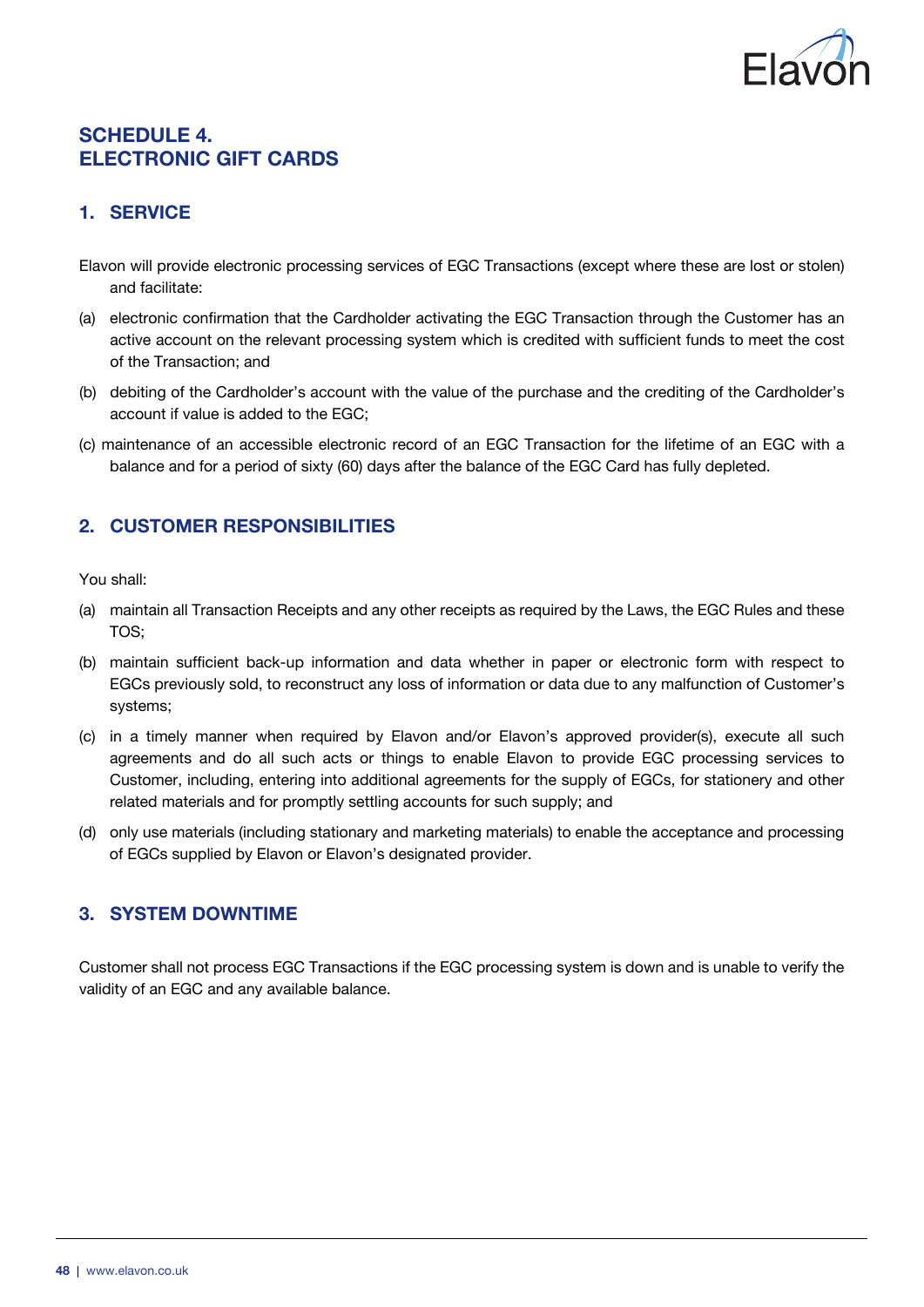## SCHEDULE 4.
## ELECTRONIC GIFT CARDS

### 1. SERVICE

Elavon will provide electronic processing services of EGC Transactions (except where these are lost or stolen) and facilitate:

(a) electronic confirmation that the Cardholder activating the EGC Transaction through the Customer has an active account on the relevant processing system which is credited with sufficient funds to meet the cost of the Transaction; and

(b) debiting of the Cardholder's account with the value of the purchase and the crediting of the Cardholder's account if value is added to the EGC;

(c) maintenance of an accessible electronic record of an EGC Transaction for the lifetime of an EGC with a balance and for a period of sixty (60) days after the balance of the EGC Card has fully depleted.

### 2. CUSTOMER RESPONSIBILITIES

You shall:

(a) maintain all Transaction Receipts and any other receipts as required by the Laws, the EGC Rules and these TOS;

(b) maintain sufficient back-up information and data whether in paper or electronic form with respect to EGCs previously sold, to reconstruct any loss of information or data due to any malfunction of Customer's systems;

(c) in a timely manner when required by Elavon and/or Elavon's approved provider(s), execute all such agreements and do all such acts or things to enable Elavon to provide EGC processing services to Customer, including, entering into additional agreements for the supply of EGCs, for stationery and other related materials and for promptly settling accounts for such supply; and

(d) only use materials (including stationary and marketing materials) to enable the acceptance and processing of EGCs supplied by Elavon or Elavon's designated provider.

### 3. SYSTEM DOWNTIME

Customer shall not process EGC Transactions if the EGC processing system is down and is unable to verify the validity of an EGC and any available balance.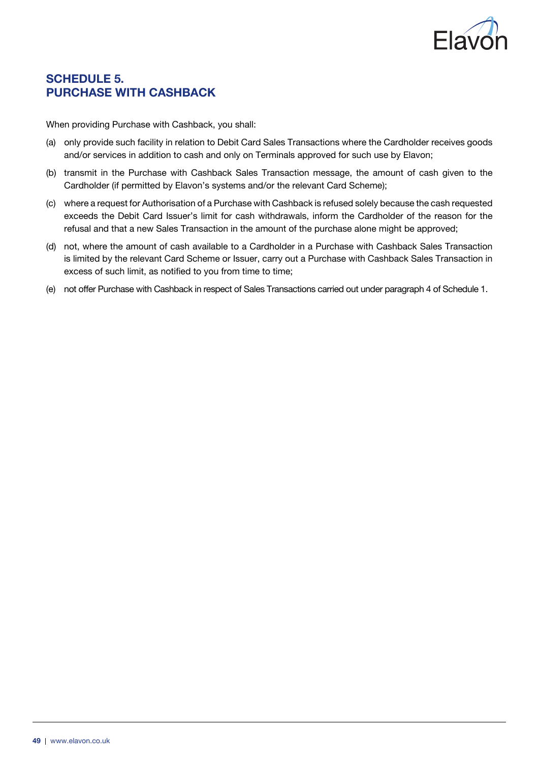## SCHEDULE 5.
## PURCHASE WITH CASHBACK

When providing Purchase with Cashback, you shall:

(a) only provide such facility in relation to Debit Card Sales Transactions where the Cardholder receives goods and/or services in addition to cash and only on Terminals approved for such use by Elavon;

(b) transmit in the Purchase with Cashback Sales Transaction message, the amount of cash given to the Cardholder (if permitted by Elavon's systems and/or the relevant Card Scheme);

(c) where a request for Authorisation of a Purchase with Cashback is refused solely because the cash requested exceeds the Debit Card Issuer's limit for cash withdrawals, inform the Cardholder of the reason for the refusal and that a new Sales Transaction in the amount of the purchase alone might be approved;

(d) not, where the amount of cash available to a Cardholder in a Purchase with Cashback Sales Transaction is limited by the relevant Card Scheme or Issuer, carry out a Purchase with Cashback Sales Transaction in excess of such limit, as notified to you from time to time;

(e) not offer Purchase with Cashback in respect of Sales Transactions carried out under paragraph 4 of Schedule 1.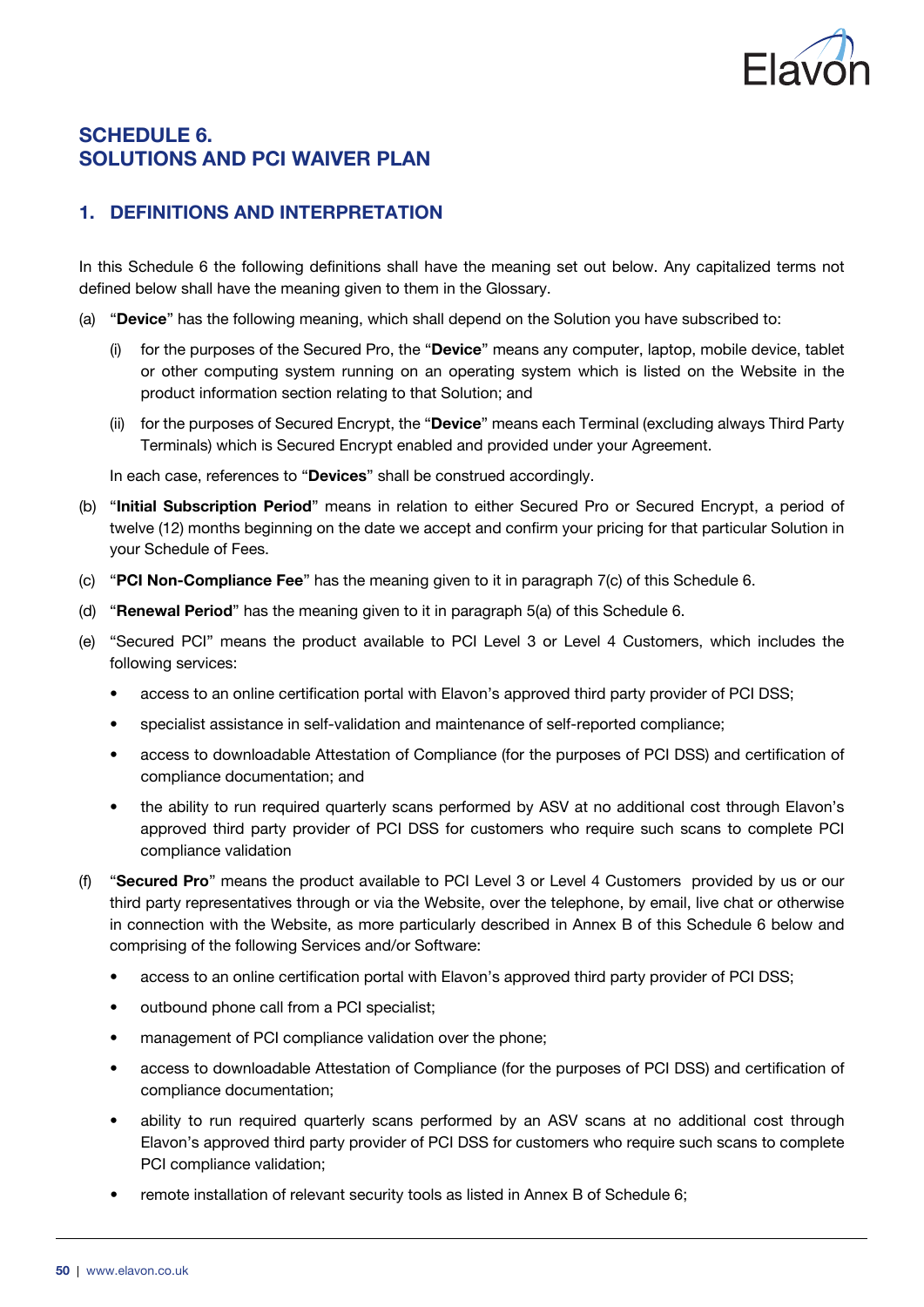# SCHEDULE 6.
# SOLUTIONS AND PCI WAIVER PLAN

## 1. DEFINITIONS AND INTERPRETATION

In this Schedule 6 the following definitions shall have the meaning set out below. Any capitalized terms not defined below shall have the meaning given to them in the Glossary.

(a) "**Device**" has the following meaning, which shall depend on the Solution you have subscribed to:

   (i) for the purposes of the Secured Pro, the "**Device**" means any computer, laptop, mobile device, tablet or other computing system running on an operating system which is listed on the Website in the product information section relating to that Solution; and

   (ii) for the purposes of Secured Encrypt, the "**Device**" means each Terminal (excluding always Third Party Terminals) which is Secured Encrypt enabled and provided under your Agreement.

   In each case, references to "**Devices**" shall be construed accordingly.

(b) "**Initial Subscription Period**" means in relation to either Secured Pro or Secured Encrypt, a period of twelve (12) months beginning on the date we accept and confirm your pricing for that particular Solution in your Schedule of Fees.

(c) "**PCI Non-Compliance Fee**" has the meaning given to it in paragraph 7(c) of this Schedule 6.

(d) "**Renewal Period**" has the meaning given to it in paragraph 5(a) of this Schedule 6.

(e) "Secured PCI" means the product available to PCI Level 3 or Level 4 Customers, which includes the following services:

- access to an online certification portal with Elavon's approved third party provider of PCI DSS;
- specialist assistance in self-validation and maintenance of self-reported compliance;
- access to downloadable Attestation of Compliance (for the purposes of PCI DSS) and certification of compliance documentation; and
- the ability to run required quarterly scans performed by ASV at no additional cost through Elavon's approved third party provider of PCI DSS for customers who require such scans to complete PCI compliance validation

(f) "**Secured Pro**" means the product available to PCI Level 3 or Level 4 Customers provided by us or our third party representatives through or via the Website, over the telephone, by email, live chat or otherwise in connection with the Website, as more particularly described in Annex B of this Schedule 6 below and comprising of the following Services and/or Software:

- access to an online certification portal with Elavon's approved third party provider of PCI DSS;
- outbound phone call from a PCI specialist;
- management of PCI compliance validation over the phone;
- access to downloadable Attestation of Compliance (for the purposes of PCI DSS) and certification of compliance documentation;
- ability to run required quarterly scans performed by an ASV scans at no additional cost through Elavon's approved third party provider of PCI DSS for customers who require such scans to complete PCI compliance validation;
- remote installation of relevant security tools as listed in Annex B of Schedule 6;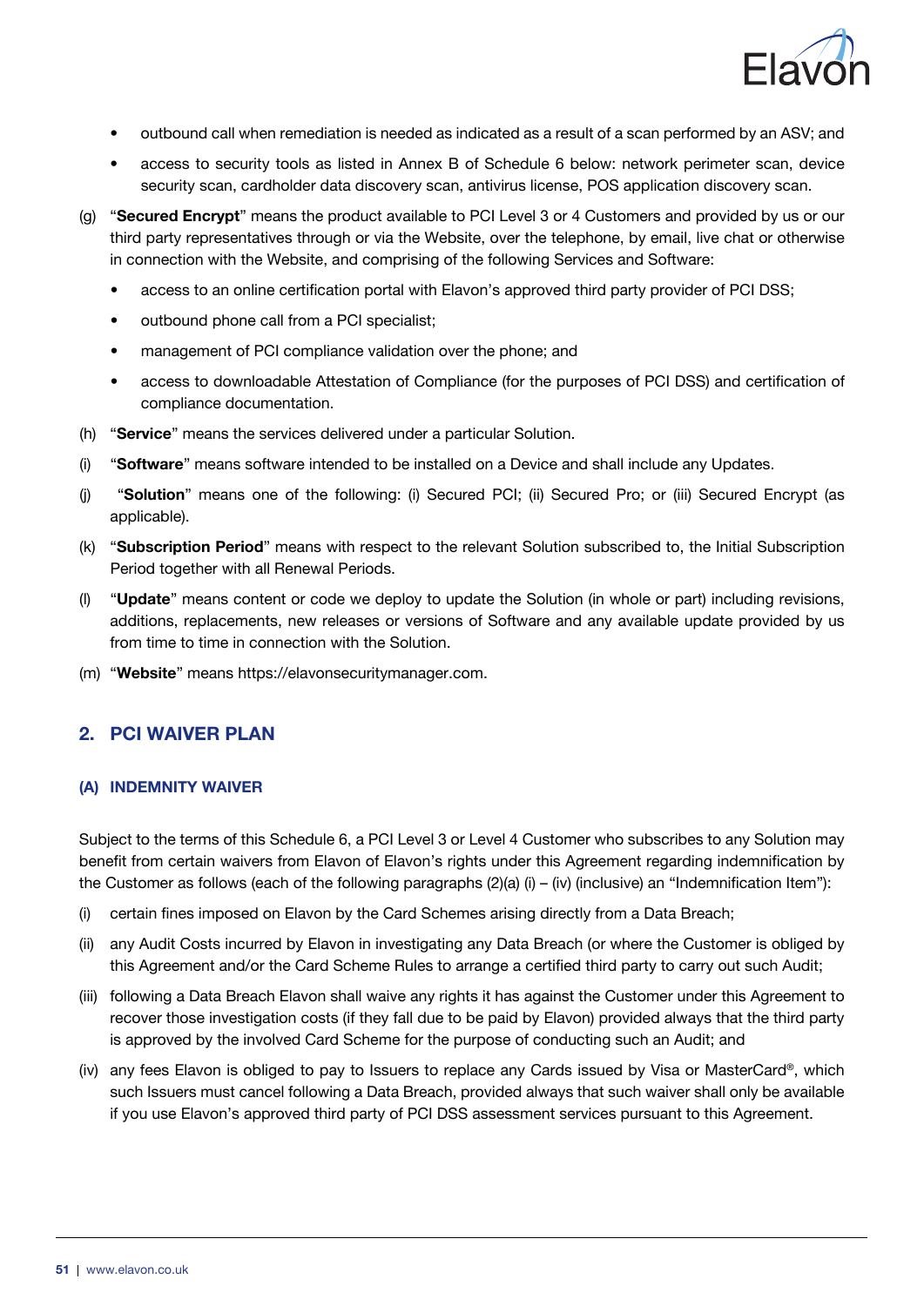- outbound call when remediation is needed as indicated as a result of a scan performed by an ASV; and
- access to security tools as listed in Annex B of Schedule 6 below: network perimeter scan, device security scan, cardholder data discovery scan, antivirus license, POS application discovery scan.

(g) "**Secured Encrypt**" means the product available to PCI Level 3 or 4 Customers and provided by us or our third party representatives through or via the Website, over the telephone, by email, live chat or otherwise in connection with the Website, and comprising of the following Services and Software:

- access to an online certification portal with Elavon's approved third party provider of PCI DSS;
- outbound phone call from a PCI specialist;
- management of PCI compliance validation over the phone; and
- access to downloadable Attestation of Compliance (for the purposes of PCI DSS) and certification of compliance documentation.

(h) "**Service**" means the services delivered under a particular Solution.

(i) "**Software**" means software intended to be installed on a Device and shall include any Updates.

(j) "**Solution**" means one of the following: (i) Secured PCI; (ii) Secured Pro; or (iii) Secured Encrypt (as applicable).

(k) "**Subscription Period**" means with respect to the relevant Solution subscribed to, the Initial Subscription Period together with all Renewal Periods.

(l) "**Update**" means content or code we deploy to update the Solution (in whole or part) including revisions, additions, replacements, new releases or versions of Software and any available update provided by us from time to time in connection with the Solution.

(m) "**Website**" means https://elavonsecuritymanager.com.

## 2. PCI WAIVER PLAN

### (A) INDEMNITY WAIVER

Subject to the terms of this Schedule 6, a PCI Level 3 or Level 4 Customer who subscribes to any Solution may benefit from certain waivers from Elavon of Elavon's rights under this Agreement regarding indemnification by the Customer as follows (each of the following paragraphs (2)(a) (i) – (iv) (inclusive) an "Indemnification Item"):

(i) certain fines imposed on Elavon by the Card Schemes arising directly from a Data Breach;

(ii) any Audit Costs incurred by Elavon in investigating any Data Breach (or where the Customer is obliged by this Agreement and/or the Card Scheme Rules to arrange a certified third party to carry out such Audit;

(iii) following a Data Breach Elavon shall waive any rights it has against the Customer under this Agreement to recover those investigation costs (if they fall due to be paid by Elavon) provided always that the third party is approved by the involved Card Scheme for the purpose of conducting such an Audit; and

(iv) any fees Elavon is obliged to pay to Issuers to replace any Cards issued by Visa or MasterCard®, which such Issuers must cancel following a Data Breach, provided always that such waiver shall only be available if you use Elavon's approved third party of PCI DSS assessment services pursuant to this Agreement.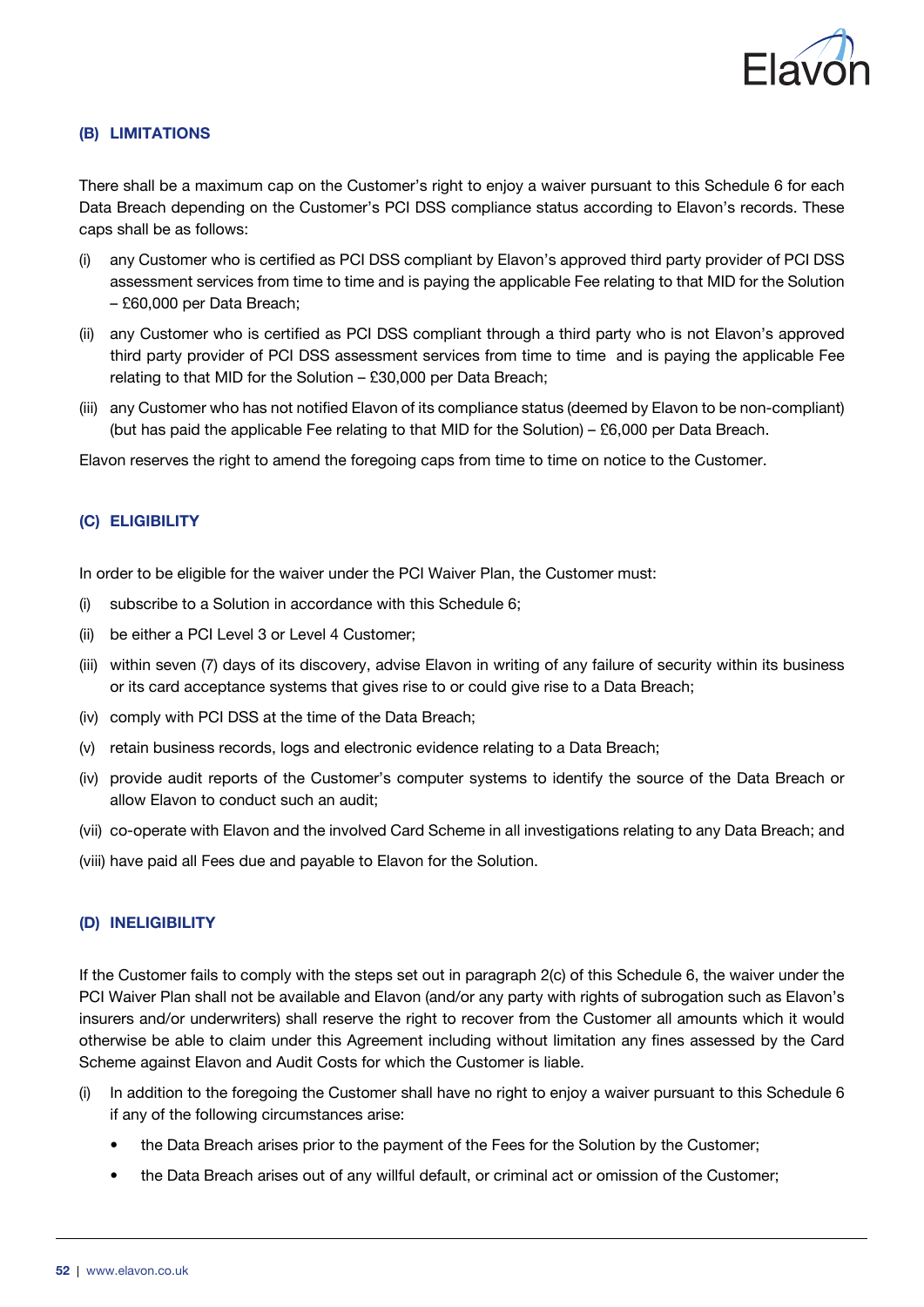### (B) LIMITATIONS

There shall be a maximum cap on the Customer's right to enjoy a waiver pursuant to this Schedule 6 for each Data Breach depending on the Customer's PCI DSS compliance status according to Elavon's records. These caps shall be as follows:

(i) any Customer who is certified as PCI DSS compliant by Elavon's approved third party provider of PCI DSS assessment services from time to time and is paying the applicable Fee relating to that MID for the Solution – £60,000 per Data Breach;

(ii) any Customer who is certified as PCI DSS compliant through a third party who is not Elavon's approved third party provider of PCI DSS assessment services from time to time and is paying the applicable Fee relating to that MID for the Solution – £30,000 per Data Breach;

(iii) any Customer who has not notified Elavon of its compliance status (deemed by Elavon to be non-compliant) (but has paid the applicable Fee relating to that MID for the Solution) – £6,000 per Data Breach.

Elavon reserves the right to amend the foregoing caps from time to time on notice to the Customer.

### (C) ELIGIBILITY

In order to be eligible for the waiver under the PCI Waiver Plan, the Customer must:

(i) subscribe to a Solution in accordance with this Schedule 6;

(ii) be either a PCI Level 3 or Level 4 Customer;

(iii) within seven (7) days of its discovery, advise Elavon in writing of any failure of security within its business or its card acceptance systems that gives rise to or could give rise to a Data Breach;

(iv) comply with PCI DSS at the time of the Data Breach;

(v) retain business records, logs and electronic evidence relating to a Data Breach;

(iv) provide audit reports of the Customer's computer systems to identify the source of the Data Breach or allow Elavon to conduct such an audit;

(vii) co-operate with Elavon and the involved Card Scheme in all investigations relating to any Data Breach; and

(viii) have paid all Fees due and payable to Elavon for the Solution.

### (D) INELIGIBILITY

If the Customer fails to comply with the steps set out in paragraph 2(c) of this Schedule 6, the waiver under the PCI Waiver Plan shall not be available and Elavon (and/or any party with rights of subrogation such as Elavon's insurers and/or underwriters) shall reserve the right to recover from the Customer all amounts which it would otherwise be able to claim under this Agreement including without limitation any fines assessed by the Card Scheme against Elavon and Audit Costs for which the Customer is liable.

(i) In addition to the foregoing the Customer shall have no right to enjoy a waiver pursuant to this Schedule 6 if any of the following circumstances arise:

- the Data Breach arises prior to the payment of the Fees for the Solution by the Customer;
- the Data Breach arises out of any willful default, or criminal act or omission of the Customer;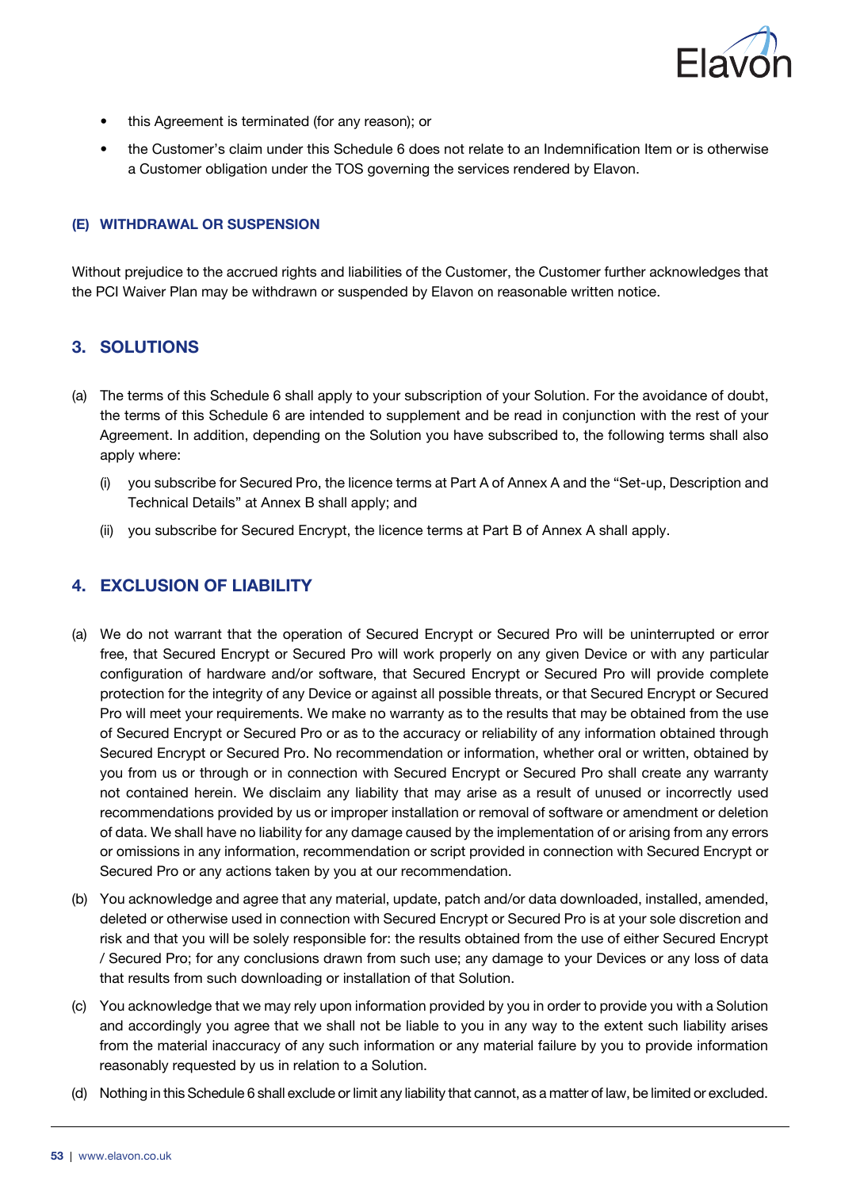- this Agreement is terminated (for any reason); or
- the Customer's claim under this Schedule 6 does not relate to an Indemnification Item or is otherwise a Customer obligation under the TOS governing the services rendered by Elavon.

#### (E) WITHDRAWAL OR SUSPENSION

Without prejudice to the accrued rights and liabilities of the Customer, the Customer further acknowledges that the PCI Waiver Plan may be withdrawn or suspended by Elavon on reasonable written notice.

## 3. SOLUTIONS

(a) The terms of this Schedule 6 shall apply to your subscription of your Solution. For the avoidance of doubt, the terms of this Schedule 6 are intended to supplement and be read in conjunction with the rest of your Agreement. In addition, depending on the Solution you have subscribed to, the following terms shall also apply where:

  (i) you subscribe for Secured Pro, the licence terms at Part A of Annex A and the "Set-up, Description and Technical Details" at Annex B shall apply; and

  (ii) you subscribe for Secured Encrypt, the licence terms at Part B of Annex A shall apply.

## 4. EXCLUSION OF LIABILITY

(a) We do not warrant that the operation of Secured Encrypt or Secured Pro will be uninterrupted or error free, that Secured Encrypt or Secured Pro will work properly on any given Device or with any particular configuration of hardware and/or software, that Secured Encrypt or Secured Pro will provide complete protection for the integrity of any Device or against all possible threats, or that Secured Encrypt or Secured Pro will meet your requirements. We make no warranty as to the results that may be obtained from the use of Secured Encrypt or Secured Pro or as to the accuracy or reliability of any information obtained through Secured Encrypt or Secured Pro. No recommendation or information, whether oral or written, obtained by you from us or through or in connection with Secured Encrypt or Secured Pro shall create any warranty not contained herein. We disclaim any liability that may arise as a result of unused or incorrectly used recommendations provided by us or improper installation or removal of software or amendment or deletion of data. We shall have no liability for any damage caused by the implementation of or arising from any errors or omissions in any information, recommendation or script provided in connection with Secured Encrypt or Secured Pro or any actions taken by you at our recommendation.

(b) You acknowledge and agree that any material, update, patch and/or data downloaded, installed, amended, deleted or otherwise used in connection with Secured Encrypt or Secured Pro is at your sole discretion and risk and that you will be solely responsible for: the results obtained from the use of either Secured Encrypt / Secured Pro; for any conclusions drawn from such use; any damage to your Devices or any loss of data that results from such downloading or installation of that Solution.

(c) You acknowledge that we may rely upon information provided by you in order to provide you with a Solution and accordingly you agree that we shall not be liable to you in any way to the extent such liability arises from the material inaccuracy of any such information or any material failure by you to provide information reasonably requested by us in relation to a Solution.

(d) Nothing in this Schedule 6 shall exclude or limit any liability that cannot, as a matter of law, be limited or excluded.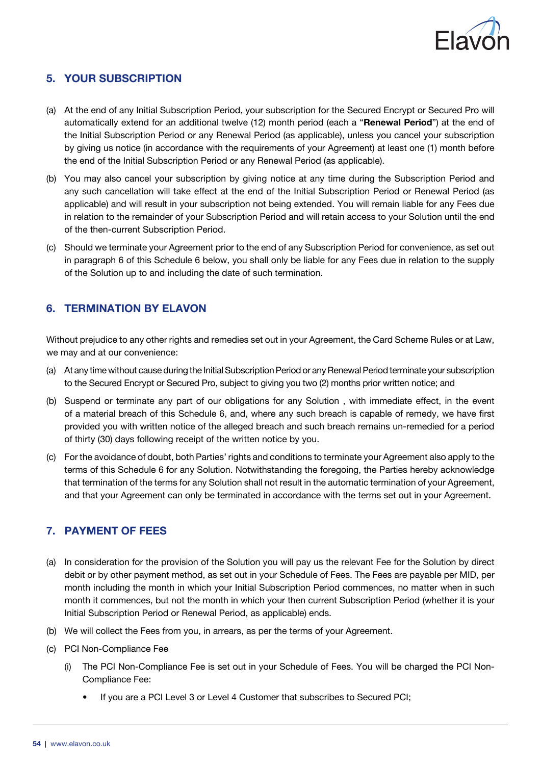## 5. YOUR SUBSCRIPTION

(a) At the end of any Initial Subscription Period, your subscription for the Secured Encrypt or Secured Pro will automatically extend for an additional twelve (12) month period (each a "**Renewal Period**") at the end of the Initial Subscription Period or any Renewal Period (as applicable), unless you cancel your subscription by giving us notice (in accordance with the requirements of your Agreement) at least one (1) month before the end of the Initial Subscription Period or any Renewal Period (as applicable).

(b) You may also cancel your subscription by giving notice at any time during the Subscription Period and any such cancellation will take effect at the end of the Initial Subscription Period or Renewal Period (as applicable) and will result in your subscription not being extended. You will remain liable for any Fees due in relation to the remainder of your Subscription Period and will retain access to your Solution until the end of the then-current Subscription Period.

(c) Should we terminate your Agreement prior to the end of any Subscription Period for convenience, as set out in paragraph 6 of this Schedule 6 below, you shall only be liable for any Fees due in relation to the supply of the Solution up to and including the date of such termination.

## 6. TERMINATION BY ELAVON

Without prejudice to any other rights and remedies set out in your Agreement, the Card Scheme Rules or at Law, we may and at our convenience:

(a) At any time without cause during the Initial Subscription Period or any Renewal Period terminate your subscription to the Secured Encrypt or Secured Pro, subject to giving you two (2) months prior written notice; and

(b) Suspend or terminate any part of our obligations for any Solution , with immediate effect, in the event of a material breach of this Schedule 6, and, where any such breach is capable of remedy, we have first provided you with written notice of the alleged breach and such breach remains un-remedied for a period of thirty (30) days following receipt of the written notice by you.

(c) For the avoidance of doubt, both Parties' rights and conditions to terminate your Agreement also apply to the terms of this Schedule 6 for any Solution. Notwithstanding the foregoing, the Parties hereby acknowledge that termination of the terms for any Solution shall not result in the automatic termination of your Agreement, and that your Agreement can only be terminated in accordance with the terms set out in your Agreement.

## 7. PAYMENT OF FEES

(a) In consideration for the provision of the Solution you will pay us the relevant Fee for the Solution by direct debit or by other payment method, as set out in your Schedule of Fees. The Fees are payable per MID, per month including the month in which your Initial Subscription Period commences, no matter when in such month it commences, but not the month in which your then current Subscription Period (whether it is your Initial Subscription Period or Renewal Period, as applicable) ends.

(b) We will collect the Fees from you, in arrears, as per the terms of your Agreement.

(c) PCI Non-Compliance Fee

(i) The PCI Non-Compliance Fee is set out in your Schedule of Fees. You will be charged the PCI Non-Compliance Fee:

- If you are a PCI Level 3 or Level 4 Customer that subscribes to Secured PCI;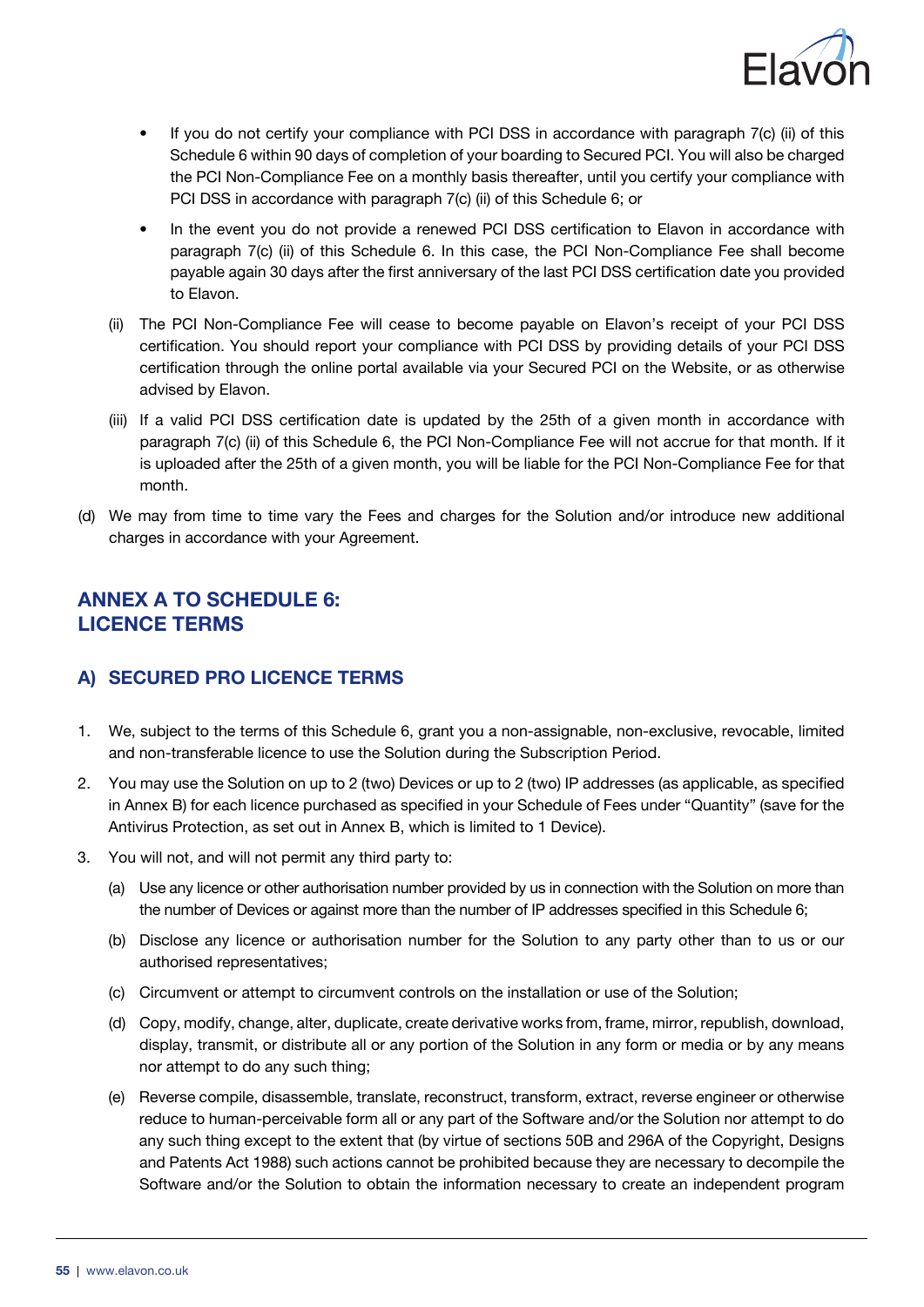- If you do not certify your compliance with PCI DSS in accordance with paragraph 7(c) (ii) of this Schedule 6 within 90 days of completion of your boarding to Secured PCI. You will also be charged the PCI Non-Compliance Fee on a monthly basis thereafter, until you certify your compliance with PCI DSS in accordance with paragraph 7(c) (ii) of this Schedule 6; or
- In the event you do not provide a renewed PCI DSS certification to Elavon in accordance with paragraph 7(c) (ii) of this Schedule 6. In this case, the PCI Non-Compliance Fee shall become payable again 30 days after the first anniversary of the last PCI DSS certification date you provided to Elavon.

(ii) The PCI Non-Compliance Fee will cease to become payable on Elavon's receipt of your PCI DSS certification. You should report your compliance with PCI DSS by providing details of your PCI DSS certification through the online portal available via your Secured PCI on the Website, or as otherwise advised by Elavon.

(iii) If a valid PCI DSS certification date is updated by the 25th of a given month in accordance with paragraph 7(c) (ii) of this Schedule 6, the PCI Non-Compliance Fee will not accrue for that month. If it is uploaded after the 25th of a given month, you will be liable for the PCI Non-Compliance Fee for that month.

(d) We may from time to time vary the Fees and charges for the Solution and/or introduce new additional charges in accordance with your Agreement.

## ANNEX A TO SCHEDULE 6: LICENCE TERMS

### A) SECURED PRO LICENCE TERMS

1. We, subject to the terms of this Schedule 6, grant you a non-assignable, non-exclusive, revocable, limited and non-transferable licence to use the Solution during the Subscription Period.
2. You may use the Solution on up to 2 (two) Devices or up to 2 (two) IP addresses (as applicable, as specified in Annex B) for each licence purchased as specified in your Schedule of Fees under "Quantity" (save for the Antivirus Protection, as set out in Annex B, which is limited to 1 Device).
3. You will not, and will not permit any third party to:
   (a) Use any licence or other authorisation number provided by us in connection with the Solution on more than the number of Devices or against more than the number of IP addresses specified in this Schedule 6;
   (b) Disclose any licence or authorisation number for the Solution to any party other than to us or our authorised representatives;
   (c) Circumvent or attempt to circumvent controls on the installation or use of the Solution;
   (d) Copy, modify, change, alter, duplicate, create derivative works from, frame, mirror, republish, download, display, transmit, or distribute all or any portion of the Solution in any form or media or by any means nor attempt to do any such thing;
   (e) Reverse compile, disassemble, translate, reconstruct, transform, extract, reverse engineer or otherwise reduce to human-perceivable form all or any part of the Software and/or the Solution nor attempt to do any such thing except to the extent that (by virtue of sections 50B and 296A of the Copyright, Designs and Patents Act 1988) such actions cannot be prohibited because they are necessary to decompile the Software and/or the Solution to obtain the information necessary to create an independent program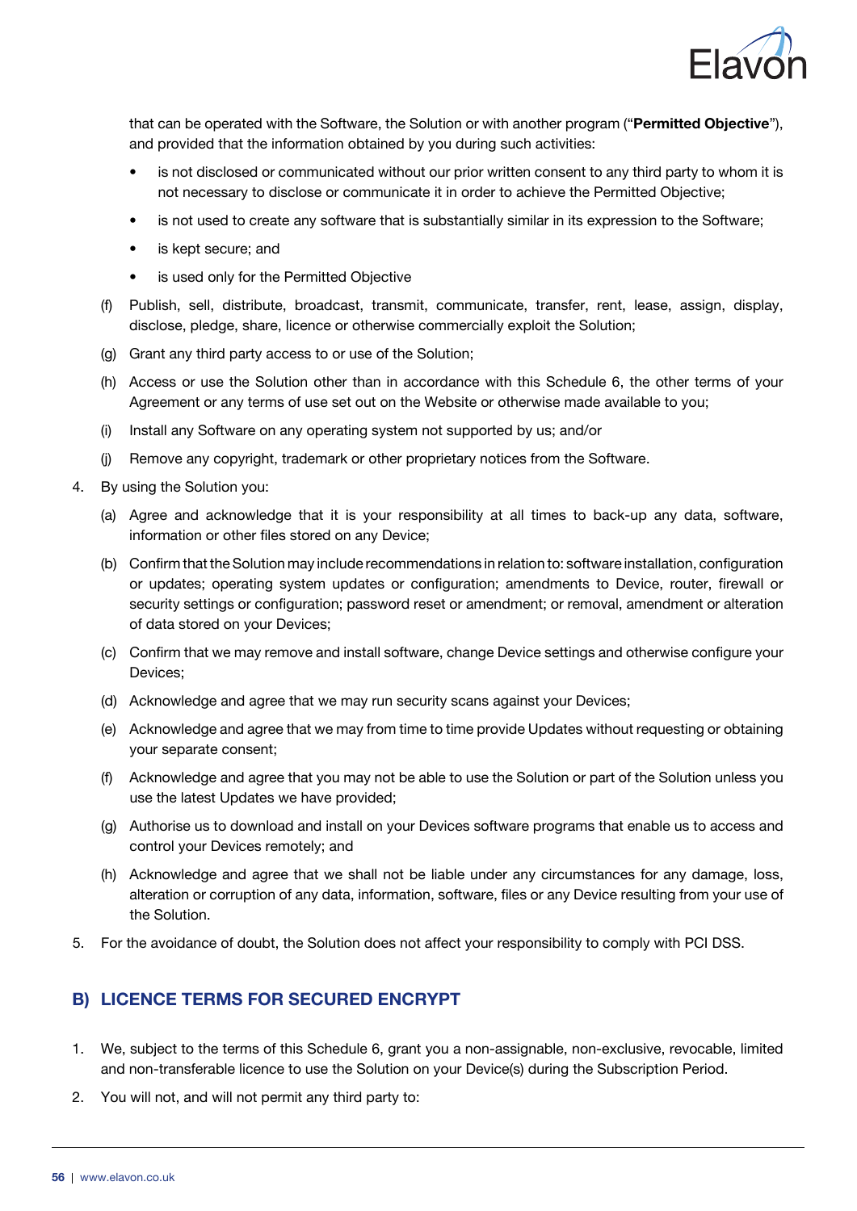that can be operated with the Software, the Solution or with another program ("**Permitted Objective**"), and provided that the information obtained by you during such activities:

- is not disclosed or communicated without our prior written consent to any third party to whom it is not necessary to disclose or communicate it in order to achieve the Permitted Objective;
- is not used to create any software that is substantially similar in its expression to the Software;
- is kept secure; and
- is used only for the Permitted Objective

(f) Publish, sell, distribute, broadcast, transmit, communicate, transfer, rent, lease, assign, display, disclose, pledge, share, licence or otherwise commercially exploit the Solution;

(g) Grant any third party access to or use of the Solution;

(h) Access or use the Solution other than in accordance with this Schedule 6, the other terms of your Agreement or any terms of use set out on the Website or otherwise made available to you;

(i) Install any Software on any operating system not supported by us; and/or

(j) Remove any copyright, trademark or other proprietary notices from the Software.

4. By using the Solution you:

   (a) Agree and acknowledge that it is your responsibility at all times to back-up any data, software, information or other files stored on any Device;

   (b) Confirm that the Solution may include recommendations in relation to: software installation, configuration or updates; operating system updates or configuration; amendments to Device, router, firewall or security settings or configuration; password reset or amendment; or removal, amendment or alteration of data stored on your Devices;

   (c) Confirm that we may remove and install software, change Device settings and otherwise configure your Devices;

   (d) Acknowledge and agree that we may run security scans against your Devices;

   (e) Acknowledge and agree that we may from time to time provide Updates without requesting or obtaining your separate consent;

   (f) Acknowledge and agree that you may not be able to use the Solution or part of the Solution unless you use the latest Updates we have provided;

   (g) Authorise us to download and install on your Devices software programs that enable us to access and control your Devices remotely; and

   (h) Acknowledge and agree that we shall not be liable under any circumstances for any damage, loss, alteration or corruption of any data, information, software, files or any Device resulting from your use of the Solution.

5. For the avoidance of doubt, the Solution does not affect your responsibility to comply with PCI DSS.

## B) LICENCE TERMS FOR SECURED ENCRYPT

1. We, subject to the terms of this Schedule 6, grant you a non-assignable, non-exclusive, revocable, limited and non-transferable licence to use the Solution on your Device(s) during the Subscription Period.

2. You will not, and will not permit any third party to: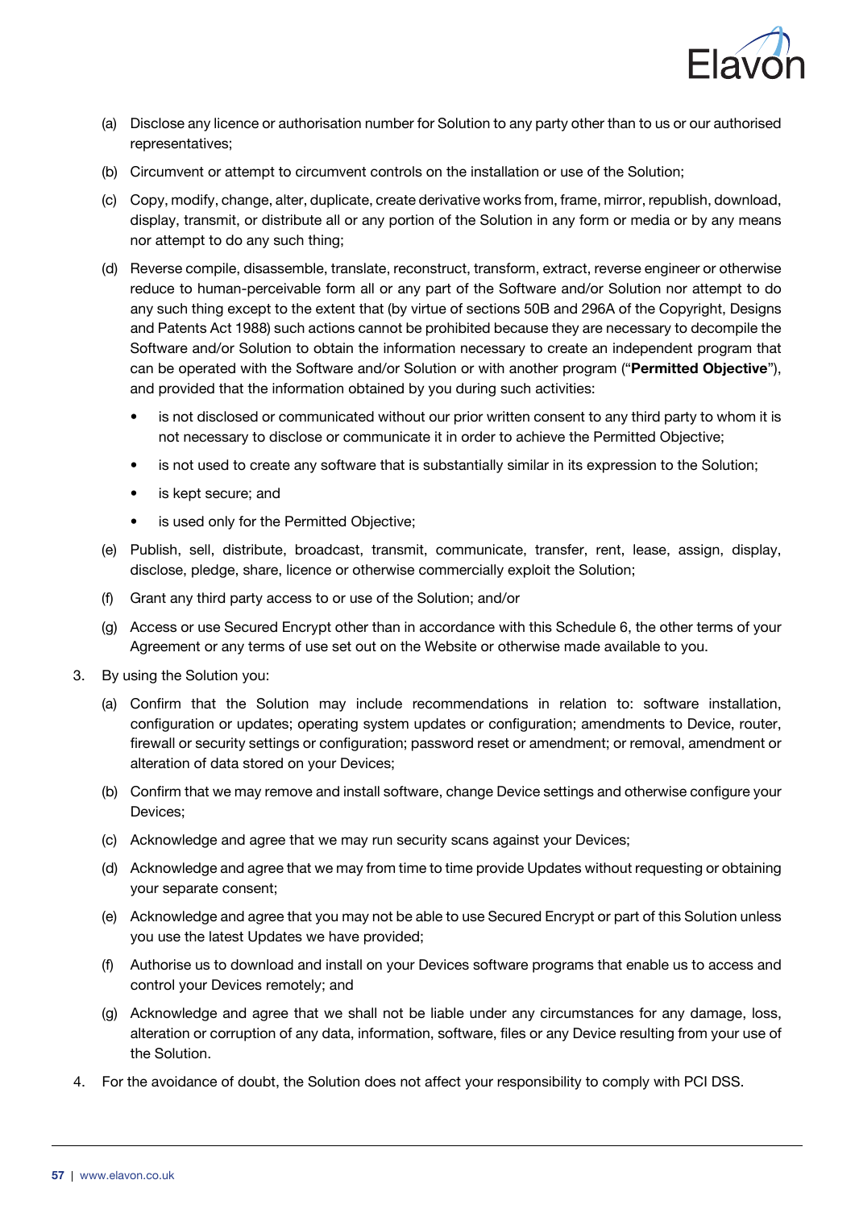(a) Disclose any licence or authorisation number for Solution to any party other than to us or our authorised representatives;

(b) Circumvent or attempt to circumvent controls on the installation or use of the Solution;

(c) Copy, modify, change, alter, duplicate, create derivative works from, frame, mirror, republish, download, display, transmit, or distribute all or any portion of the Solution in any form or media or by any means nor attempt to do any such thing;

(d) Reverse compile, disassemble, translate, reconstruct, transform, extract, reverse engineer or otherwise reduce to human-perceivable form all or any part of the Software and/or Solution nor attempt to do any such thing except to the extent that (by virtue of sections 50B and 296A of the Copyright, Designs and Patents Act 1988) such actions cannot be prohibited because they are necessary to decompile the Software and/or Solution to obtain the information necessary to create an independent program that can be operated with the Software and/or Solution or with another program ("**Permitted Objective**"), and provided that the information obtained by you during such activities:

- is not disclosed or communicated without our prior written consent to any third party to whom it is not necessary to disclose or communicate it in order to achieve the Permitted Objective;
- is not used to create any software that is substantially similar in its expression to the Solution;
- is kept secure; and
- is used only for the Permitted Objective;

(e) Publish, sell, distribute, broadcast, transmit, communicate, transfer, rent, lease, assign, display, disclose, pledge, share, licence or otherwise commercially exploit the Solution;

(f) Grant any third party access to or use of the Solution; and/or

(g) Access or use Secured Encrypt other than in accordance with this Schedule 6, the other terms of your Agreement or any terms of use set out on the Website or otherwise made available to you.

3. By using the Solution you:

(a) Confirm that the Solution may include recommendations in relation to: software installation, configuration or updates; operating system updates or configuration; amendments to Device, router, firewall or security settings or configuration; password reset or amendment; or removal, amendment or alteration of data stored on your Devices;

(b) Confirm that we may remove and install software, change Device settings and otherwise configure your Devices;

(c) Acknowledge and agree that we may run security scans against your Devices;

(d) Acknowledge and agree that we may from time to time provide Updates without requesting or obtaining your separate consent;

(e) Acknowledge and agree that you may not be able to use Secured Encrypt or part of this Solution unless you use the latest Updates we have provided;

(f) Authorise us to download and install on your Devices software programs that enable us to access and control your Devices remotely; and

(g) Acknowledge and agree that we shall not be liable under any circumstances for any damage, loss, alteration or corruption of any data, information, software, files or any Device resulting from your use of the Solution.

4. For the avoidance of doubt, the Solution does not affect your responsibility to comply with PCI DSS.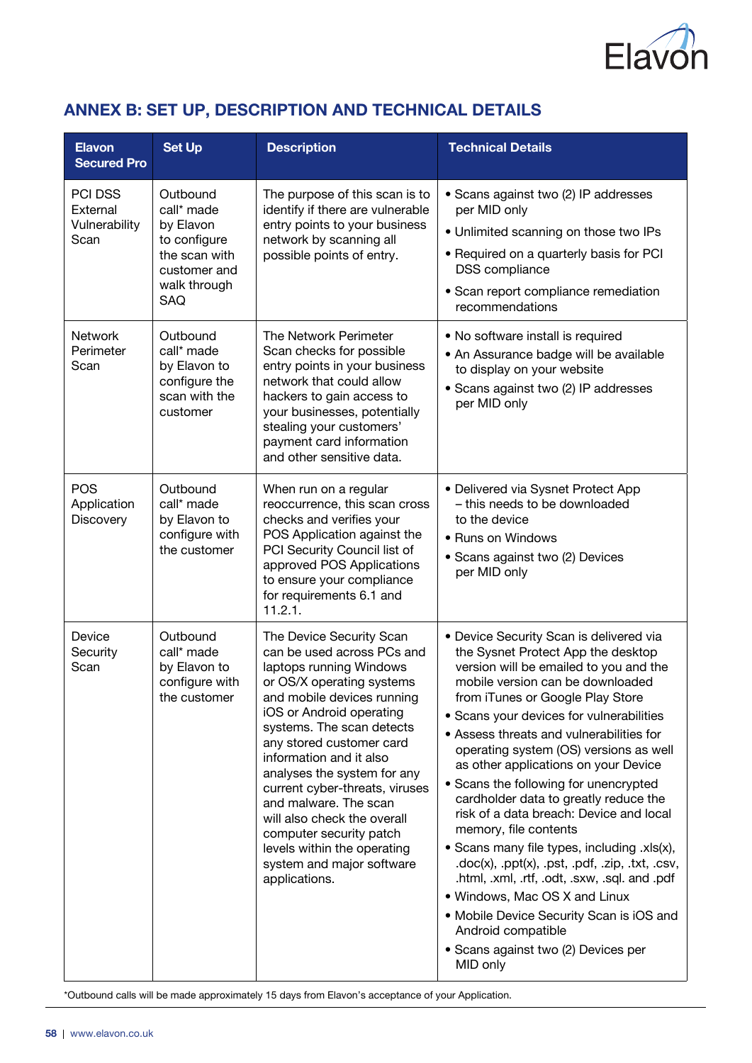## ANNEX B: SET UP, DESCRIPTION AND TECHNICAL DETAILS

| Elavon Secured Pro | Set Up | Description | Technical Details |
|---|---|---|---|
| PCI DSS External Vulnerability Scan | Outbound call* made by Elavon to configure the scan with customer and walk through SAQ | The purpose of this scan is to identify if there are vulnerable entry points to your business network by scanning all possible points of entry. | • Scans against two (2) IP addresses per MID only<br>• Unlimited scanning on those two IPs<br>• Required on a quarterly basis for PCI DSS compliance<br>• Scan report compliance remediation recommendations |
| Network Perimeter Scan | Outbound call* made by Elavon to configure the scan with the customer | The Network Perimeter Scan checks for possible entry points in your business network that could allow hackers to gain access to your businesses, potentially stealing your customers' payment card information and other sensitive data. | • No software install is required<br>• An Assurance badge will be available to display on your website<br>• Scans against two (2) IP addresses per MID only |
| POS Application Discovery | Outbound call* made by Elavon to configure with the customer | When run on a regular reoccurrence, this scan cross checks and verifies your POS Application against the PCI Security Council list of approved POS Applications to ensure your compliance for requirements 6.1 and 11.2.1. | • Delivered via Sysnet Protect App – this needs to be downloaded to the device<br>• Runs on Windows<br>• Scans against two (2) Devices per MID only |
| Device Security Scan | Outbound call* made by Elavon to configure with the customer | The Device Security Scan can be used across PCs and laptops running Windows or OS/X operating systems and mobile devices running iOS or Android operating systems. The scan detects any stored customer card information and it also analyses the system for any current cyber-threats, viruses and malware. The scan will also check the overall computer security patch levels within the operating system and major software applications. | • Device Security Scan is delivered via the Sysnet Protect App the desktop version will be emailed to you and the mobile version can be downloaded from iTunes or Google Play Store<br>• Scans your devices for vulnerabilities<br>• Assess threats and vulnerabilities for operating system (OS) versions as well as other applications on your Device<br>• Scans the following for unencrypted cardholder data to greatly reduce the risk of a data breach: Device and local memory, file contents<br>• Scans many file types, including .xls(x), .doc(x), .ppt(x), .pst, .pdf, .zip, .txt, .csv, .html, .xml, .rtf, .odt, .sxw, .sql. and .pdf<br>• Windows, Mac OS X and Linux<br>• Mobile Device Security Scan is iOS and Android compatible<br>• Scans against two (2) Devices per MID only |

*Outbound calls will be made approximately 15 days from Elavon's acceptance of your Application.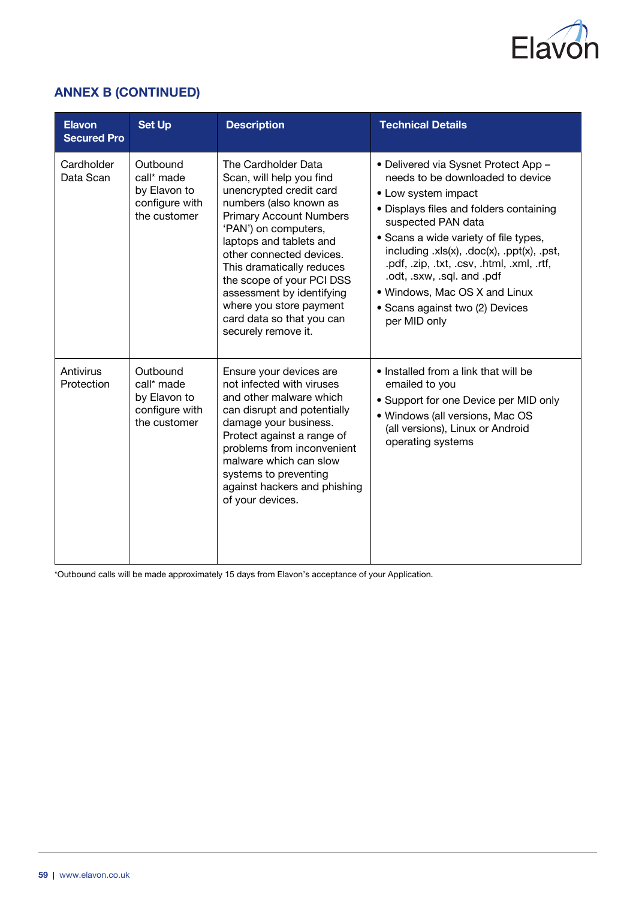## ANNEX B (CONTINUED)

| Elavon Secured Pro | Set Up | Description | Technical Details |
|---|---|---|---|
| Cardholder Data Scan | Outbound call* made by Elavon to configure with the customer | The Cardholder Data Scan, will help you find unencrypted credit card numbers (also known as Primary Account Numbers 'PAN') on computers, laptops and tablets and other connected devices. This dramatically reduces the scope of your PCI DSS assessment by identifying where you store payment card data so that you can securely remove it. | • Delivered via Sysnet Protect App – needs to be downloaded to device<br>• Low system impact<br>• Displays files and folders containing suspected PAN data<br>• Scans a wide variety of file types, including .xls(x), .doc(x), .ppt(x), .pst, .pdf, .zip, .txt, .csv, .html, .xml, .rtf, .odt, .sxw, .sql. and .pdf<br>• Windows, Mac OS X and Linux<br>• Scans against two (2) Devices per MID only |
| Antivirus Protection | Outbound call* made by Elavon to configure with the customer | Ensure your devices are not infected with viruses and other malware which can disrupt and potentially damage your business. Protect against a range of problems from inconvenient malware which can slow systems to preventing against hackers and phishing of your devices. | • Installed from a link that will be emailed to you<br>• Support for one Device per MID only<br>• Windows (all versions, Mac OS (all versions), Linux or Android operating systems |

*Outbound calls will be made approximately 15 days from Elavon's acceptance of your Application.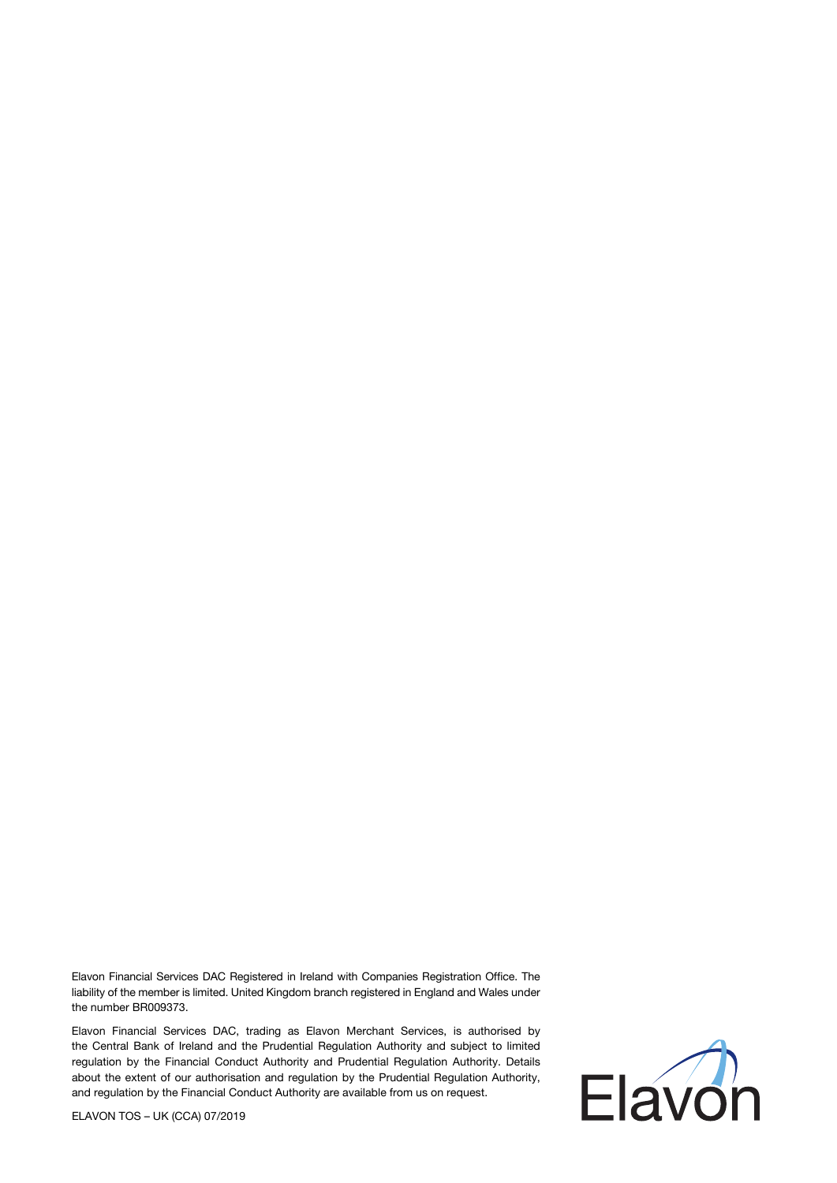Elavon Financial Services DAC Registered in Ireland with Companies Registration Office. The liability of the member is limited. United Kingdom branch registered in England and Wales under the number BR009373.

Elavon Financial Services DAC, trading as Elavon Merchant Services, is authorised by the Central Bank of Ireland and the Prudential Regulation Authority and subject to limited regulation by the Financial Conduct Authority and Prudential Regulation Authority. Details about the extent of our authorisation and regulation by the Prudential Regulation Authority, and regulation by the Financial Conduct Authority are available from us on request.

ELAVON TOS – UK (CCA) 07/2019

Elavon